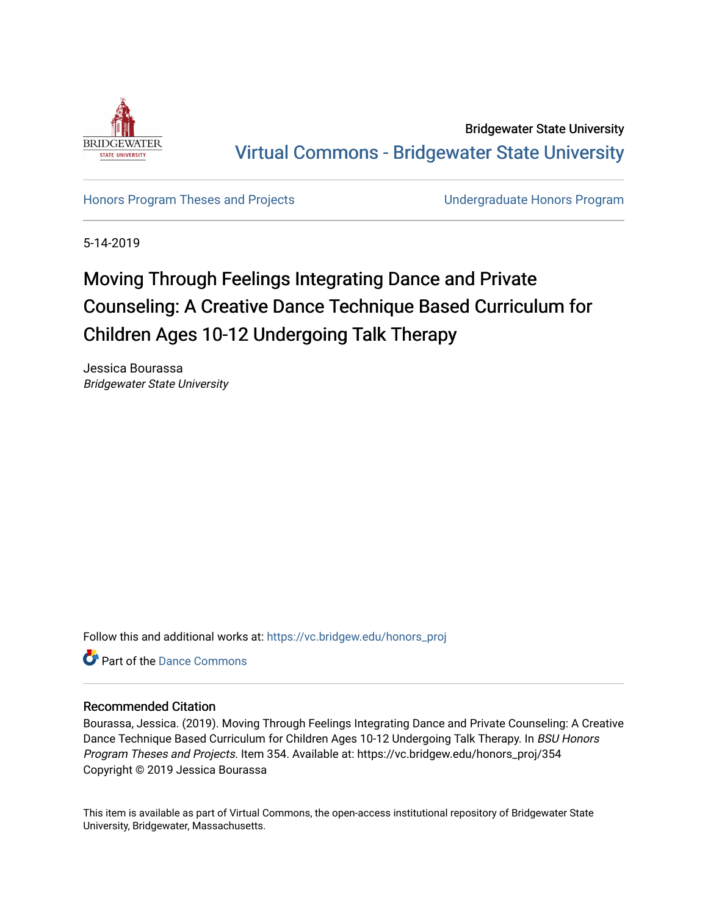Bridgewater State University

Virtual Commons - Bridgewater State University

Honors Program Theses and Projects

Undergraduate Honors Program

5-14-2019

# Moving Through Feelings Integrating Dance and Private Counseling: A Creative Dance Technique Based Curriculum for Children Ages 10-12 Undergoing Talk Therapy

Jessica Bourassa

*Bridgewater State University*

Follow this and additional works at: https://vc.bridgew.edu/honors_proj

Part of the Dance Commons

## Recommended Citation

Bourassa, Jessica. (2019). Moving Through Feelings Integrating Dance and Private Counseling: A Creative Dance Technique Based Curriculum for Children Ages 10-12 Undergoing Talk Therapy. In *BSU Honors Program Theses and Projects.* Item 354. Available at: https://vc.bridgew.edu/honors_proj/354

Copyright © 2019 Jessica Bourassa

This item is available as part of Virtual Commons, the open-access institutional repository of Bridgewater State University, Bridgewater, Massachusetts.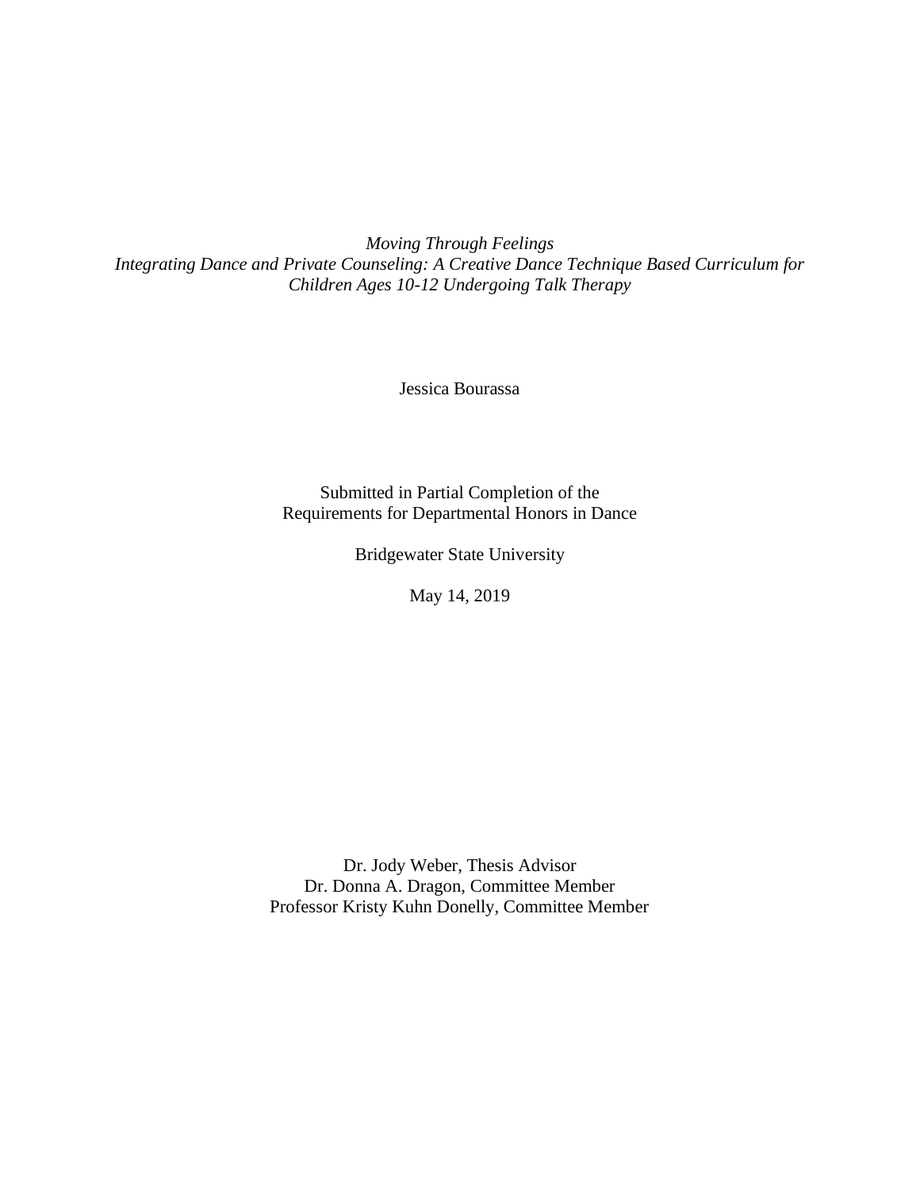*Moving Through Feelings*

*Integrating Dance and Private Counseling: A Creative Dance Technique Based Curriculum for Children Ages 10-12 Undergoing Talk Therapy*

Jessica Bourassa

Submitted in Partial Completion of the
Requirements for Departmental Honors in Dance

Bridgewater State University

May 14, 2019

Dr. Jody Weber, Thesis Advisor
Dr. Donna A. Dragon, Committee Member
Professor Kristy Kuhn Donelly, Committee Member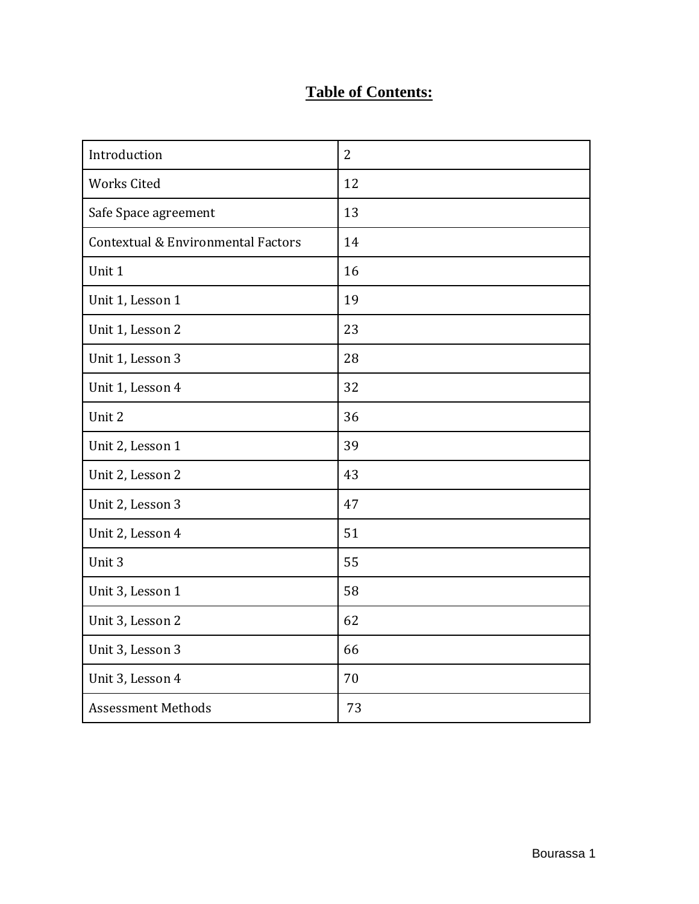# Table of Contents:

| | |
|---|---|
| Introduction | 2 |
| Works Cited | 12 |
| Safe Space agreement | 13 |
| Contextual & Environmental Factors | 14 |
| Unit 1 | 16 |
| Unit 1, Lesson 1 | 19 |
| Unit 1, Lesson 2 | 23 |
| Unit 1, Lesson 3 | 28 |
| Unit 1, Lesson 4 | 32 |
| Unit 2 | 36 |
| Unit 2, Lesson 1 | 39 |
| Unit 2, Lesson 2 | 43 |
| Unit 2, Lesson 3 | 47 |
| Unit 2, Lesson 4 | 51 |
| Unit 3 | 55 |
| Unit 3, Lesson 1 | 58 |
| Unit 3, Lesson 2 | 62 |
| Unit 3, Lesson 3 | 66 |
| Unit 3, Lesson 4 | 70 |
| Assessment Methods | 73 |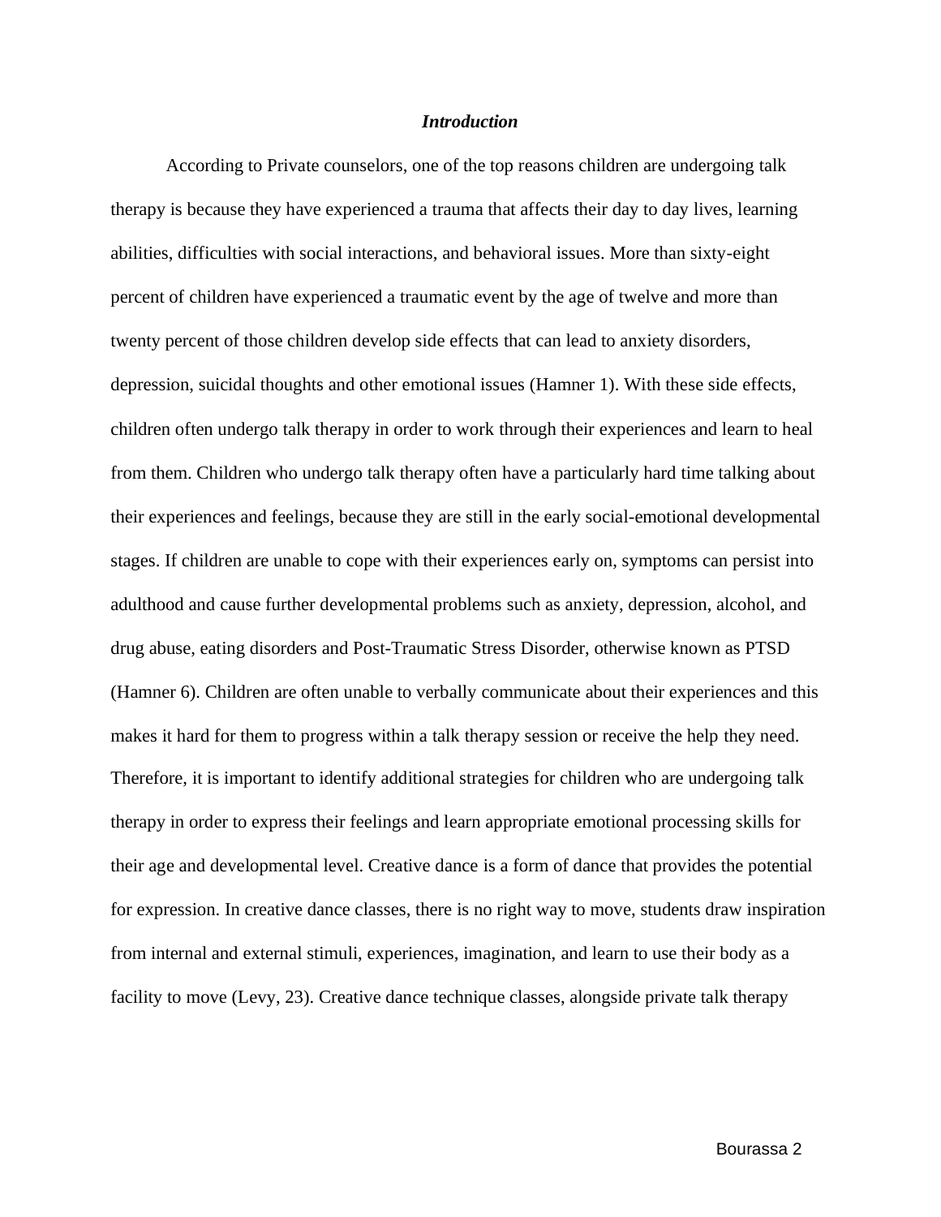### *Introduction*

According to Private counselors, one of the top reasons children are undergoing talk therapy is because they have experienced a trauma that affects their day to day lives, learning abilities, difficulties with social interactions, and behavioral issues. More than sixty-eight percent of children have experienced a traumatic event by the age of twelve and more than twenty percent of those children develop side effects that can lead to anxiety disorders, depression, suicidal thoughts and other emotional issues (Hamner 1). With these side effects, children often undergo talk therapy in order to work through their experiences and learn to heal from them. Children who undergo talk therapy often have a particularly hard time talking about their experiences and feelings, because they are still in the early social-emotional developmental stages. If children are unable to cope with their experiences early on, symptoms can persist into adulthood and cause further developmental problems such as anxiety, depression, alcohol, and drug abuse, eating disorders and Post-Traumatic Stress Disorder, otherwise known as PTSD (Hamner 6). Children are often unable to verbally communicate about their experiences and this makes it hard for them to progress within a talk therapy session or receive the help they need. Therefore, it is important to identify additional strategies for children who are undergoing talk therapy in order to express their feelings and learn appropriate emotional processing skills for their age and developmental level. Creative dance is a form of dance that provides the potential for expression. In creative dance classes, there is no right way to move, students draw inspiration from internal and external stimuli, experiences, imagination, and learn to use their body as a facility to move (Levy, 23). Creative dance technique classes, alongside private talk therapy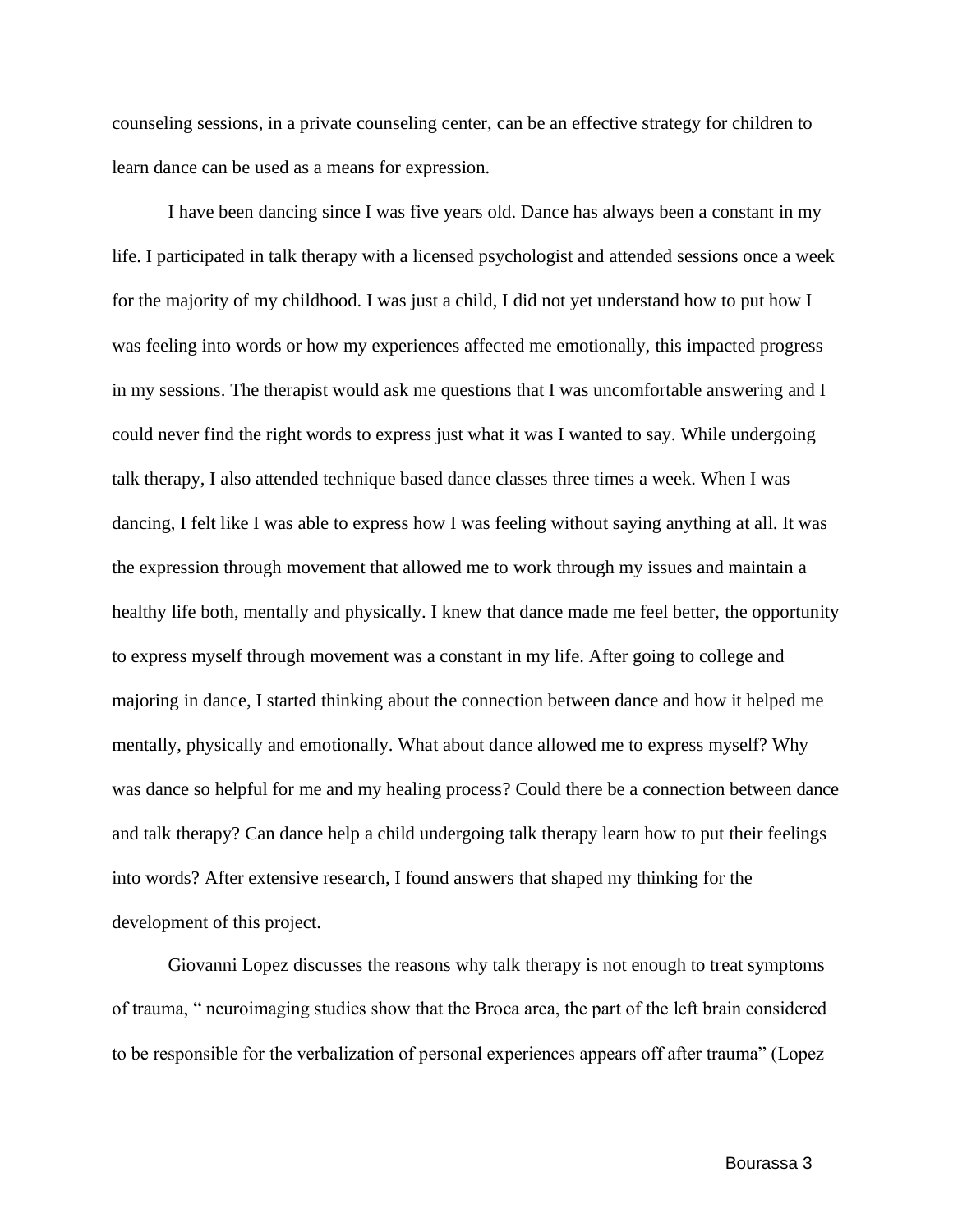counseling sessions, in a private counseling center, can be an effective strategy for children to learn dance can be used as a means for expression.

I have been dancing since I was five years old. Dance has always been a constant in my life. I participated in talk therapy with a licensed psychologist and attended sessions once a week for the majority of my childhood. I was just a child, I did not yet understand how to put how I was feeling into words or how my experiences affected me emotionally, this impacted progress in my sessions. The therapist would ask me questions that I was uncomfortable answering and I could never find the right words to express just what it was I wanted to say. While undergoing talk therapy, I also attended technique based dance classes three times a week. When I was dancing, I felt like I was able to express how I was feeling without saying anything at all. It was the expression through movement that allowed me to work through my issues and maintain a healthy life both, mentally and physically. I knew that dance made me feel better, the opportunity to express myself through movement was a constant in my life. After going to college and majoring in dance, I started thinking about the connection between dance and how it helped me mentally, physically and emotionally. What about dance allowed me to express myself? Why was dance so helpful for me and my healing process? Could there be a connection between dance and talk therapy? Can dance help a child undergoing talk therapy learn how to put their feelings into words? After extensive research, I found answers that shaped my thinking for the development of this project.

Giovanni Lopez discusses the reasons why talk therapy is not enough to treat symptoms of trauma, " neuroimaging studies show that the Broca area, the part of the left brain considered to be responsible for the verbalization of personal experiences appears off after trauma" (Lopez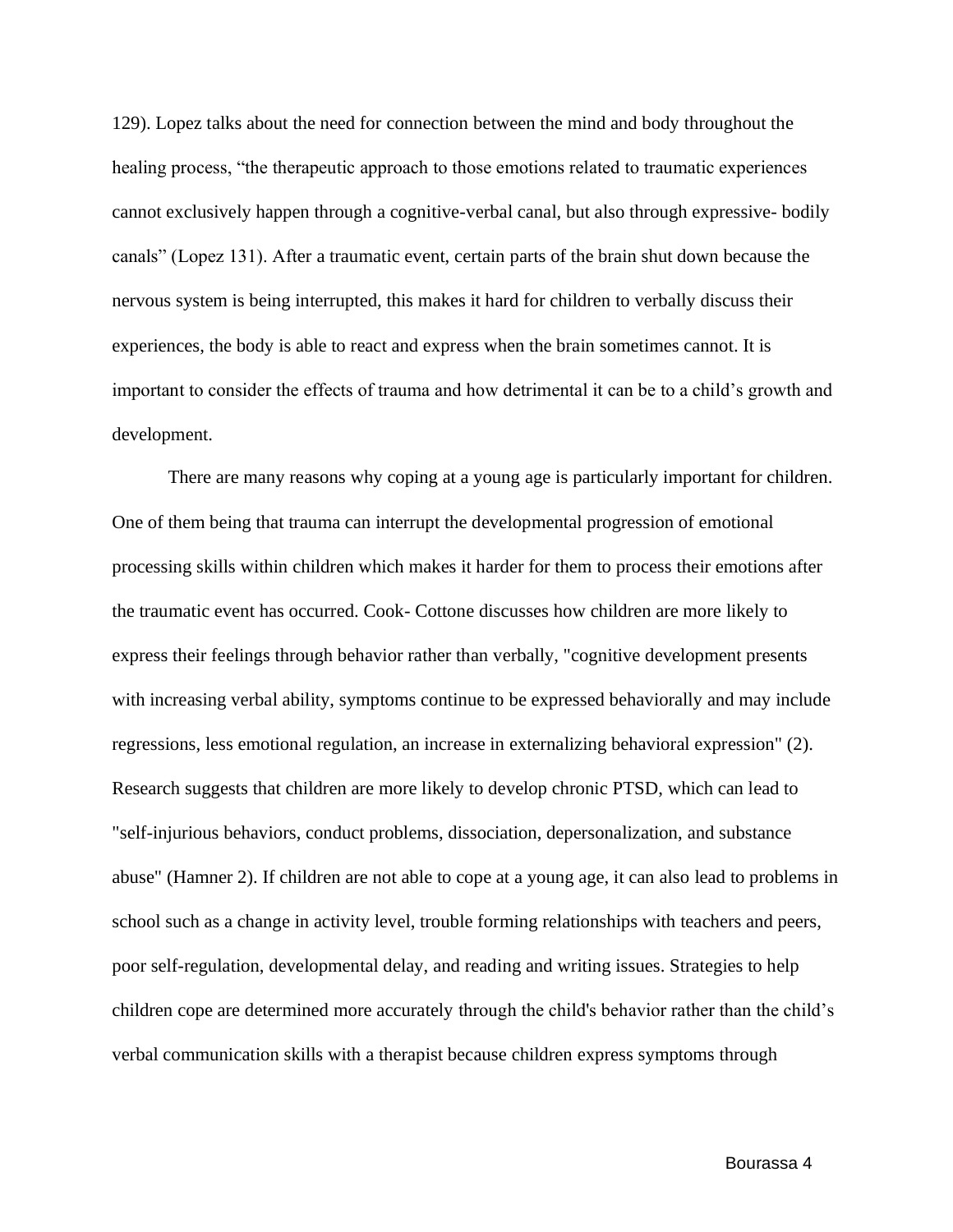129). Lopez talks about the need for connection between the mind and body throughout the healing process, “the therapeutic approach to those emotions related to traumatic experiences cannot exclusively happen through a cognitive-verbal canal, but also through expressive- bodily canals” (Lopez 131). After a traumatic event, certain parts of the brain shut down because the nervous system is being interrupted, this makes it hard for children to verbally discuss their experiences, the body is able to react and express when the brain sometimes cannot. It is important to consider the effects of trauma and how detrimental it can be to a child’s growth and development.

There are many reasons why coping at a young age is particularly important for children. One of them being that trauma can interrupt the developmental progression of emotional processing skills within children which makes it harder for them to process their emotions after the traumatic event has occurred. Cook- Cottone discusses how children are more likely to express their feelings through behavior rather than verbally, "cognitive development presents with increasing verbal ability, symptoms continue to be expressed behaviorally and may include regressions, less emotional regulation, an increase in externalizing behavioral expression" (2). Research suggests that children are more likely to develop chronic PTSD, which can lead to "self-injurious behaviors, conduct problems, dissociation, depersonalization, and substance abuse" (Hamner 2). If children are not able to cope at a young age, it can also lead to problems in school such as a change in activity level, trouble forming relationships with teachers and peers, poor self-regulation, developmental delay, and reading and writing issues. Strategies to help children cope are determined more accurately through the child's behavior rather than the child’s verbal communication skills with a therapist because children express symptoms through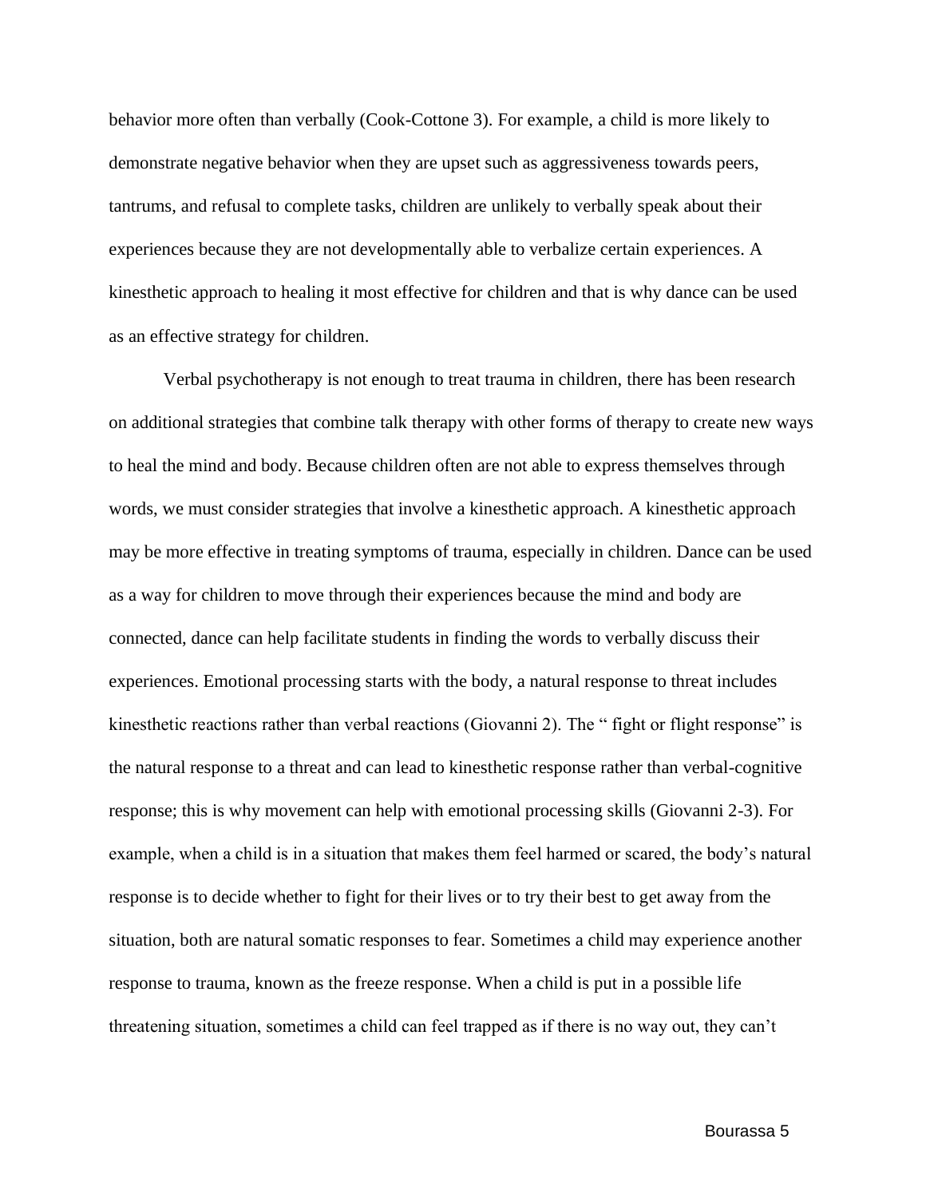behavior more often than verbally (Cook-Cottone 3). For example, a child is more likely to demonstrate negative behavior when they are upset such as aggressiveness towards peers, tantrums, and refusal to complete tasks, children are unlikely to verbally speak about their experiences because they are not developmentally able to verbalize certain experiences. A kinesthetic approach to healing it most effective for children and that is why dance can be used as an effective strategy for children.

Verbal psychotherapy is not enough to treat trauma in children, there has been research on additional strategies that combine talk therapy with other forms of therapy to create new ways to heal the mind and body. Because children often are not able to express themselves through words, we must consider strategies that involve a kinesthetic approach. A kinesthetic approach may be more effective in treating symptoms of trauma, especially in children. Dance can be used as a way for children to move through their experiences because the mind and body are connected, dance can help facilitate students in finding the words to verbally discuss their experiences. Emotional processing starts with the body, a natural response to threat includes kinesthetic reactions rather than verbal reactions (Giovanni 2). The " fight or flight response" is the natural response to a threat and can lead to kinesthetic response rather than verbal-cognitive response; this is why movement can help with emotional processing skills (Giovanni 2-3). For example, when a child is in a situation that makes them feel harmed or scared, the body's natural response is to decide whether to fight for their lives or to try their best to get away from the situation, both are natural somatic responses to fear. Sometimes a child may experience another response to trauma, known as the freeze response. When a child is put in a possible life threatening situation, sometimes a child can feel trapped as if there is no way out, they can't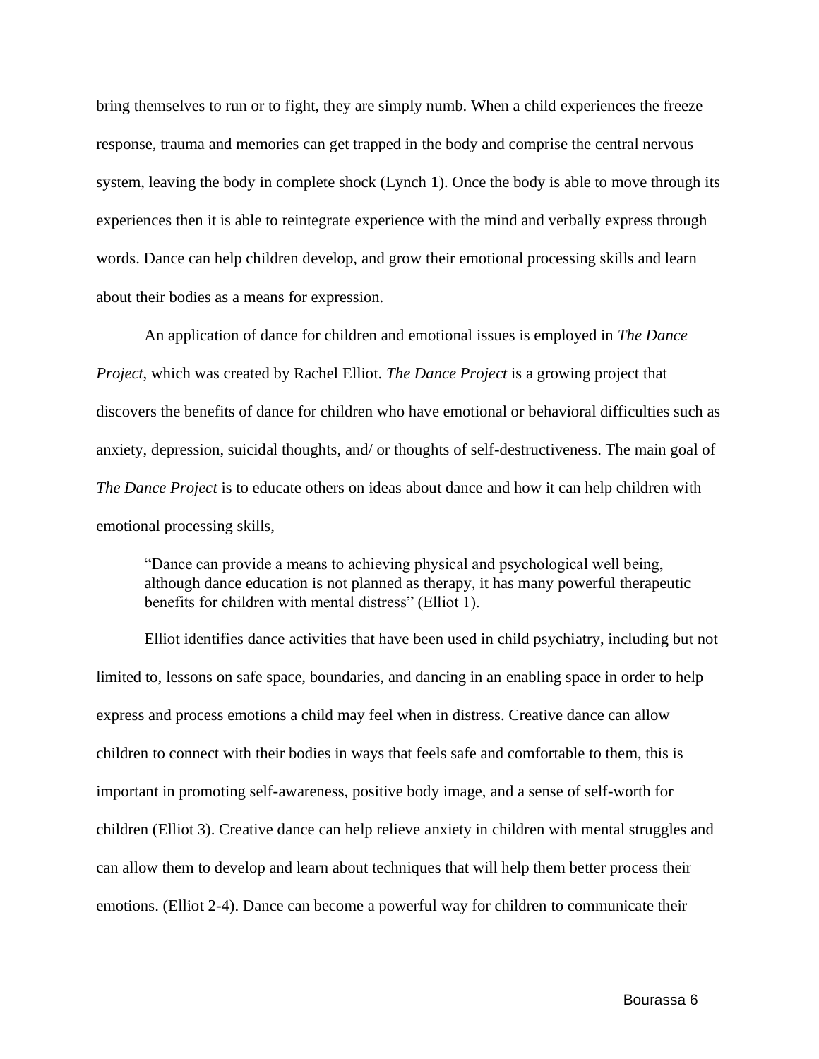bring themselves to run or to fight, they are simply numb. When a child experiences the freeze response, trauma and memories can get trapped in the body and comprise the central nervous system, leaving the body in complete shock (Lynch 1). Once the body is able to move through its experiences then it is able to reintegrate experience with the mind and verbally express through words. Dance can help children develop, and grow their emotional processing skills and learn about their bodies as a means for expression.

An application of dance for children and emotional issues is employed in *The Dance Project*, which was created by Rachel Elliot. *The Dance Project* is a growing project that discovers the benefits of dance for children who have emotional or behavioral difficulties such as anxiety, depression, suicidal thoughts, and/ or thoughts of self-destructiveness. The main goal of *The Dance Project* is to educate others on ideas about dance and how it can help children with emotional processing skills,

> "Dance can provide a means to achieving physical and psychological well being, although dance education is not planned as therapy, it has many powerful therapeutic benefits for children with mental distress" (Elliot 1).

Elliot identifies dance activities that have been used in child psychiatry, including but not limited to, lessons on safe space, boundaries, and dancing in an enabling space in order to help express and process emotions a child may feel when in distress. Creative dance can allow children to connect with their bodies in ways that feels safe and comfortable to them, this is important in promoting self-awareness, positive body image, and a sense of self-worth for children (Elliot 3). Creative dance can help relieve anxiety in children with mental struggles and can allow them to develop and learn about techniques that will help them better process their emotions. (Elliot 2-4). Dance can become a powerful way for children to communicate their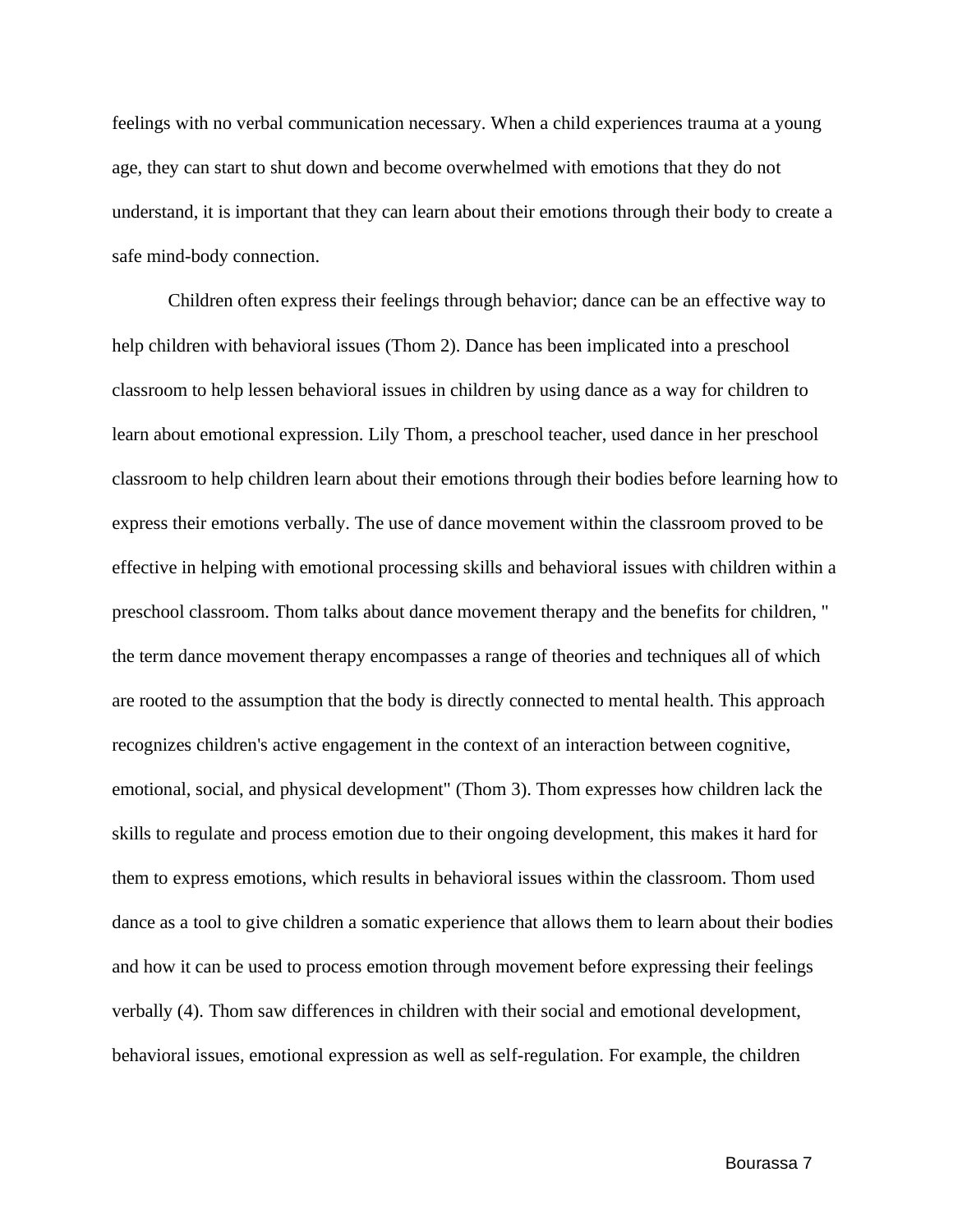feelings with no verbal communication necessary. When a child experiences trauma at a young age, they can start to shut down and become overwhelmed with emotions that they do not understand, it is important that they can learn about their emotions through their body to create a safe mind-body connection.

Children often express their feelings through behavior; dance can be an effective way to help children with behavioral issues (Thom 2). Dance has been implicated into a preschool classroom to help lessen behavioral issues in children by using dance as a way for children to learn about emotional expression. Lily Thom, a preschool teacher, used dance in her preschool classroom to help children learn about their emotions through their bodies before learning how to express their emotions verbally. The use of dance movement within the classroom proved to be effective in helping with emotional processing skills and behavioral issues with children within a preschool classroom. Thom talks about dance movement therapy and the benefits for children, " the term dance movement therapy encompasses a range of theories and techniques all of which are rooted to the assumption that the body is directly connected to mental health. This approach recognizes children's active engagement in the context of an interaction between cognitive, emotional, social, and physical development" (Thom 3). Thom expresses how children lack the skills to regulate and process emotion due to their ongoing development, this makes it hard for them to express emotions, which results in behavioral issues within the classroom. Thom used dance as a tool to give children a somatic experience that allows them to learn about their bodies and how it can be used to process emotion through movement before expressing their feelings verbally (4). Thom saw differences in children with their social and emotional development, behavioral issues, emotional expression as well as self-regulation. For example, the children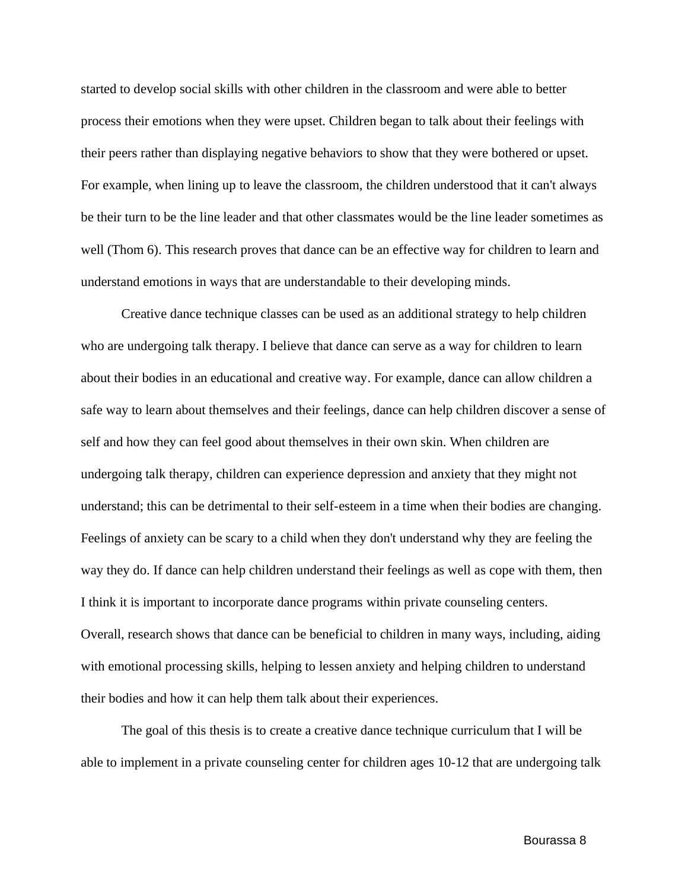started to develop social skills with other children in the classroom and were able to better process their emotions when they were upset. Children began to talk about their feelings with their peers rather than displaying negative behaviors to show that they were bothered or upset. For example, when lining up to leave the classroom, the children understood that it can't always be their turn to be the line leader and that other classmates would be the line leader sometimes as well (Thom 6). This research proves that dance can be an effective way for children to learn and understand emotions in ways that are understandable to their developing minds.

Creative dance technique classes can be used as an additional strategy to help children who are undergoing talk therapy. I believe that dance can serve as a way for children to learn about their bodies in an educational and creative way. For example, dance can allow children a safe way to learn about themselves and their feelings, dance can help children discover a sense of self and how they can feel good about themselves in their own skin. When children are undergoing talk therapy, children can experience depression and anxiety that they might not understand; this can be detrimental to their self-esteem in a time when their bodies are changing. Feelings of anxiety can be scary to a child when they don't understand why they are feeling the way they do. If dance can help children understand their feelings as well as cope with them, then I think it is important to incorporate dance programs within private counseling centers. Overall, research shows that dance can be beneficial to children in many ways, including, aiding with emotional processing skills, helping to lessen anxiety and helping children to understand their bodies and how it can help them talk about their experiences.

The goal of this thesis is to create a creative dance technique curriculum that I will be able to implement in a private counseling center for children ages 10-12 that are undergoing talk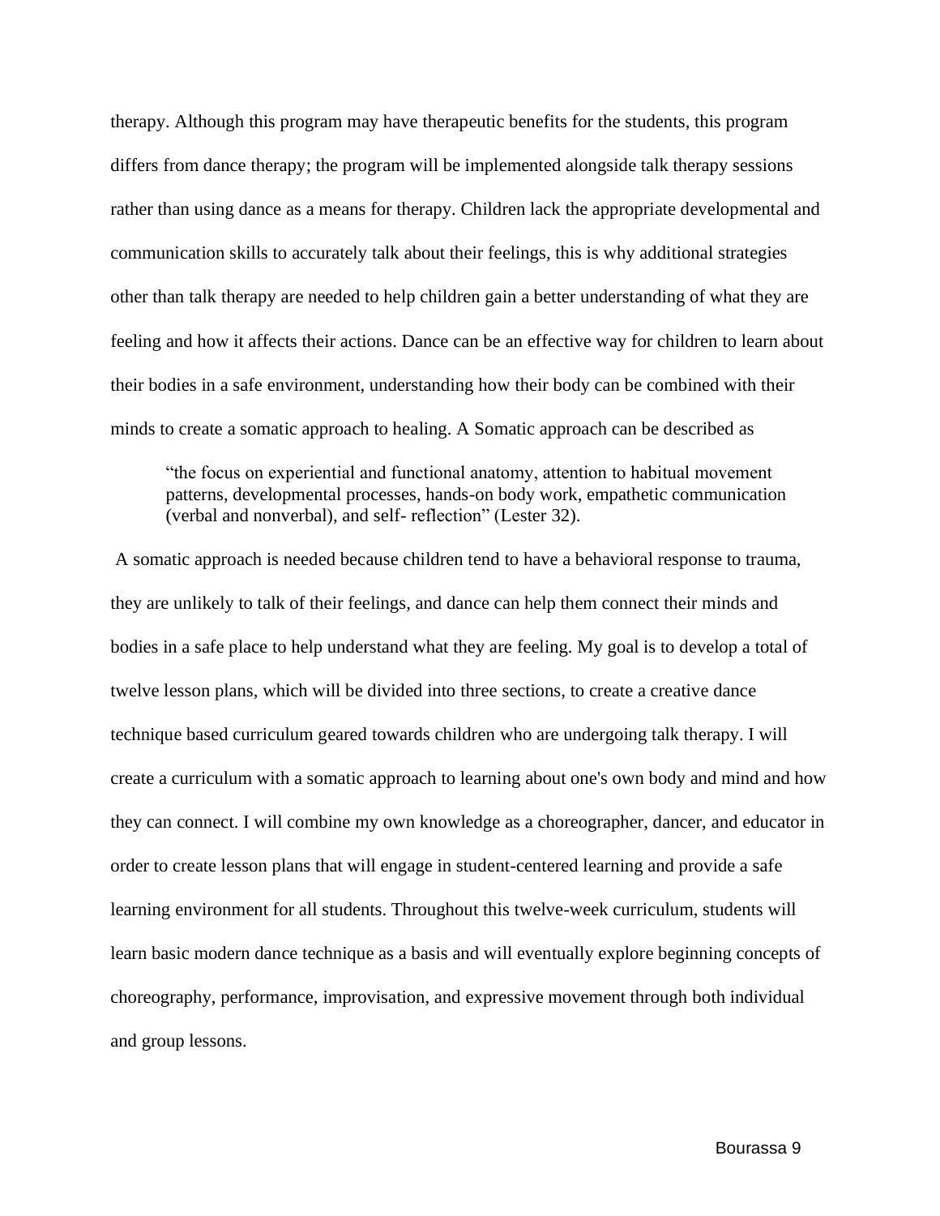therapy. Although this program may have therapeutic benefits for the students, this program differs from dance therapy; the program will be implemented alongside talk therapy sessions rather than using dance as a means for therapy. Children lack the appropriate developmental and communication skills to accurately talk about their feelings, this is why additional strategies other than talk therapy are needed to help children gain a better understanding of what they are feeling and how it affects their actions. Dance can be an effective way for children to learn about their bodies in a safe environment, understanding how their body can be combined with their minds to create a somatic approach to healing. A Somatic approach can be described as

> "the focus on experiential and functional anatomy, attention to habitual movement patterns, developmental processes, hands-on body work, empathetic communication (verbal and nonverbal), and self- reflection" (Lester 32).

A somatic approach is needed because children tend to have a behavioral response to trauma, they are unlikely to talk of their feelings, and dance can help them connect their minds and bodies in a safe place to help understand what they are feeling. My goal is to develop a total of twelve lesson plans, which will be divided into three sections, to create a creative dance technique based curriculum geared towards children who are undergoing talk therapy. I will create a curriculum with a somatic approach to learning about one's own body and mind and how they can connect. I will combine my own knowledge as a choreographer, dancer, and educator in order to create lesson plans that will engage in student-centered learning and provide a safe learning environment for all students. Throughout this twelve-week curriculum, students will learn basic modern dance technique as a basis and will eventually explore beginning concepts of choreography, performance, improvisation, and expressive movement through both individual and group lessons.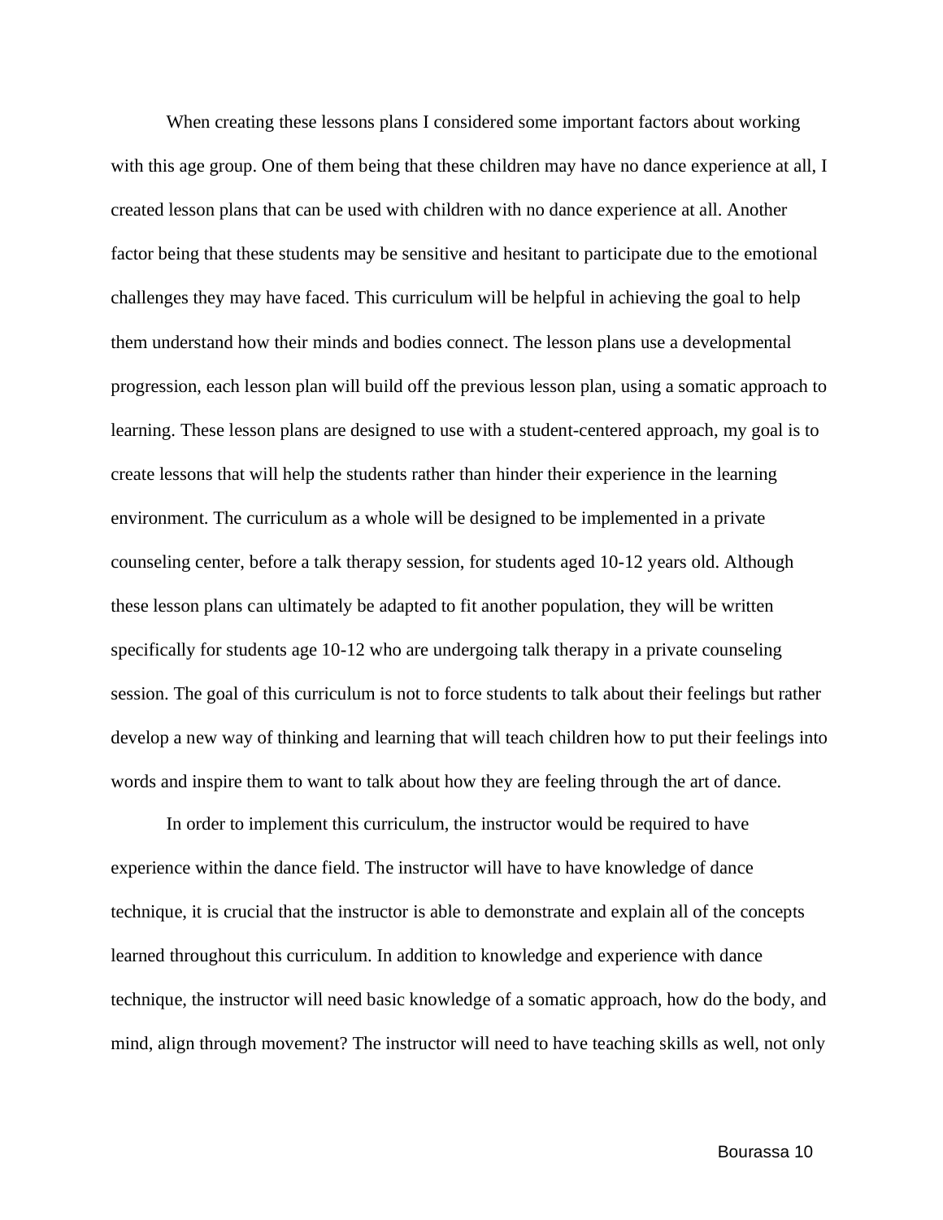When creating these lessons plans I considered some important factors about working with this age group. One of them being that these children may have no dance experience at all, I created lesson plans that can be used with children with no dance experience at all. Another factor being that these students may be sensitive and hesitant to participate due to the emotional challenges they may have faced. This curriculum will be helpful in achieving the goal to help them understand how their minds and bodies connect. The lesson plans use a developmental progression, each lesson plan will build off the previous lesson plan, using a somatic approach to learning. These lesson plans are designed to use with a student-centered approach, my goal is to create lessons that will help the students rather than hinder their experience in the learning environment. The curriculum as a whole will be designed to be implemented in a private counseling center, before a talk therapy session, for students aged 10-12 years old. Although these lesson plans can ultimately be adapted to fit another population, they will be written specifically for students age 10-12 who are undergoing talk therapy in a private counseling session. The goal of this curriculum is not to force students to talk about their feelings but rather develop a new way of thinking and learning that will teach children how to put their feelings into words and inspire them to want to talk about how they are feeling through the art of dance.

In order to implement this curriculum, the instructor would be required to have experience within the dance field. The instructor will have to have knowledge of dance technique, it is crucial that the instructor is able to demonstrate and explain all of the concepts learned throughout this curriculum. In addition to knowledge and experience with dance technique, the instructor will need basic knowledge of a somatic approach, how do the body, and mind, align through movement? The instructor will need to have teaching skills as well, not only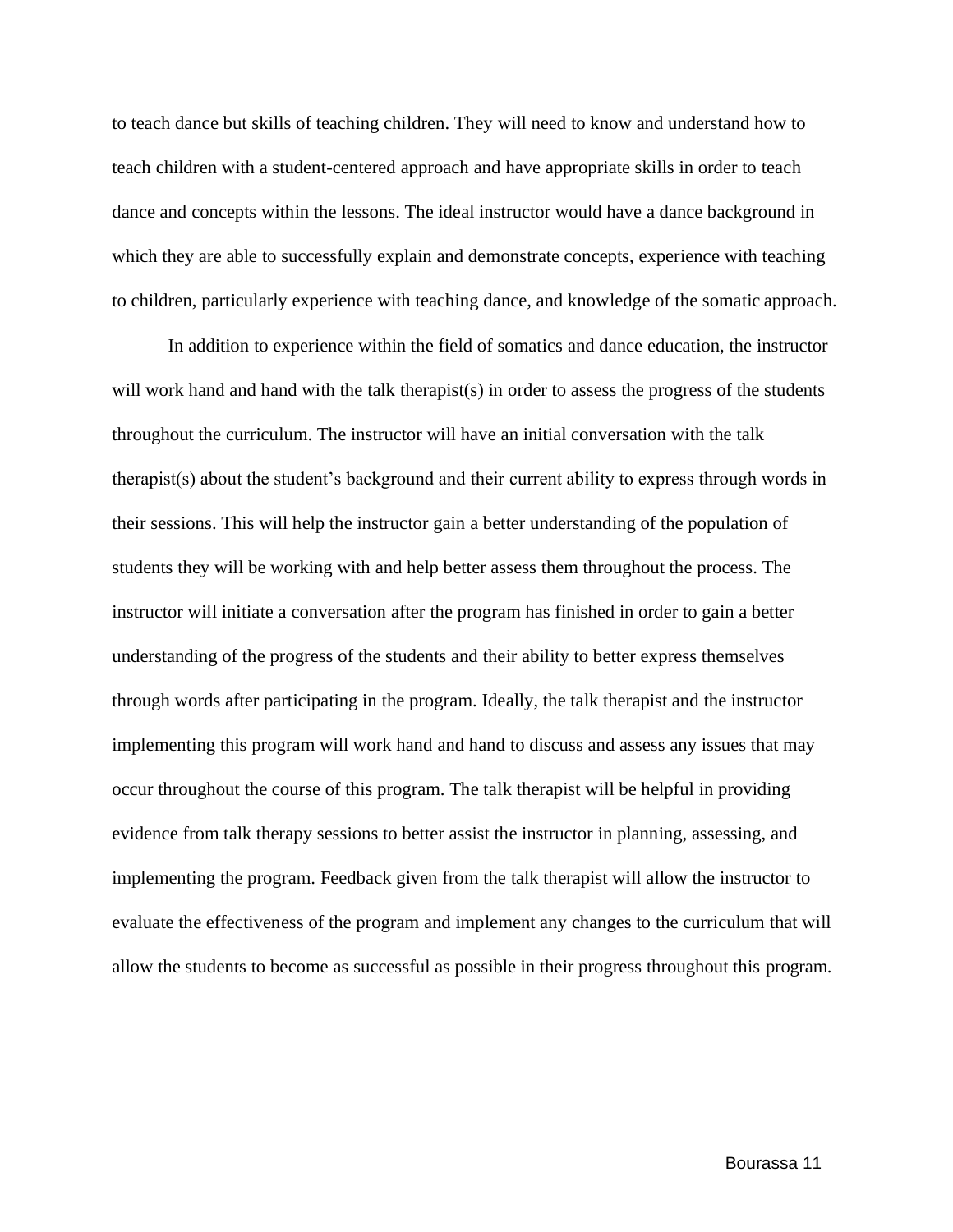to teach dance but skills of teaching children. They will need to know and understand how to teach children with a student-centered approach and have appropriate skills in order to teach dance and concepts within the lessons. The ideal instructor would have a dance background in which they are able to successfully explain and demonstrate concepts, experience with teaching to children, particularly experience with teaching dance, and knowledge of the somatic approach.

In addition to experience within the field of somatics and dance education, the instructor will work hand and hand with the talk therapist(s) in order to assess the progress of the students throughout the curriculum. The instructor will have an initial conversation with the talk therapist(s) about the student's background and their current ability to express through words in their sessions. This will help the instructor gain a better understanding of the population of students they will be working with and help better assess them throughout the process. The instructor will initiate a conversation after the program has finished in order to gain a better understanding of the progress of the students and their ability to better express themselves through words after participating in the program. Ideally, the talk therapist and the instructor implementing this program will work hand and hand to discuss and assess any issues that may occur throughout the course of this program. The talk therapist will be helpful in providing evidence from talk therapy sessions to better assist the instructor in planning, assessing, and implementing the program. Feedback given from the talk therapist will allow the instructor to evaluate the effectiveness of the program and implement any changes to the curriculum that will allow the students to become as successful as possible in their progress throughout this program.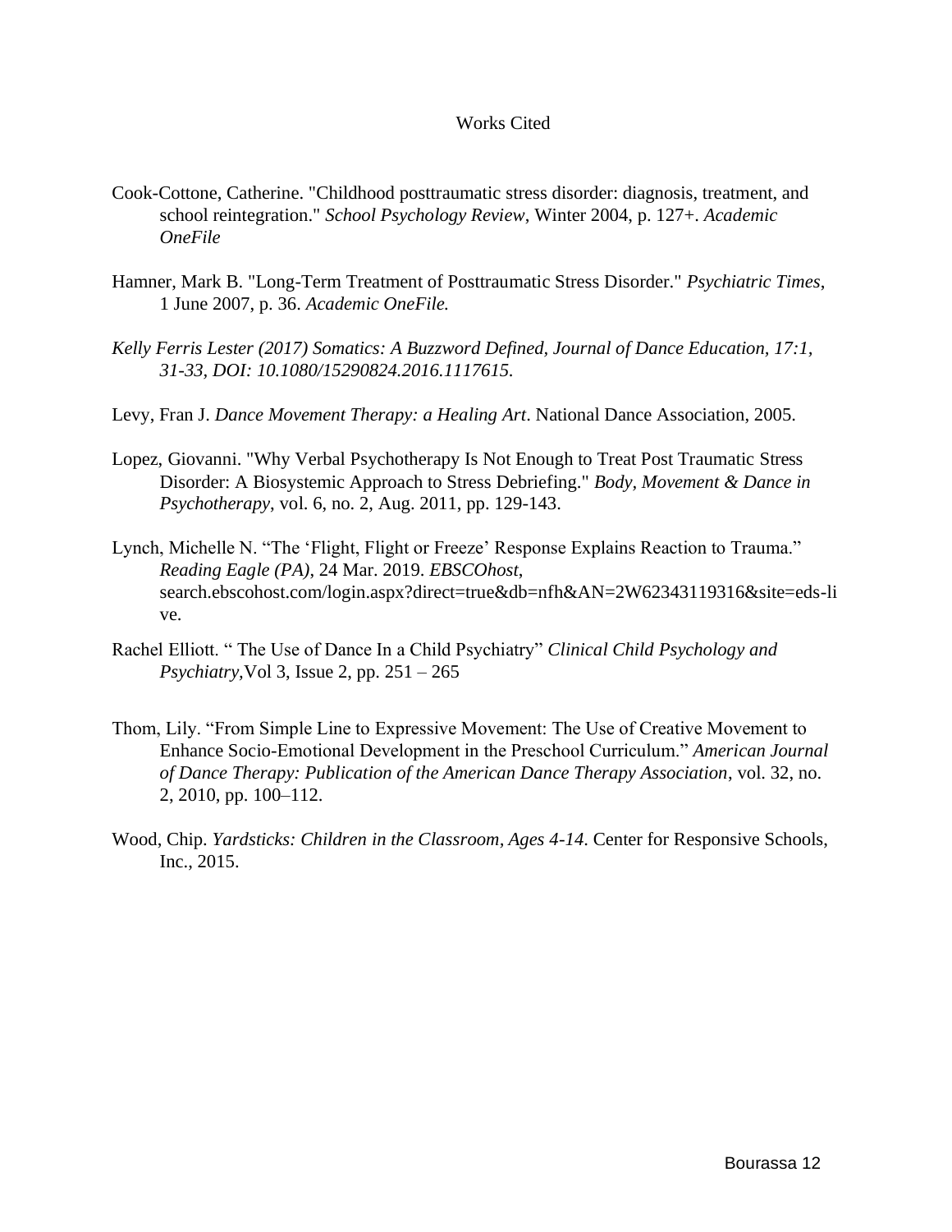# Works Cited

Cook-Cottone, Catherine. "Childhood posttraumatic stress disorder: diagnosis, treatment, and school reintegration." *School Psychology Review*, Winter 2004, p. 127+. *Academic OneFile*

Hamner, Mark B. "Long-Term Treatment of Posttraumatic Stress Disorder." *Psychiatric Times*, 1 June 2007, p. 36. *Academic OneFile.*

*Kelly Ferris Lester (2017) Somatics: A Buzzword Defined, Journal of Dance Education, 17:1, 31-33, DOI: 10.1080/15290824.2016.1117615.*

Levy, Fran J. *Dance Movement Therapy: a Healing Art*. National Dance Association, 2005.

Lopez, Giovanni. "Why Verbal Psychotherapy Is Not Enough to Treat Post Traumatic Stress Disorder: A Biosystemic Approach to Stress Debriefing." *Body, Movement & Dance in Psychotherapy*, vol. 6, no. 2, Aug. 2011, pp. 129-143.

Lynch, Michelle N. "The 'Flight, Flight or Freeze' Response Explains Reaction to Trauma." *Reading Eagle (PA)*, 24 Mar. 2019. *EBSCOhost*, search.ebscohost.com/login.aspx?direct=true&db=nfh&AN=2W62343119316&site=eds-live.

Rachel Elliott. " The Use of Dance In a Child Psychiatry" *Clinical Child Psychology and Psychiatry,*Vol 3, Issue 2, pp. 251 – 265

Thom, Lily. "From Simple Line to Expressive Movement: The Use of Creative Movement to Enhance Socio-Emotional Development in the Preschool Curriculum." *American Journal of Dance Therapy: Publication of the American Dance Therapy Association*, vol. 32, no. 2, 2010, pp. 100–112.

Wood, Chip. *Yardsticks: Children in the Classroom, Ages 4-14*. Center for Responsive Schools, Inc., 2015.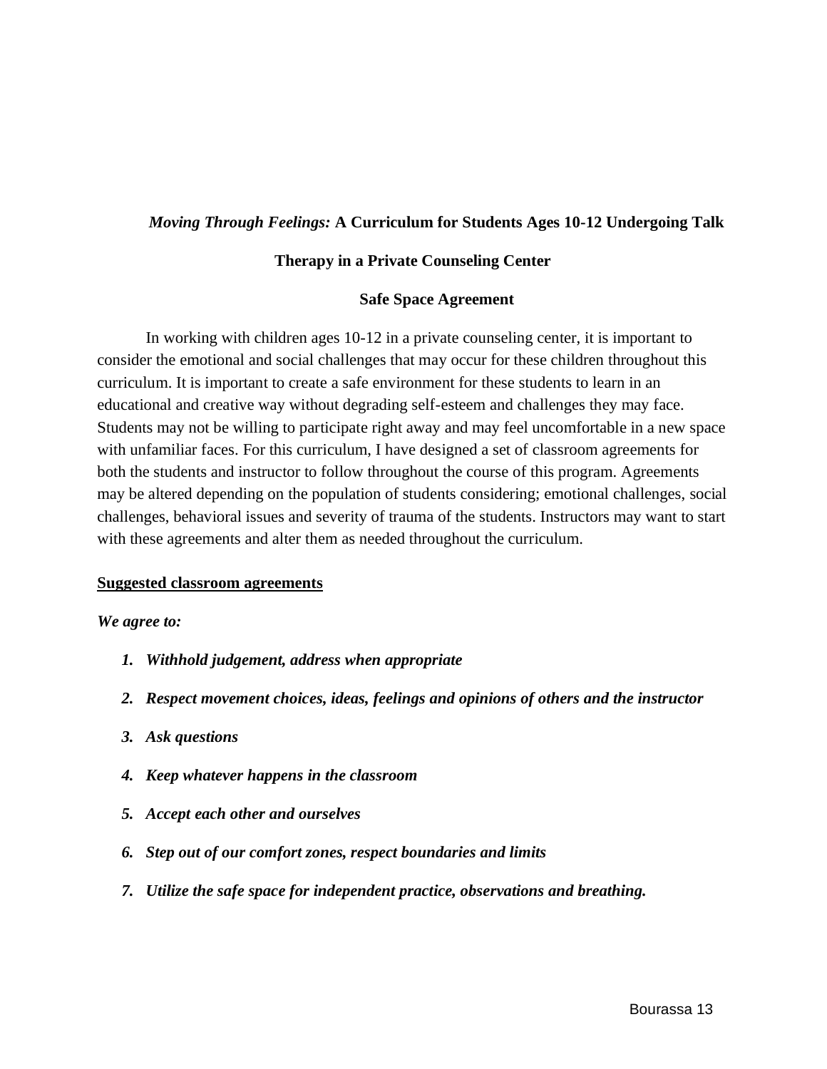## *Moving Through Feelings:* A Curriculum for Students Ages 10-12 Undergoing Talk Therapy in a Private Counseling Center

### Safe Space Agreement

In working with children ages 10-12 in a private counseling center, it is important to consider the emotional and social challenges that may occur for these children throughout this curriculum. It is important to create a safe environment for these students to learn in an educational and creative way without degrading self-esteem and challenges they may face. Students may not be willing to participate right away and may feel uncomfortable in a new space with unfamiliar faces. For this curriculum, I have designed a set of classroom agreements for both the students and instructor to follow throughout the course of this program. Agreements may be altered depending on the population of students considering; emotional challenges, social challenges, behavioral issues and severity of trauma of the students. Instructors may want to start with these agreements and alter them as needed throughout the curriculum.

<u>**Suggested classroom agreements**</u>

***We agree to:***

1. ***Withhold judgement, address when appropriate***
2. ***Respect movement choices, ideas, feelings and opinions of others and the instructor***
3. ***Ask questions***
4. ***Keep whatever happens in the classroom***
5. ***Accept each other and ourselves***
6. ***Step out of our comfort zones, respect boundaries and limits***
7. ***Utilize the safe space for independent practice, observations and breathing.***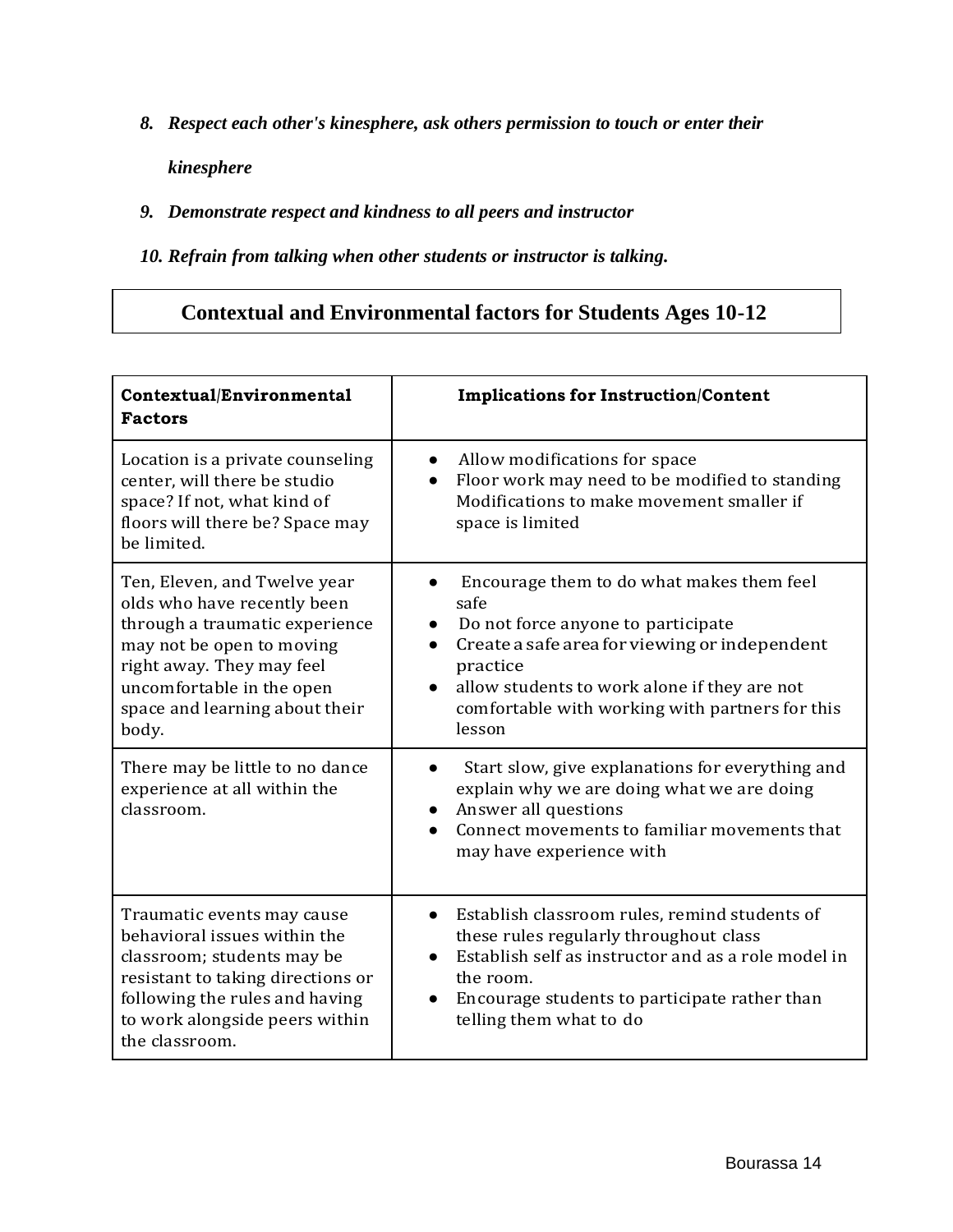8. ***Respect each other's kinesphere, ask others permission to touch or enter their kinesphere***
9. ***Demonstrate respect and kindness to all peers and instructor***
10. ***Refrain from talking when other students or instructor is talking.***

## Contextual and Environmental factors for Students Ages 10-12

| **Contextual/Environmental Factors** | **Implications for Instruction/Content** |
|---|---|
| Location is a private counseling center, will there be studio space? If not, what kind of floors will there be? Space may be limited. | • Allow modifications for space<br>• Floor work may need to be modified to standing Modifications to make movement smaller if space is limited |
| Ten, Eleven, and Twelve year olds who have recently been through a traumatic experience may not be open to moving right away. They may feel uncomfortable in the open space and learning about their body. | • Encourage them to do what makes them feel safe<br>• Do not force anyone to participate<br>• Create a safe area for viewing or independent practice<br>• allow students to work alone if they are not comfortable with working with partners for this lesson |
| There may be little to no dance experience at all within the classroom. | • Start slow, give explanations for everything and explain why we are doing what we are doing<br>• Answer all questions<br>• Connect movements to familiar movements that may have experience with |
| Traumatic events may cause behavioral issues within the classroom; students may be resistant to taking directions or following the rules and having to work alongside peers within the classroom. | • Establish classroom rules, remind students of these rules regularly throughout class<br>• Establish self as instructor and as a role model in the room.<br>• Encourage students to participate rather than telling them what to do |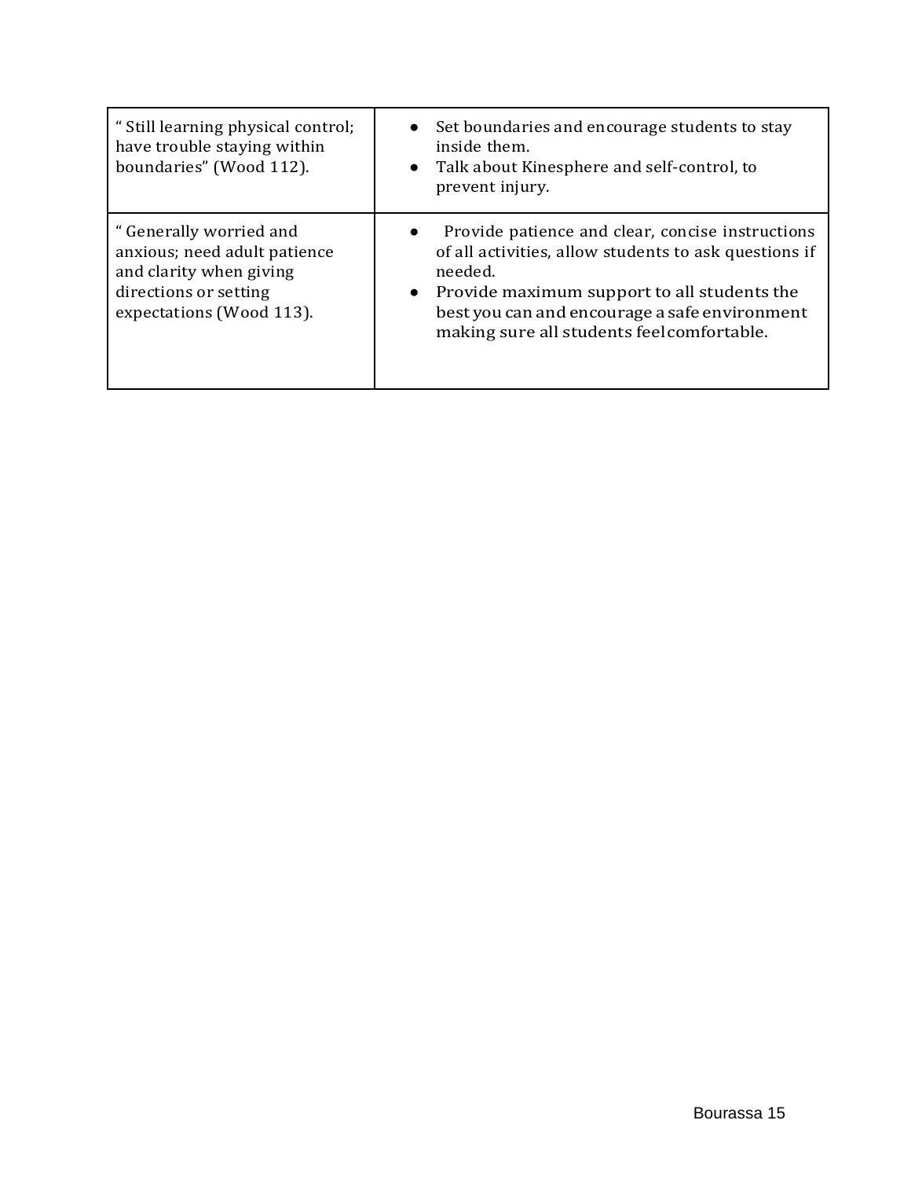| | |
|---|---|
| " Still learning physical control; have trouble staying within boundaries" (Wood 112). | • Set boundaries and encourage students to stay inside them.<br>• Talk about Kinesphere and self-control, to prevent injury. |
| " Generally worried and anxious; need adult patience and clarity when giving directions or setting expectations (Wood 113). | • Provide patience and clear, concise instructions of all activities, allow students to ask questions if needed.<br>• Provide maximum support to all students the best you can and encourage a safe environment making sure all students feel comfortable. |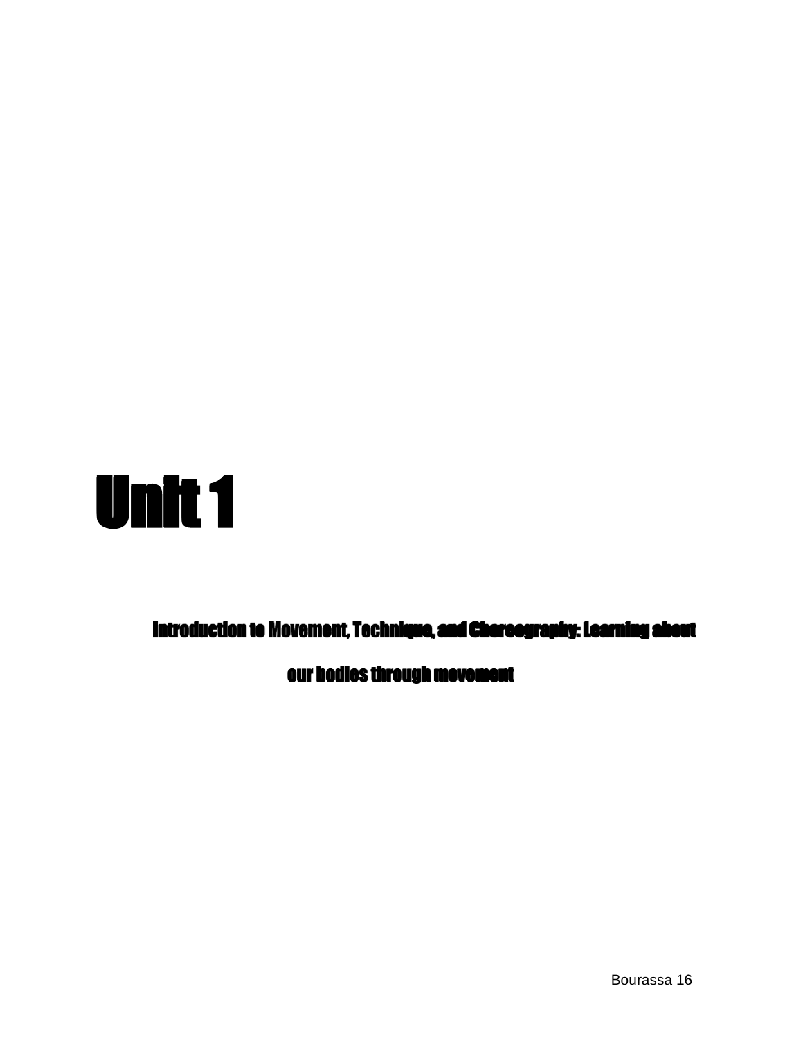# Unit 1

## Introduction to Movement, Technique, and Choreography: Learning about our bodies through movement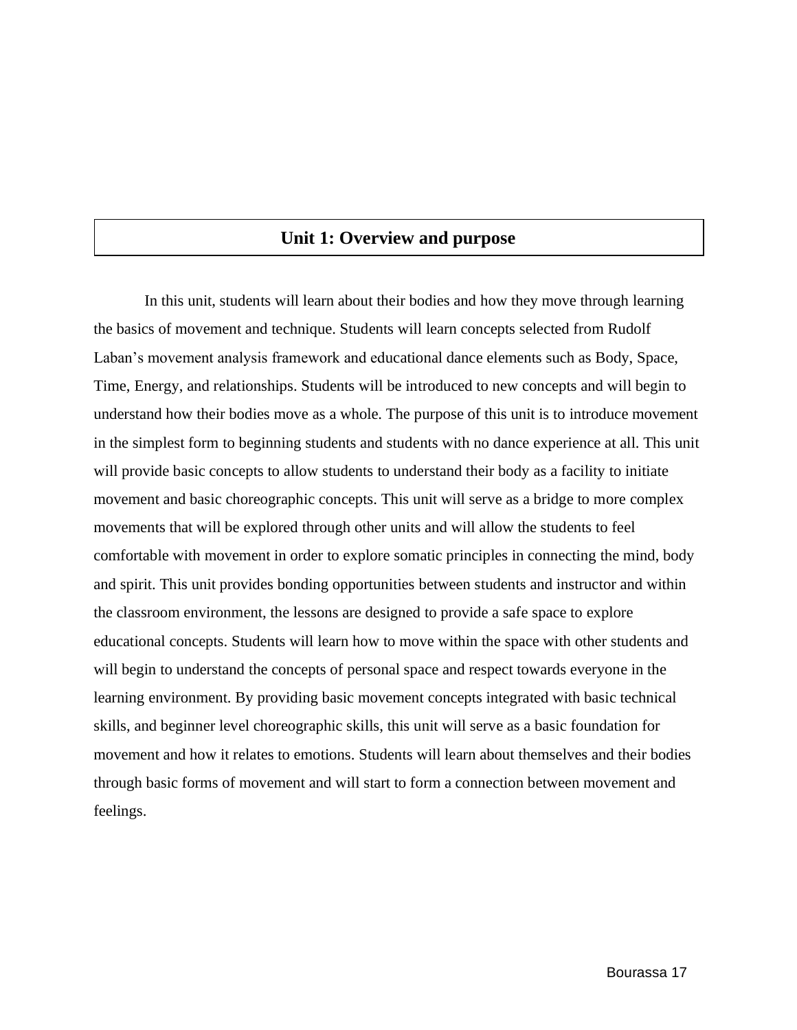## Unit 1: Overview and purpose

In this unit, students will learn about their bodies and how they move through learning the basics of movement and technique. Students will learn concepts selected from Rudolf Laban's movement analysis framework and educational dance elements such as Body, Space, Time, Energy, and relationships. Students will be introduced to new concepts and will begin to understand how their bodies move as a whole. The purpose of this unit is to introduce movement in the simplest form to beginning students and students with no dance experience at all. This unit will provide basic concepts to allow students to understand their body as a facility to initiate movement and basic choreographic concepts. This unit will serve as a bridge to more complex movements that will be explored through other units and will allow the students to feel comfortable with movement in order to explore somatic principles in connecting the mind, body and spirit. This unit provides bonding opportunities between students and instructor and within the classroom environment, the lessons are designed to provide a safe space to explore educational concepts. Students will learn how to move within the space with other students and will begin to understand the concepts of personal space and respect towards everyone in the learning environment. By providing basic movement concepts integrated with basic technical skills, and beginner level choreographic skills, this unit will serve as a basic foundation for movement and how it relates to emotions. Students will learn about themselves and their bodies through basic forms of movement and will start to form a connection between movement and feelings.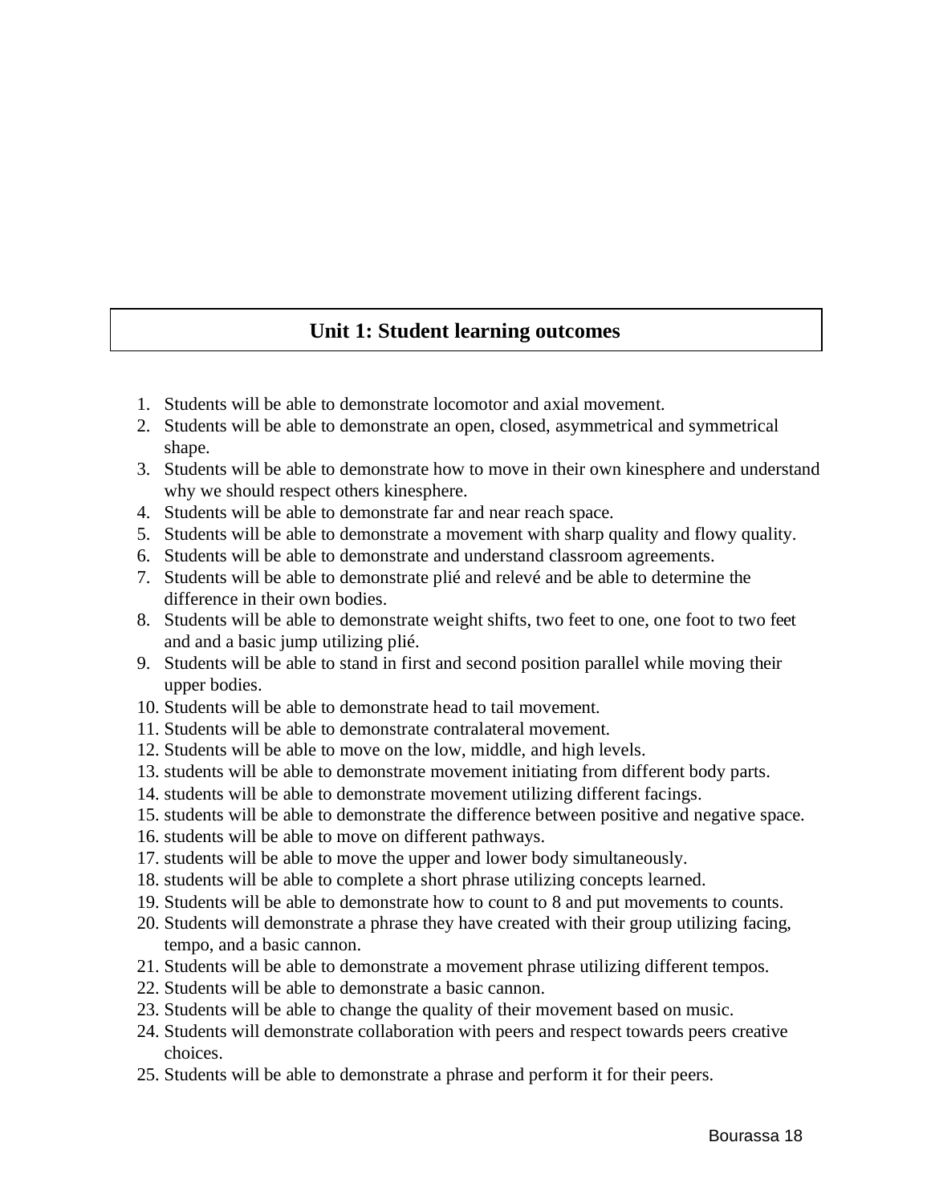## Unit 1: Student learning outcomes

1. Students will be able to demonstrate locomotor and axial movement.
2. Students will be able to demonstrate an open, closed, asymmetrical and symmetrical shape.
3. Students will be able to demonstrate how to move in their own kinesphere and understand why we should respect others kinesphere.
4. Students will be able to demonstrate far and near reach space.
5. Students will be able to demonstrate a movement with sharp quality and flowy quality.
6. Students will be able to demonstrate and understand classroom agreements.
7. Students will be able to demonstrate plié and relevé and be able to determine the difference in their own bodies.
8. Students will be able to demonstrate weight shifts, two feet to one, one foot to two feet and and a basic jump utilizing plié.
9. Students will be able to stand in first and second position parallel while moving their upper bodies.
10. Students will be able to demonstrate head to tail movement.
11. Students will be able to demonstrate contralateral movement.
12. Students will be able to move on the low, middle, and high levels.
13. students will be able to demonstrate movement initiating from different body parts.
14. students will be able to demonstrate movement utilizing different facings.
15. students will be able to demonstrate the difference between positive and negative space.
16. students will be able to move on different pathways.
17. students will be able to move the upper and lower body simultaneously.
18. students will be able to complete a short phrase utilizing concepts learned.
19. Students will be able to demonstrate how to count to 8 and put movements to counts.
20. Students will demonstrate a phrase they have created with their group utilizing facing, tempo, and a basic cannon.
21. Students will be able to demonstrate a movement phrase utilizing different tempos.
22. Students will be able to demonstrate a basic cannon.
23. Students will be able to change the quality of their movement based on music.
24. Students will demonstrate collaboration with peers and respect towards peers creative choices.
25. Students will be able to demonstrate a phrase and perform it for their peers.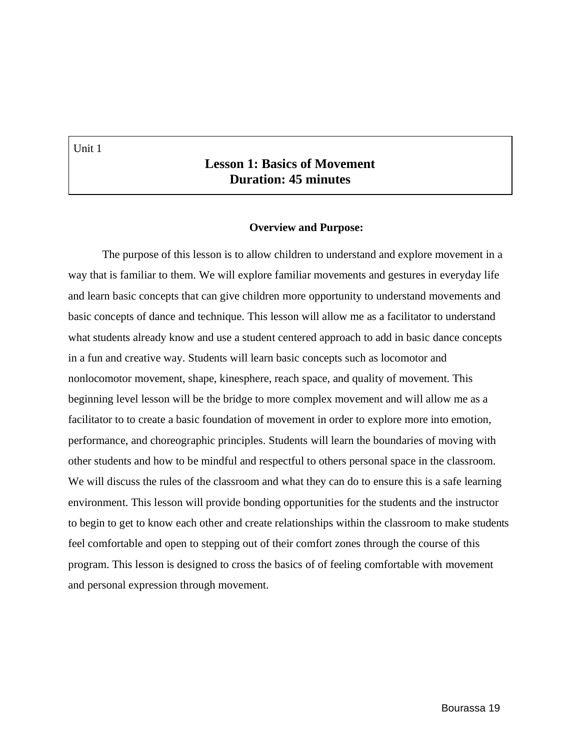Unit 1

## Lesson 1: Basics of Movement
## Duration: 45 minutes

### Overview and Purpose:

The purpose of this lesson is to allow children to understand and explore movement in a way that is familiar to them. We will explore familiar movements and gestures in everyday life and learn basic concepts that can give children more opportunity to understand movements and basic concepts of dance and technique. This lesson will allow me as a facilitator to understand what students already know and use a student centered approach to add in basic dance concepts in a fun and creative way. Students will learn basic concepts such as locomotor and nonlocomotor movement, shape, kinesphere, reach space, and quality of movement. This beginning level lesson will be the bridge to more complex movement and will allow me as a facilitator to to create a basic foundation of movement in order to explore more into emotion, performance, and choreographic principles. Students will learn the boundaries of moving with other students and how to be mindful and respectful to others personal space in the classroom. We will discuss the rules of the classroom and what they can do to ensure this is a safe learning environment. This lesson will provide bonding opportunities for the students and the instructor to begin to get to know each other and create relationships within the classroom to make students feel comfortable and open to stepping out of their comfort zones through the course of this program. This lesson is designed to cross the basics of of feeling comfortable with movement and personal expression through movement.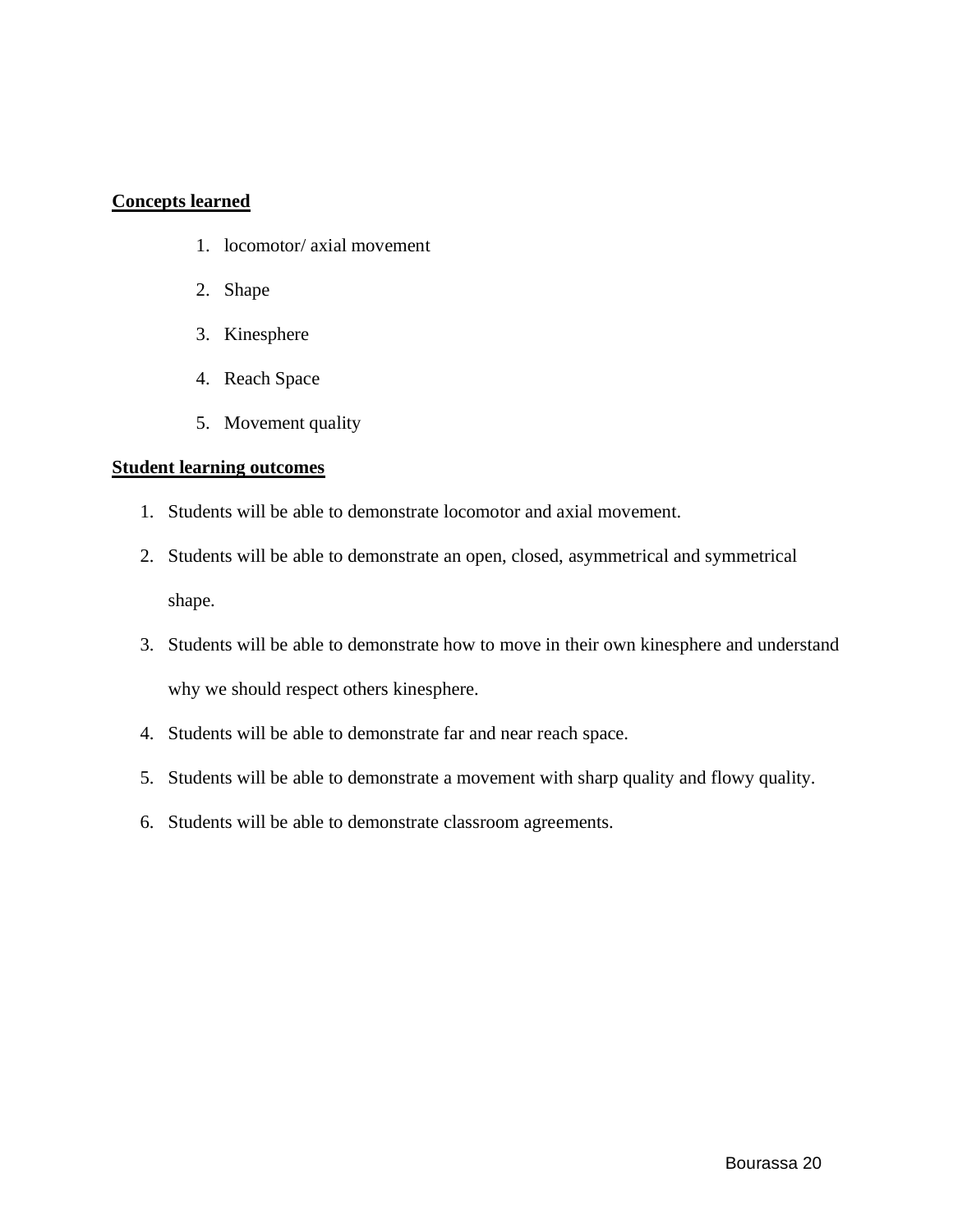**Concepts learned**

1. locomotor/ axial movement
2. Shape
3. Kinesphere
4. Reach Space
5. Movement quality

**Student learning outcomes**

1. Students will be able to demonstrate locomotor and axial movement.
2. Students will be able to demonstrate an open, closed, asymmetrical and symmetrical shape.
3. Students will be able to demonstrate how to move in their own kinesphere and understand why we should respect others kinesphere.
4. Students will be able to demonstrate far and near reach space.
5. Students will be able to demonstrate a movement with sharp quality and flowy quality.
6. Students will be able to demonstrate classroom agreements.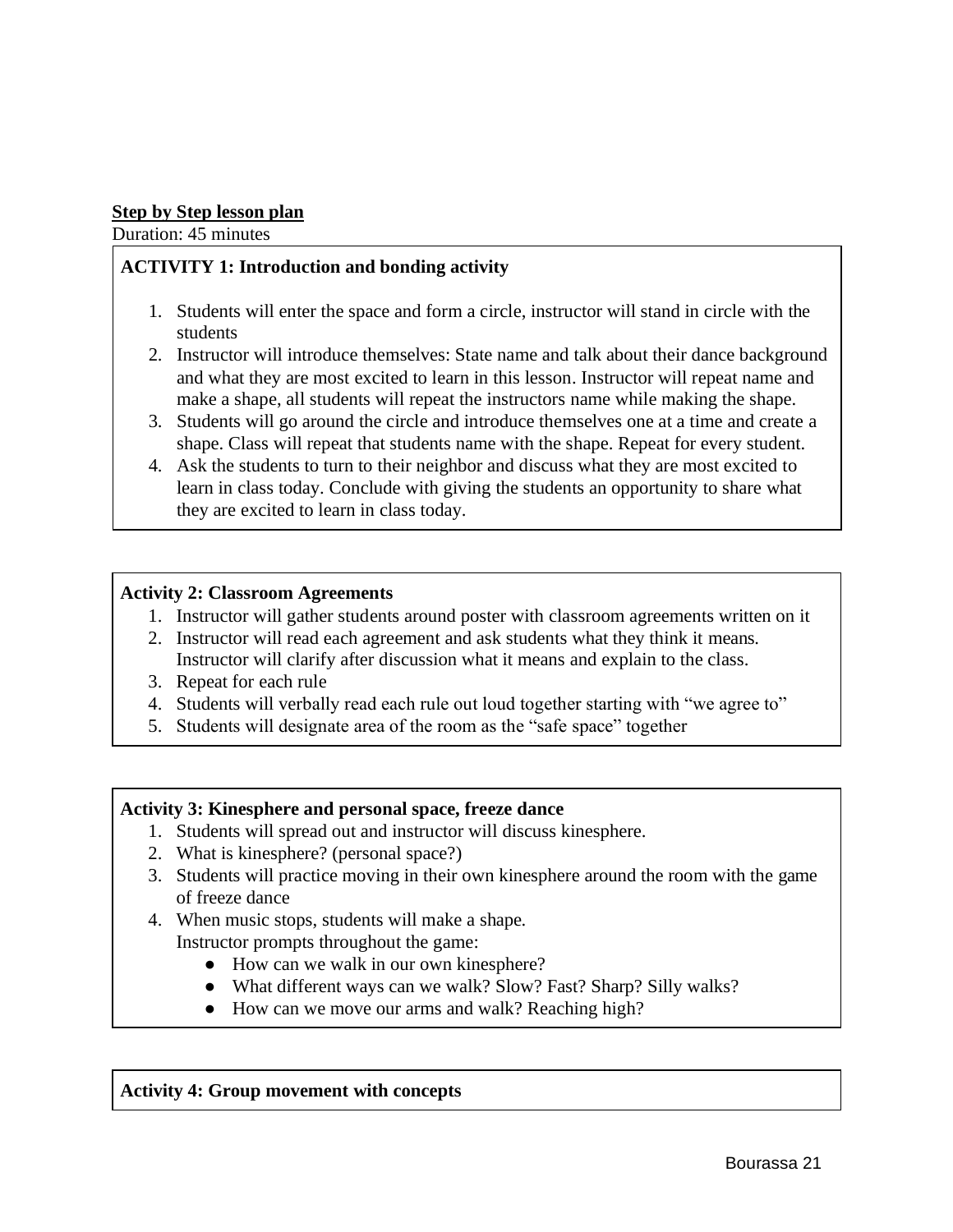**Step by Step lesson plan**

Duration: 45 minutes

**ACTIVITY 1: Introduction and bonding activity**

1. Students will enter the space and form a circle, instructor will stand in circle with the students
2. Instructor will introduce themselves: State name and talk about their dance background and what they are most excited to learn in this lesson. Instructor will repeat name and make a shape, all students will repeat the instructors name while making the shape.
3. Students will go around the circle and introduce themselves one at a time and create a shape. Class will repeat that students name with the shape. Repeat for every student.
4. Ask the students to turn to their neighbor and discuss what they are most excited to learn in class today. Conclude with giving the students an opportunity to share what they are excited to learn in class today.

**Activity 2: Classroom Agreements**

1. Instructor will gather students around poster with classroom agreements written on it
2. Instructor will read each agreement and ask students what they think it means. Instructor will clarify after discussion what it means and explain to the class.
3. Repeat for each rule
4. Students will verbally read each rule out loud together starting with "we agree to"
5. Students will designate area of the room as the "safe space" together

**Activity 3: Kinesphere and personal space, freeze dance**

1. Students will spread out and instructor will discuss kinesphere.
2. What is kinesphere? (personal space?)
3. Students will practice moving in their own kinesphere around the room with the game of freeze dance
4. When music stops, students will make a shape.
   Instructor prompts throughout the game:
   - How can we walk in our own kinesphere?
   - What different ways can we walk? Slow? Fast? Sharp? Silly walks?
   - How can we move our arms and walk? Reaching high?

**Activity 4: Group movement with concepts**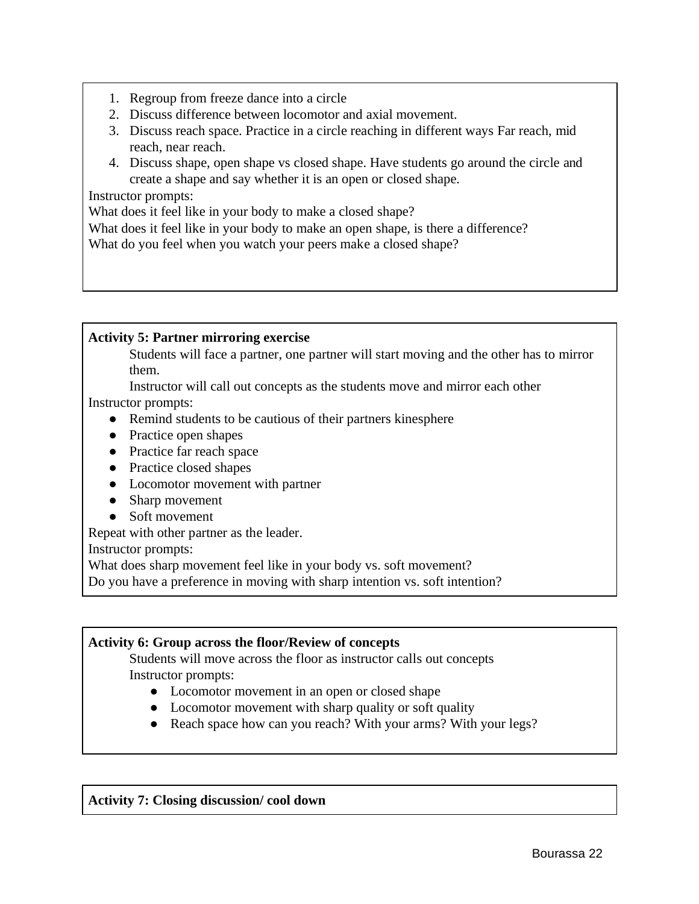1. Regroup from freeze dance into a circle
2. Discuss difference between locomotor and axial movement.
3. Discuss reach space. Practice in a circle reaching in different ways Far reach, mid reach, near reach.
4. Discuss shape, open shape vs closed shape. Have students go around the circle and create a shape and say whether it is an open or closed shape.

Instructor prompts:

What does it feel like in your body to make a closed shape?

What does it feel like in your body to make an open shape, is there a difference?

What do you feel when you watch your peers make a closed shape?

**Activity 5: Partner mirroring exercise**

Students will face a partner, one partner will start moving and the other has to mirror them.

Instructor will call out concepts as the students move and mirror each other

Instructor prompts:

- Remind students to be cautious of their partners kinesphere
- Practice open shapes
- Practice far reach space
- Practice closed shapes
- Locomotor movement with partner
- Sharp movement
- Soft movement

Repeat with other partner as the leader.

Instructor prompts:

What does sharp movement feel like in your body vs. soft movement?

Do you have a preference in moving with sharp intention vs. soft intention?

**Activity 6: Group across the floor/Review of concepts**

Students will move across the floor as instructor calls out concepts

Instructor prompts:

- Locomotor movement in an open or closed shape
- Locomotor movement with sharp quality or soft quality
- Reach space how can you reach? With your arms? With your legs?

**Activity 7: Closing discussion/ cool down**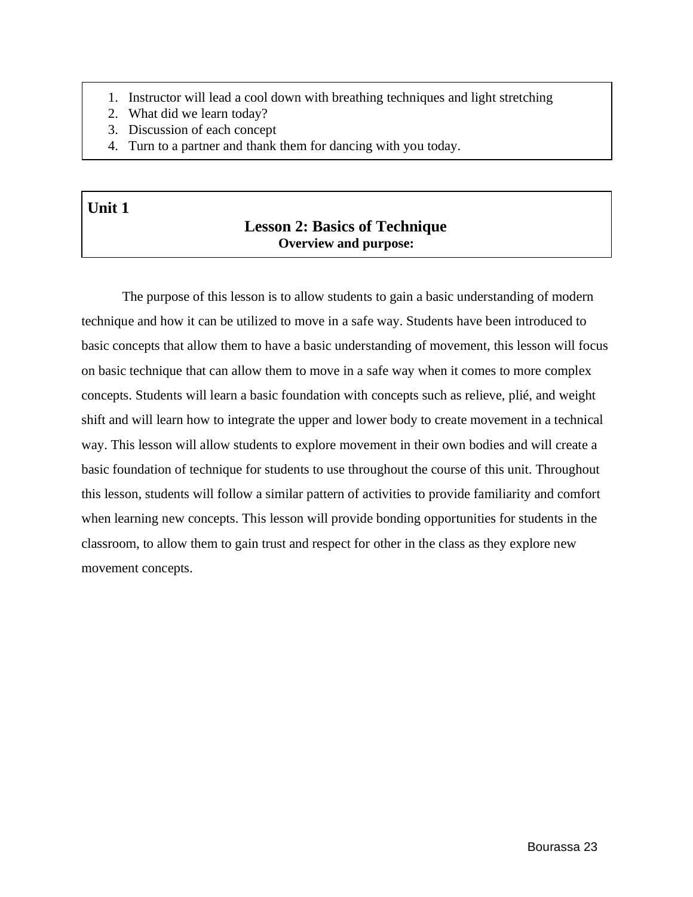1. Instructor will lead a cool down with breathing techniques and light stretching
2. What did we learn today?
3. Discussion of each concept
4. Turn to a partner and thank them for dancing with you today.

**Unit 1**

## Lesson 2: Basics of Technique

**Overview and purpose:**

The purpose of this lesson is to allow students to gain a basic understanding of modern technique and how it can be utilized to move in a safe way. Students have been introduced to basic concepts that allow them to have a basic understanding of movement, this lesson will focus on basic technique that can allow them to move in a safe way when it comes to more complex concepts. Students will learn a basic foundation with concepts such as relieve, plié, and weight shift and will learn how to integrate the upper and lower body to create movement in a technical way. This lesson will allow students to explore movement in their own bodies and will create a basic foundation of technique for students to use throughout the course of this unit. Throughout this lesson, students will follow a similar pattern of activities to provide familiarity and comfort when learning new concepts. This lesson will provide bonding opportunities for students in the classroom, to allow them to gain trust and respect for other in the class as they explore new movement concepts.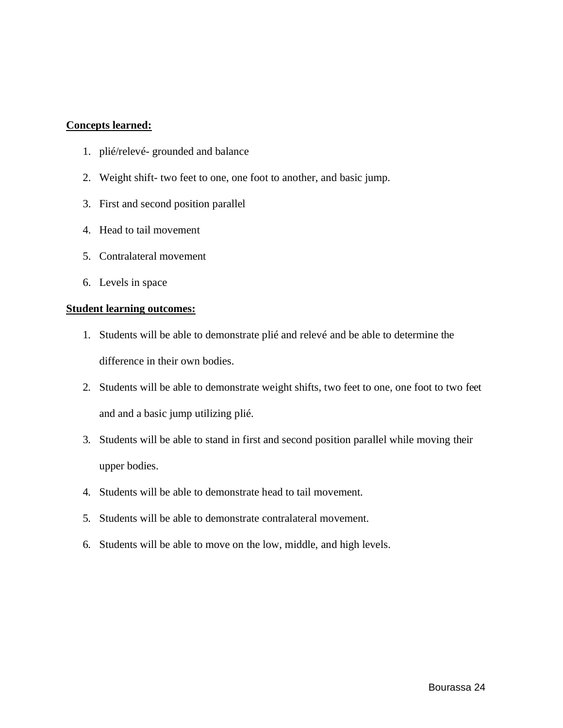**Concepts learned:**

1. plié/relevé- grounded and balance
2. Weight shift- two feet to one, one foot to another, and basic jump.
3. First and second position parallel
4. Head to tail movement
5. Contralateral movement
6. Levels in space

**Student learning outcomes:**

1. Students will be able to demonstrate plié and relevé and be able to determine the difference in their own bodies.
2. Students will be able to demonstrate weight shifts, two feet to one, one foot to two feet and and a basic jump utilizing plié.
3. Students will be able to stand in first and second position parallel while moving their upper bodies.
4. Students will be able to demonstrate head to tail movement.
5. Students will be able to demonstrate contralateral movement.
6. Students will be able to move on the low, middle, and high levels.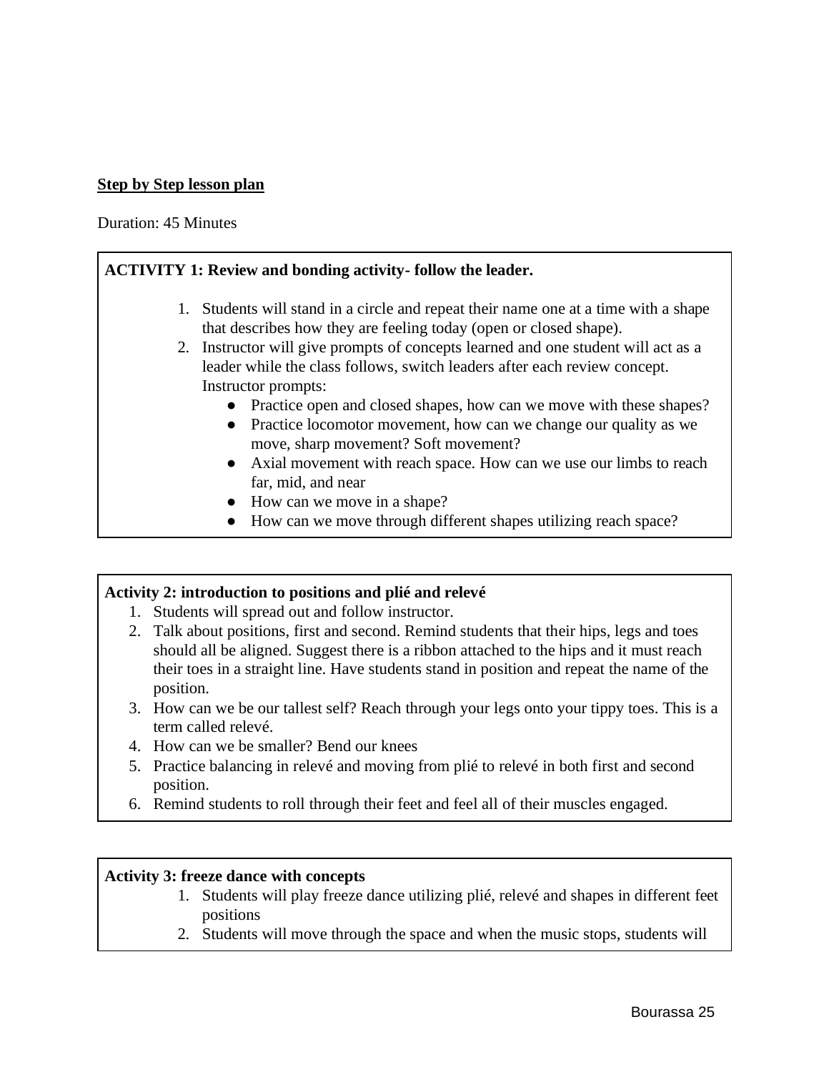**Step by Step lesson plan**

Duration: 45 Minutes

**ACTIVITY 1: Review and bonding activity- follow the leader.**

1. Students will stand in a circle and repeat their name one at a time with a shape that describes how they are feeling today (open or closed shape).
2. Instructor will give prompts of concepts learned and one student will act as a leader while the class follows, switch leaders after each review concept. Instructor prompts:
   - Practice open and closed shapes, how can we move with these shapes?
   - Practice locomotor movement, how can we change our quality as we move, sharp movement? Soft movement?
   - Axial movement with reach space. How can we use our limbs to reach far, mid, and near
   - How can we move in a shape?
   - How can we move through different shapes utilizing reach space?

**Activity 2: introduction to positions and plié and relevé**

1. Students will spread out and follow instructor.
2. Talk about positions, first and second. Remind students that their hips, legs and toes should all be aligned. Suggest there is a ribbon attached to the hips and it must reach their toes in a straight line. Have students stand in position and repeat the name of the position.
3. How can we be our tallest self? Reach through your legs onto your tippy toes. This is a term called relevé.
4. How can we be smaller? Bend our knees
5. Practice balancing in relevé and moving from plié to relevé in both first and second position.
6. Remind students to roll through their feet and feel all of their muscles engaged.

**Activity 3: freeze dance with concepts**

1. Students will play freeze dance utilizing plié, relevé and shapes in different feet positions
2. Students will move through the space and when the music stops, students will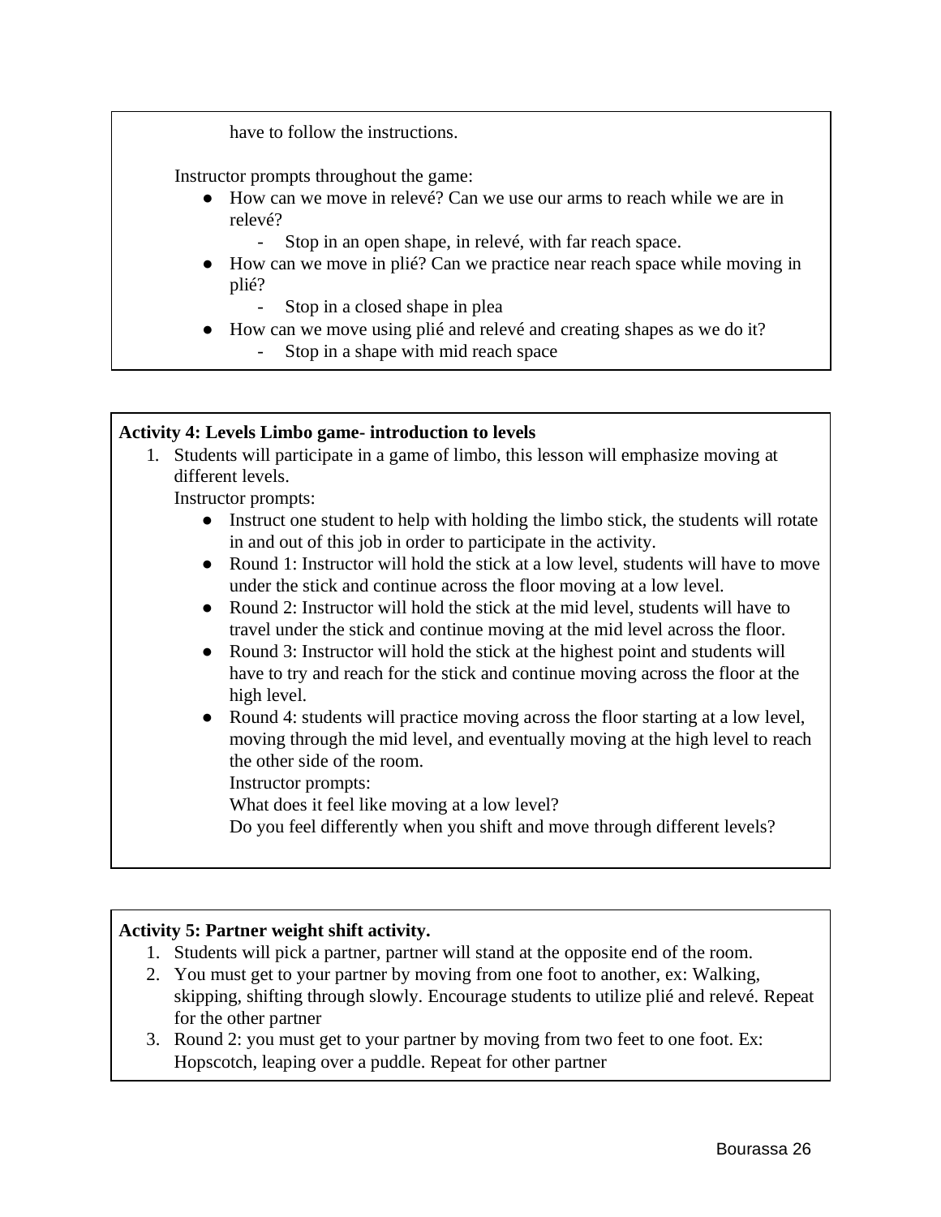have to follow the instructions.

Instructor prompts throughout the game:

- How can we move in relevé? Can we use our arms to reach while we are in relevé?
    - Stop in an open shape, in relevé, with far reach space.
- How can we move in plié? Can we practice near reach space while moving in plié?
    - Stop in a closed shape in plea
- How can we move using plié and relevé and creating shapes as we do it?
    - Stop in a shape with mid reach space

**Activity 4: Levels Limbo game- introduction to levels**

1. Students will participate in a game of limbo, this lesson will emphasize moving at different levels.
   Instructor prompts:
    - Instruct one student to help with holding the limbo stick, the students will rotate in and out of this job in order to participate in the activity.
    - Round 1: Instructor will hold the stick at a low level, students will have to move under the stick and continue across the floor moving at a low level.
    - Round 2: Instructor will hold the stick at the mid level, students will have to travel under the stick and continue moving at the mid level across the floor.
    - Round 3: Instructor will hold the stick at the highest point and students will have to try and reach for the stick and continue moving across the floor at the high level.
    - Round 4: students will practice moving across the floor starting at a low level, moving through the mid level, and eventually moving at the high level to reach the other side of the room.
      Instructor prompts:
      What does it feel like moving at a low level?
      Do you feel differently when you shift and move through different levels?

**Activity 5: Partner weight shift activity.**

1. Students will pick a partner, partner will stand at the opposite end of the room.
2. You must get to your partner by moving from one foot to another, ex: Walking, skipping, shifting through slowly. Encourage students to utilize plié and relevé. Repeat for the other partner
3. Round 2: you must get to your partner by moving from two feet to one foot. Ex: Hopscotch, leaping over a puddle. Repeat for other partner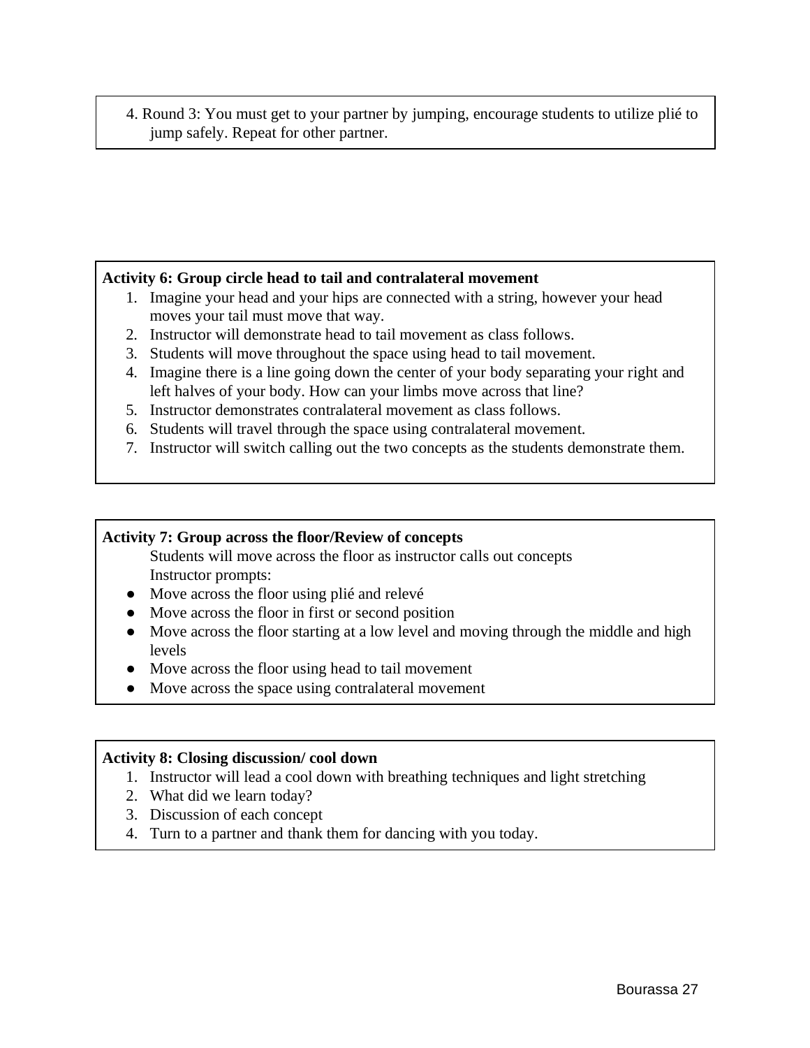4. Round 3: You must get to your partner by jumping, encourage students to utilize plié to jump safely. Repeat for other partner.

**Activity 6: Group circle head to tail and contralateral movement**

1. Imagine your head and your hips are connected with a string, however your head moves your tail must move that way.
2. Instructor will demonstrate head to tail movement as class follows.
3. Students will move throughout the space using head to tail movement.
4. Imagine there is a line going down the center of your body separating your right and left halves of your body. How can your limbs move across that line?
5. Instructor demonstrates contralateral movement as class follows.
6. Students will travel through the space using contralateral movement.
7. Instructor will switch calling out the two concepts as the students demonstrate them.

**Activity 7: Group across the floor/Review of concepts**

Students will move across the floor as instructor calls out concepts

Instructor prompts:

- Move across the floor using plié and relevé
- Move across the floor in first or second position
- Move across the floor starting at a low level and moving through the middle and high levels
- Move across the floor using head to tail movement
- Move across the space using contralateral movement

**Activity 8: Closing discussion/ cool down**

1. Instructor will lead a cool down with breathing techniques and light stretching
2. What did we learn today?
3. Discussion of each concept
4. Turn to a partner and thank them for dancing with you today.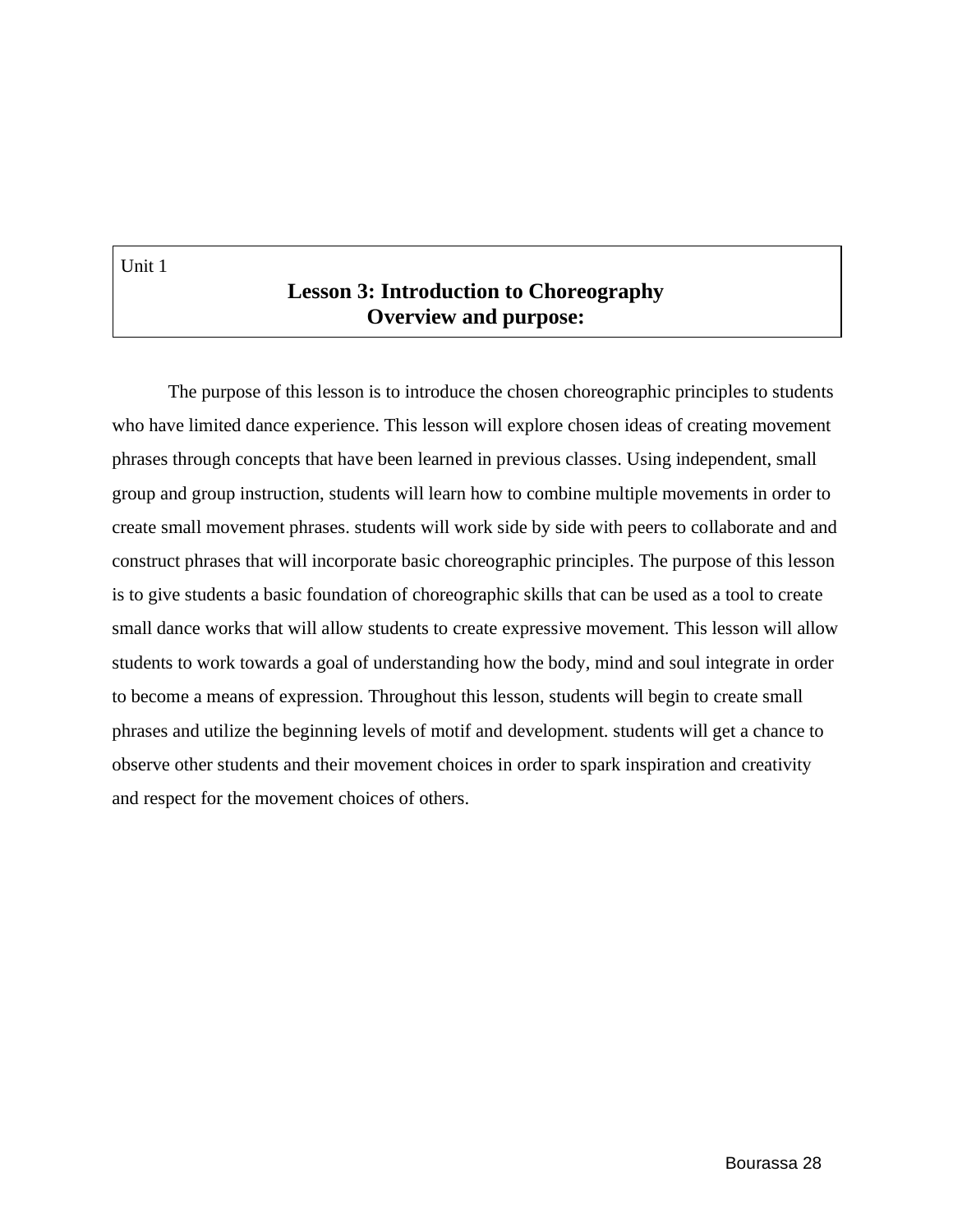Unit 1

# Lesson 3: Introduction to Choreography

## Overview and purpose:

The purpose of this lesson is to introduce the chosen choreographic principles to students who have limited dance experience. This lesson will explore chosen ideas of creating movement phrases through concepts that have been learned in previous classes. Using independent, small group and group instruction, students will learn how to combine multiple movements in order to create small movement phrases. students will work side by side with peers to collaborate and and construct phrases that will incorporate basic choreographic principles. The purpose of this lesson is to give students a basic foundation of choreographic skills that can be used as a tool to create small dance works that will allow students to create expressive movement. This lesson will allow students to work towards a goal of understanding how the body, mind and soul integrate in order to become a means of expression. Throughout this lesson, students will begin to create small phrases and utilize the beginning levels of motif and development. students will get a chance to observe other students and their movement choices in order to spark inspiration and creativity and respect for the movement choices of others.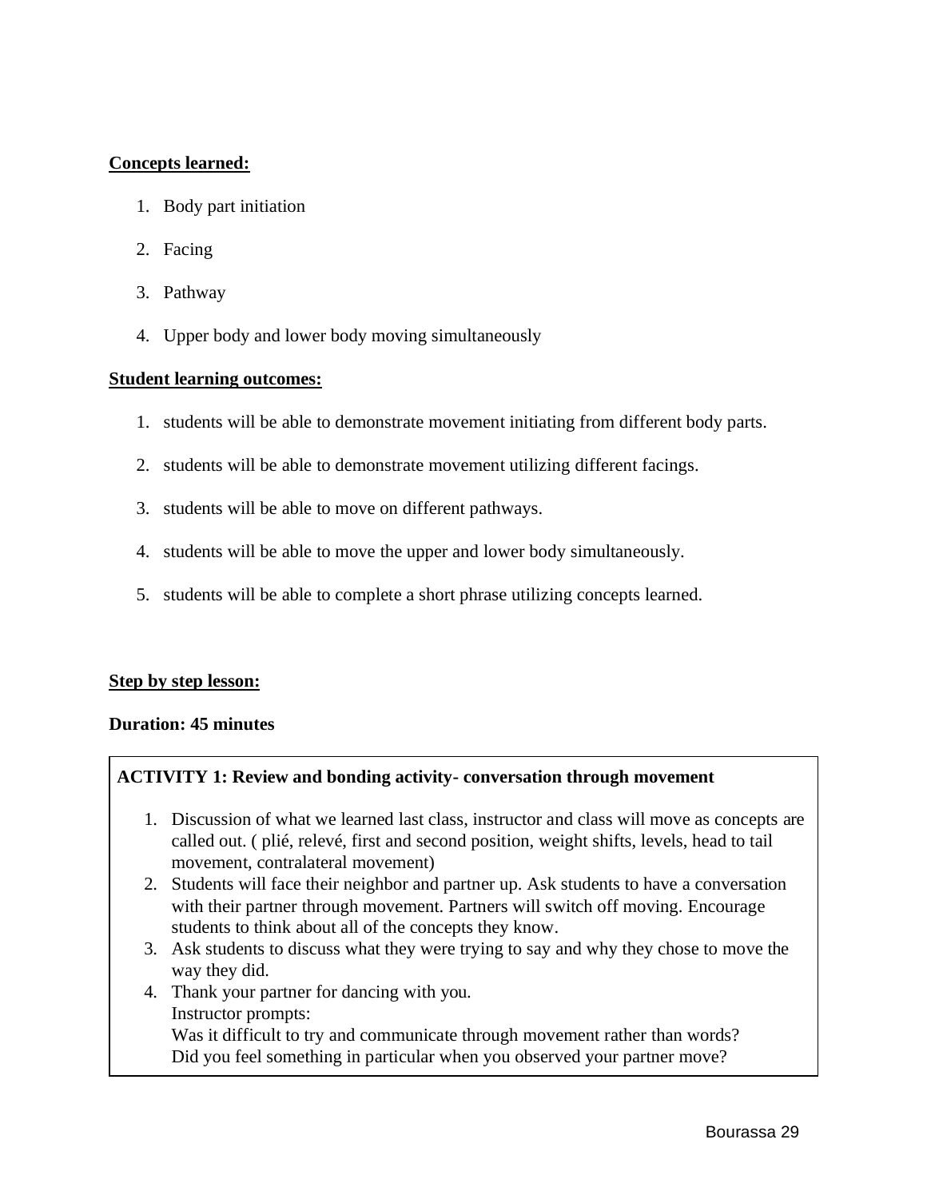**Concepts learned:**

1. Body part initiation
2. Facing
3. Pathway
4. Upper body and lower body moving simultaneously

**Student learning outcomes:**

1. students will be able to demonstrate movement initiating from different body parts.
2. students will be able to demonstrate movement utilizing different facings.
3. students will be able to move on different pathways.
4. students will be able to move the upper and lower body simultaneously.
5. students will be able to complete a short phrase utilizing concepts learned.

**Step by step lesson:**

**Duration: 45 minutes**

**ACTIVITY 1: Review and bonding activity- conversation through movement**

1. Discussion of what we learned last class, instructor and class will move as concepts are called out. ( plié, relevé, first and second position, weight shifts, levels, head to tail movement, contralateral movement)
2. Students will face their neighbor and partner up. Ask students to have a conversation with their partner through movement. Partners will switch off moving. Encourage students to think about all of the concepts they know.
3. Ask students to discuss what they were trying to say and why they chose to move the way they did.
4. Thank your partner for dancing with you.
   Instructor prompts:
   Was it difficult to try and communicate through movement rather than words?
   Did you feel something in particular when you observed your partner move?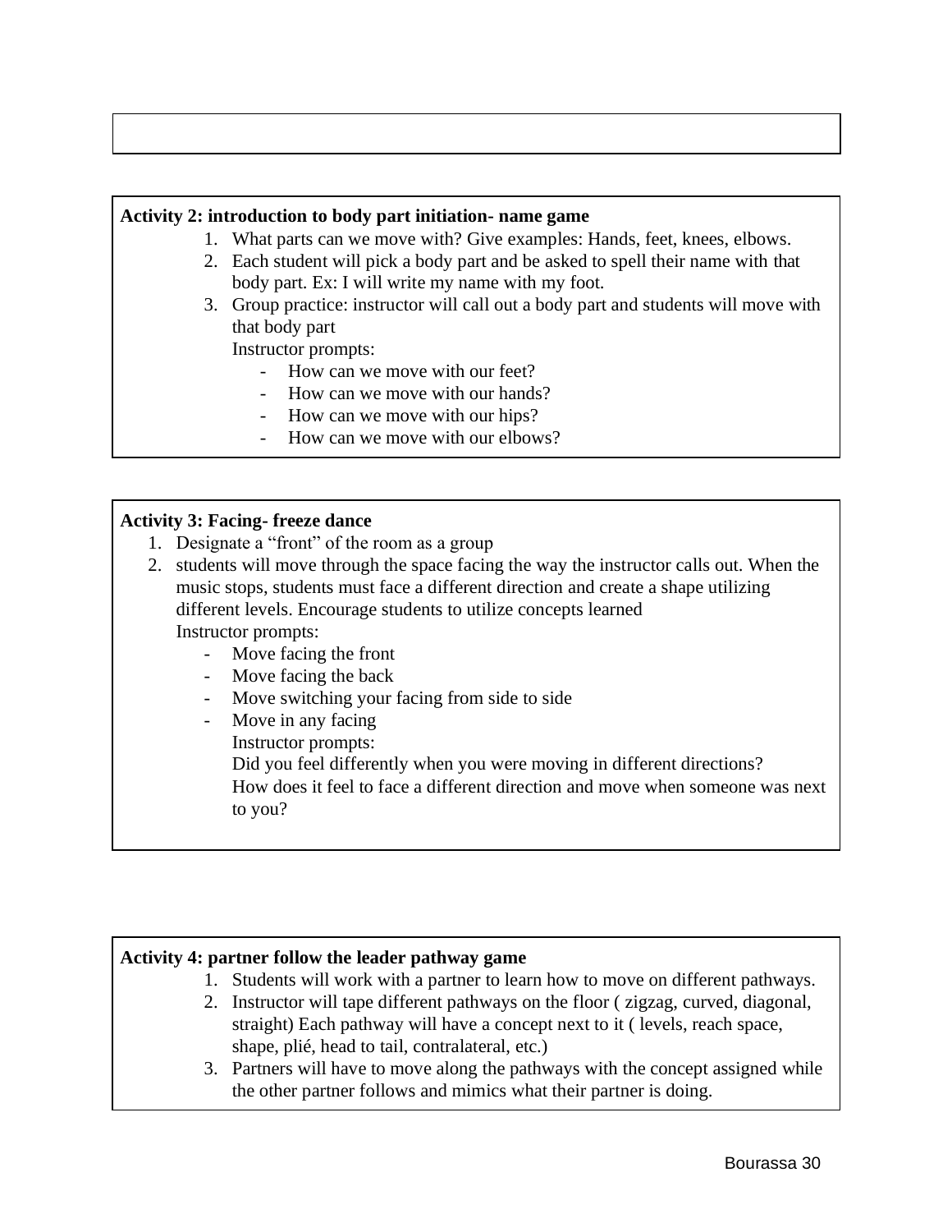**Activity 2: introduction to body part initiation- name game**

1. What parts can we move with? Give examples: Hands, feet, knees, elbows.
2. Each student will pick a body part and be asked to spell their name with that body part. Ex: I will write my name with my foot.
3. Group practice: instructor will call out a body part and students will move with that body part

   Instructor prompts:

   - How can we move with our feet?
   - How can we move with our hands?
   - How can we move with our hips?
   - How can we move with our elbows?

**Activity 3: Facing- freeze dance**

1. Designate a "front" of the room as a group
2. students will move through the space facing the way the instructor calls out. When the music stops, students must face a different direction and create a shape utilizing different levels. Encourage students to utilize concepts learned

   Instructor prompts:

   - Move facing the front
   - Move facing the back
   - Move switching your facing from side to side
   - Move in any facing

     Instructor prompts:

     Did you feel differently when you were moving in different directions?

     How does it feel to face a different direction and move when someone was next to you?

**Activity 4: partner follow the leader pathway game**

1. Students will work with a partner to learn how to move on different pathways.
2. Instructor will tape different pathways on the floor ( zigzag, curved, diagonal, straight) Each pathway will have a concept next to it ( levels, reach space, shape, plié, head to tail, contralateral, etc.)
3. Partners will have to move along the pathways with the concept assigned while the other partner follows and mimics what their partner is doing.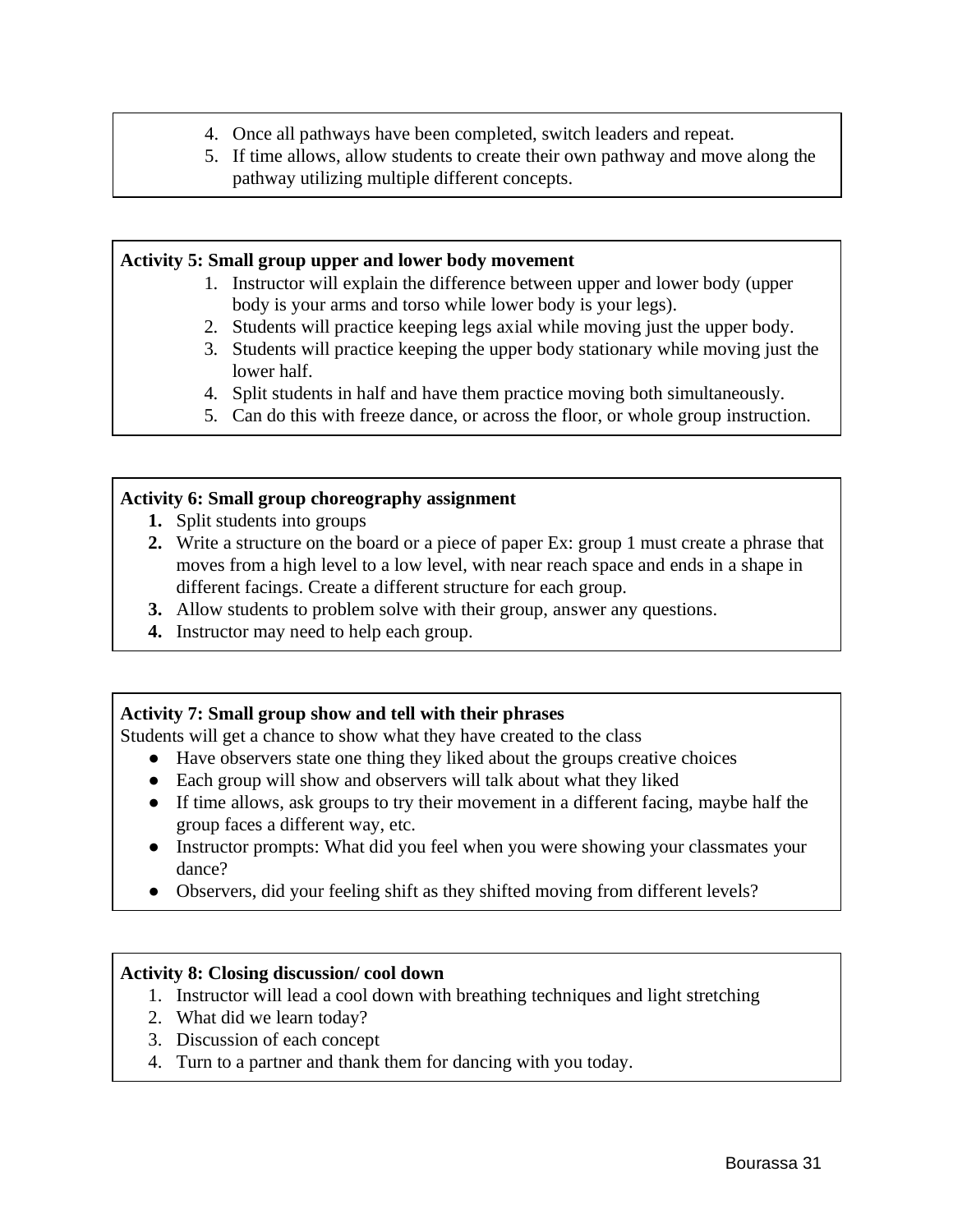4. Once all pathways have been completed, switch leaders and repeat.
5. If time allows, allow students to create their own pathway and move along the pathway utilizing multiple different concepts.

**Activity 5: Small group upper and lower body movement**

1. Instructor will explain the difference between upper and lower body (upper body is your arms and torso while lower body is your legs).
2. Students will practice keeping legs axial while moving just the upper body.
3. Students will practice keeping the upper body stationary while moving just the lower half.
4. Split students in half and have them practice moving both simultaneously.
5. Can do this with freeze dance, or across the floor, or whole group instruction.

**Activity 6: Small group choreography assignment**

1. Split students into groups
2. Write a structure on the board or a piece of paper Ex: group 1 must create a phrase that moves from a high level to a low level, with near reach space and ends in a shape in different facings. Create a different structure for each group.
3. Allow students to problem solve with their group, answer any questions.
4. Instructor may need to help each group.

**Activity 7: Small group show and tell with their phrases**

Students will get a chance to show what they have created to the class

- Have observers state one thing they liked about the groups creative choices
- Each group will show and observers will talk about what they liked
- If time allows, ask groups to try their movement in a different facing, maybe half the group faces a different way, etc.
- Instructor prompts: What did you feel when you were showing your classmates your dance?
- Observers, did your feeling shift as they shifted moving from different levels?

**Activity 8: Closing discussion/ cool down**

1. Instructor will lead a cool down with breathing techniques and light stretching
2. What did we learn today?
3. Discussion of each concept
4. Turn to a partner and thank them for dancing with you today.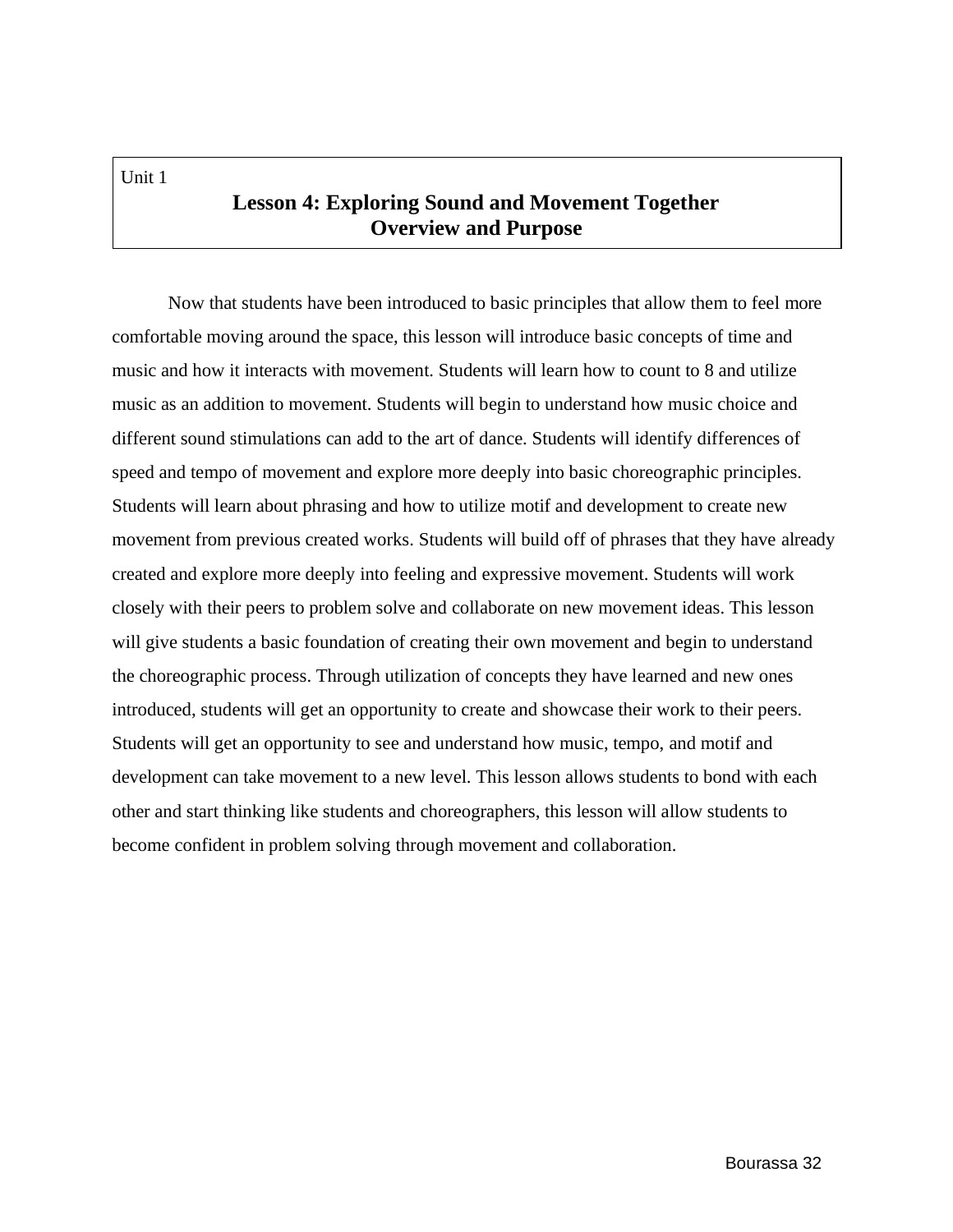Unit 1

## Lesson 4: Exploring Sound and Movement Together
## Overview and Purpose

Now that students have been introduced to basic principles that allow them to feel more comfortable moving around the space, this lesson will introduce basic concepts of time and music and how it interacts with movement. Students will learn how to count to 8 and utilize music as an addition to movement. Students will begin to understand how music choice and different sound stimulations can add to the art of dance. Students will identify differences of speed and tempo of movement and explore more deeply into basic choreographic principles. Students will learn about phrasing and how to utilize motif and development to create new movement from previous created works. Students will build off of phrases that they have already created and explore more deeply into feeling and expressive movement. Students will work closely with their peers to problem solve and collaborate on new movement ideas. This lesson will give students a basic foundation of creating their own movement and begin to understand the choreographic process. Through utilization of concepts they have learned and new ones introduced, students will get an opportunity to create and showcase their work to their peers. Students will get an opportunity to see and understand how music, tempo, and motif and development can take movement to a new level. This lesson allows students to bond with each other and start thinking like students and choreographers, this lesson will allow students to become confident in problem solving through movement and collaboration.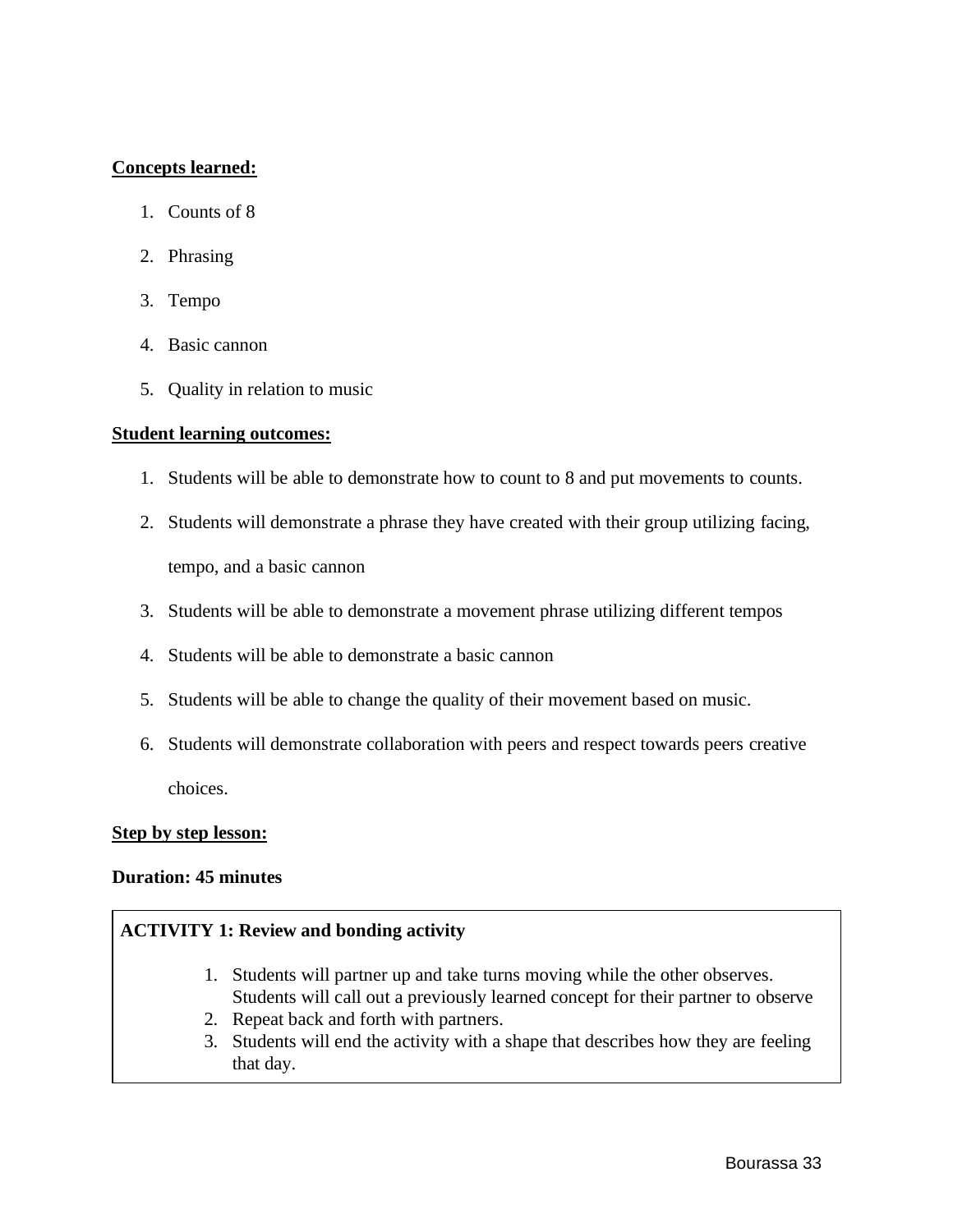**Concepts learned:**

1. Counts of 8
2. Phrasing
3. Tempo
4. Basic cannon
5. Quality in relation to music

**Student learning outcomes:**

1. Students will be able to demonstrate how to count to 8 and put movements to counts.
2. Students will demonstrate a phrase they have created with their group utilizing facing, tempo, and a basic cannon
3. Students will be able to demonstrate a movement phrase utilizing different tempos
4. Students will be able to demonstrate a basic cannon
5. Students will be able to change the quality of their movement based on music.
6. Students will demonstrate collaboration with peers and respect towards peers creative choices.

**Step by step lesson:**

**Duration: 45 minutes**

**ACTIVITY 1: Review and bonding activity**

1. Students will partner up and take turns moving while the other observes. Students will call out a previously learned concept for their partner to observe
2. Repeat back and forth with partners.
3. Students will end the activity with a shape that describes how they are feeling that day.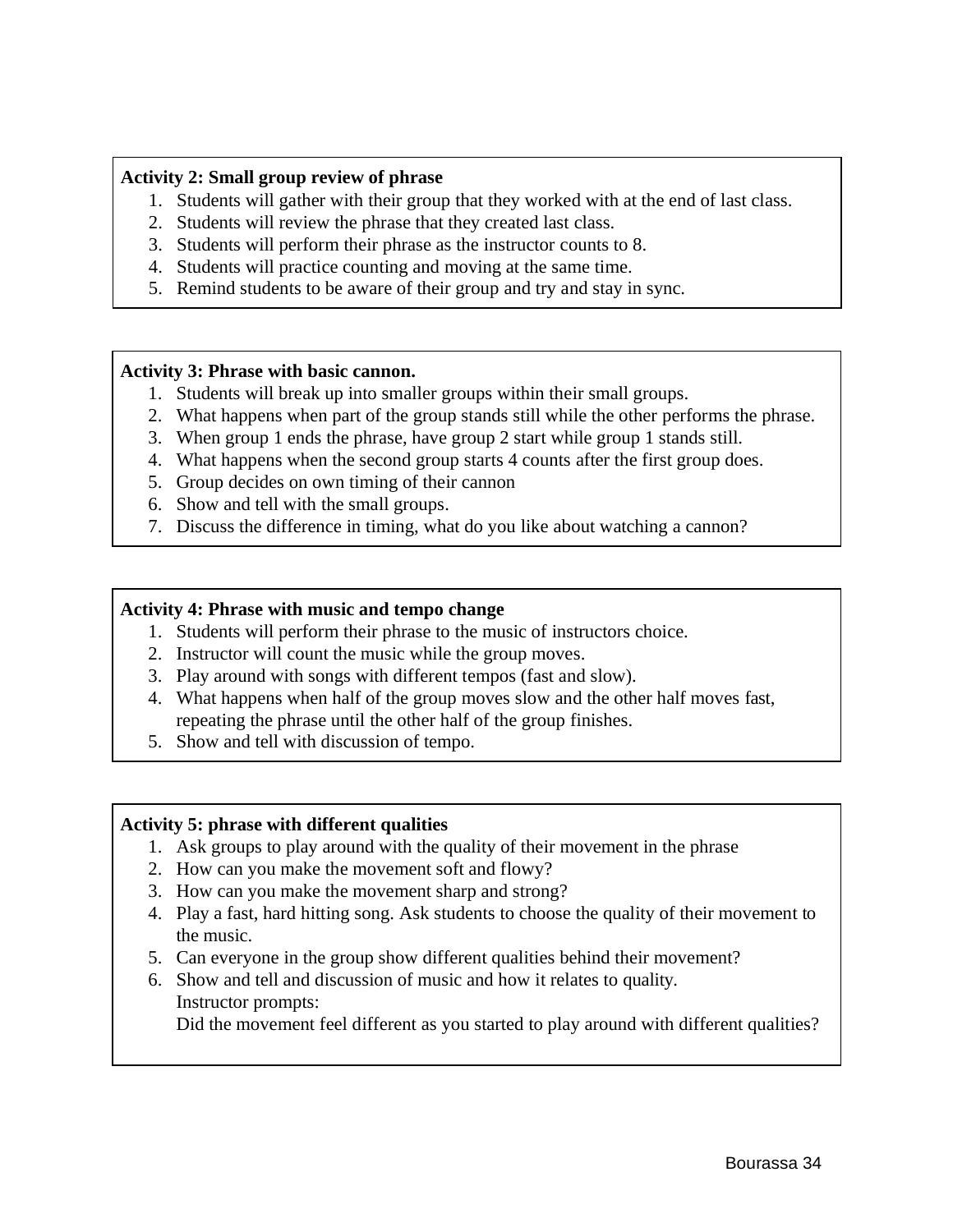**Activity 2: Small group review of phrase**

1. Students will gather with their group that they worked with at the end of last class.
2. Students will review the phrase that they created last class.
3. Students will perform their phrase as the instructor counts to 8.
4. Students will practice counting and moving at the same time.
5. Remind students to be aware of their group and try and stay in sync.

**Activity 3: Phrase with basic cannon.**

1. Students will break up into smaller groups within their small groups.
2. What happens when part of the group stands still while the other performs the phrase.
3. When group 1 ends the phrase, have group 2 start while group 1 stands still.
4. What happens when the second group starts 4 counts after the first group does.
5. Group decides on own timing of their cannon
6. Show and tell with the small groups.
7. Discuss the difference in timing, what do you like about watching a cannon?

**Activity 4: Phrase with music and tempo change**

1. Students will perform their phrase to the music of instructors choice.
2. Instructor will count the music while the group moves.
3. Play around with songs with different tempos (fast and slow).
4. What happens when half of the group moves slow and the other half moves fast, repeating the phrase until the other half of the group finishes.
5. Show and tell with discussion of tempo.

**Activity 5: phrase with different qualities**

1. Ask groups to play around with the quality of their movement in the phrase
2. How can you make the movement soft and flowy?
3. How can you make the movement sharp and strong?
4. Play a fast, hard hitting song. Ask students to choose the quality of their movement to the music.
5. Can everyone in the group show different qualities behind their movement?
6. Show and tell and discussion of music and how it relates to quality.
   Instructor prompts:
   Did the movement feel different as you started to play around with different qualities?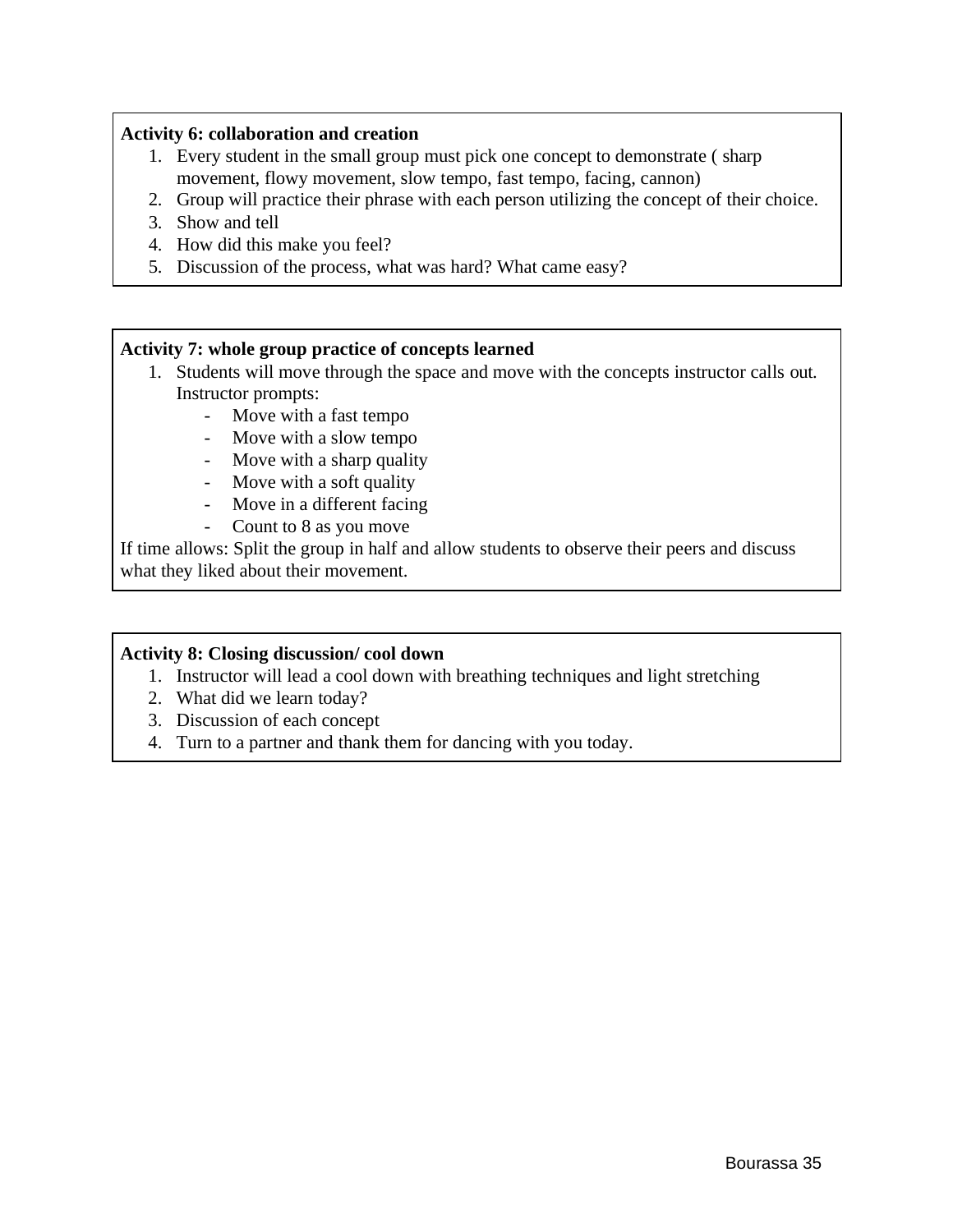**Activity 6: collaboration and creation**

1. Every student in the small group must pick one concept to demonstrate ( sharp movement, flowy movement, slow tempo, fast tempo, facing, cannon)
2. Group will practice their phrase with each person utilizing the concept of their choice.
3. Show and tell
4. How did this make you feel?
5. Discussion of the process, what was hard? What came easy?

**Activity 7: whole group practice of concepts learned**

1. Students will move through the space and move with the concepts instructor calls out. Instructor prompts:
   - Move with a fast tempo
   - Move with a slow tempo
   - Move with a sharp quality
   - Move with a soft quality
   - Move in a different facing
   - Count to 8 as you move

If time allows: Split the group in half and allow students to observe their peers and discuss what they liked about their movement.

**Activity 8: Closing discussion/ cool down**

1. Instructor will lead a cool down with breathing techniques and light stretching
2. What did we learn today?
3. Discussion of each concept
4. Turn to a partner and thank them for dancing with you today.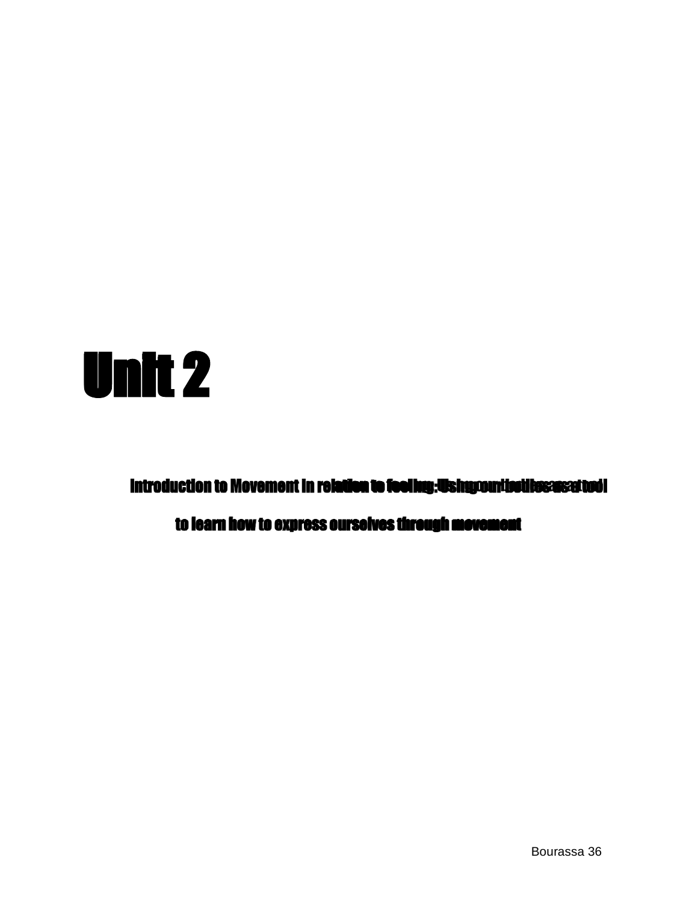# Unit 2

**Introduction to Movement in relation to feeling: Using our bodies as a tool to learn how to express ourselves through movement**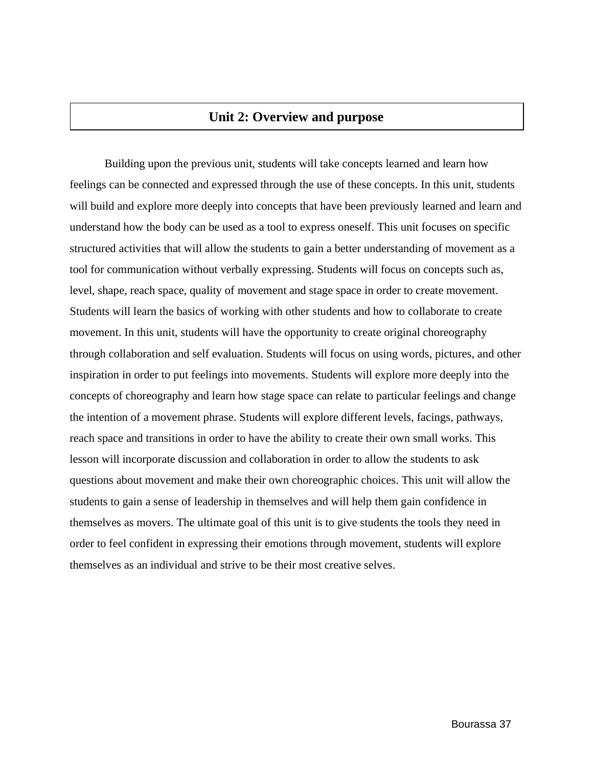## Unit 2: Overview and purpose

Building upon the previous unit, students will take concepts learned and learn how feelings can be connected and expressed through the use of these concepts. In this unit, students will build and explore more deeply into concepts that have been previously learned and learn and understand how the body can be used as a tool to express oneself. This unit focuses on specific structured activities that will allow the students to gain a better understanding of movement as a tool for communication without verbally expressing. Students will focus on concepts such as, level, shape, reach space, quality of movement and stage space in order to create movement. Students will learn the basics of working with other students and how to collaborate to create movement. In this unit, students will have the opportunity to create original choreography through collaboration and self evaluation. Students will focus on using words, pictures, and other inspiration in order to put feelings into movements. Students will explore more deeply into the concepts of choreography and learn how stage space can relate to particular feelings and change the intention of a movement phrase. Students will explore different levels, facings, pathways, reach space and transitions in order to have the ability to create their own small works. This lesson will incorporate discussion and collaboration in order to allow the students to ask questions about movement and make their own choreographic choices. This unit will allow the students to gain a sense of leadership in themselves and will help them gain confidence in themselves as movers. The ultimate goal of this unit is to give students the tools they need in order to feel confident in expressing their emotions through movement, students will explore themselves as an individual and strive to be their most creative selves.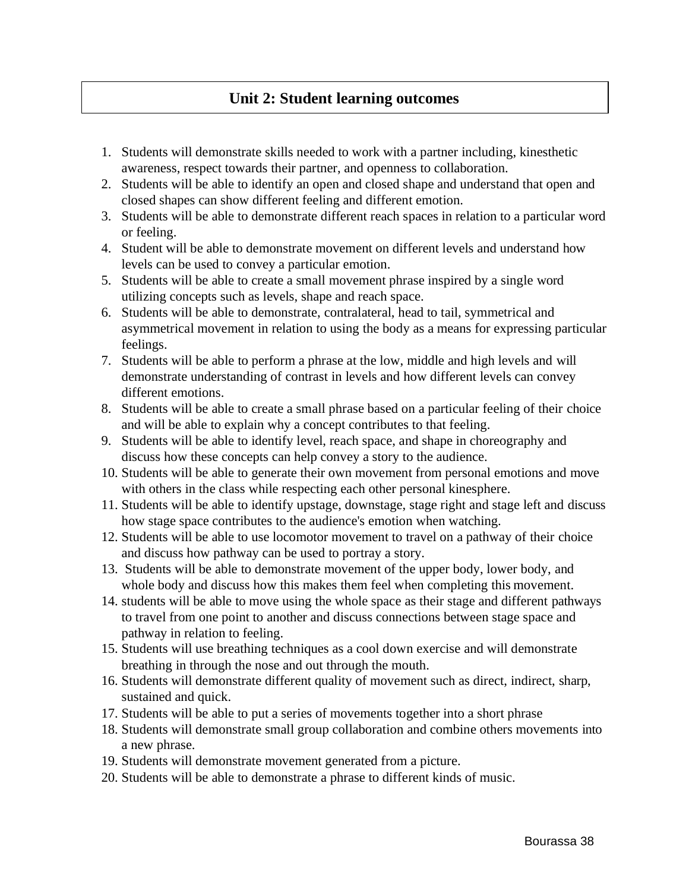## Unit 2: Student learning outcomes

1. Students will demonstrate skills needed to work with a partner including, kinesthetic awareness, respect towards their partner, and openness to collaboration.
2. Students will be able to identify an open and closed shape and understand that open and closed shapes can show different feeling and different emotion.
3. Students will be able to demonstrate different reach spaces in relation to a particular word or feeling.
4. Student will be able to demonstrate movement on different levels and understand how levels can be used to convey a particular emotion.
5. Students will be able to create a small movement phrase inspired by a single word utilizing concepts such as levels, shape and reach space.
6. Students will be able to demonstrate, contralateral, head to tail, symmetrical and asymmetrical movement in relation to using the body as a means for expressing particular feelings.
7. Students will be able to perform a phrase at the low, middle and high levels and will demonstrate understanding of contrast in levels and how different levels can convey different emotions.
8. Students will be able to create a small phrase based on a particular feeling of their choice and will be able to explain why a concept contributes to that feeling.
9. Students will be able to identify level, reach space, and shape in choreography and discuss how these concepts can help convey a story to the audience.
10. Students will be able to generate their own movement from personal emotions and move with others in the class while respecting each other personal kinesphere.
11. Students will be able to identify upstage, downstage, stage right and stage left and discuss how stage space contributes to the audience's emotion when watching.
12. Students will be able to use locomotor movement to travel on a pathway of their choice and discuss how pathway can be used to portray a story.
13. Students will be able to demonstrate movement of the upper body, lower body, and whole body and discuss how this makes them feel when completing this movement.
14. students will be able to move using the whole space as their stage and different pathways to travel from one point to another and discuss connections between stage space and pathway in relation to feeling.
15. Students will use breathing techniques as a cool down exercise and will demonstrate breathing in through the nose and out through the mouth.
16. Students will demonstrate different quality of movement such as direct, indirect, sharp, sustained and quick.
17. Students will be able to put a series of movements together into a short phrase
18. Students will demonstrate small group collaboration and combine others movements into a new phrase.
19. Students will demonstrate movement generated from a picture.
20. Students will be able to demonstrate a phrase to different kinds of music.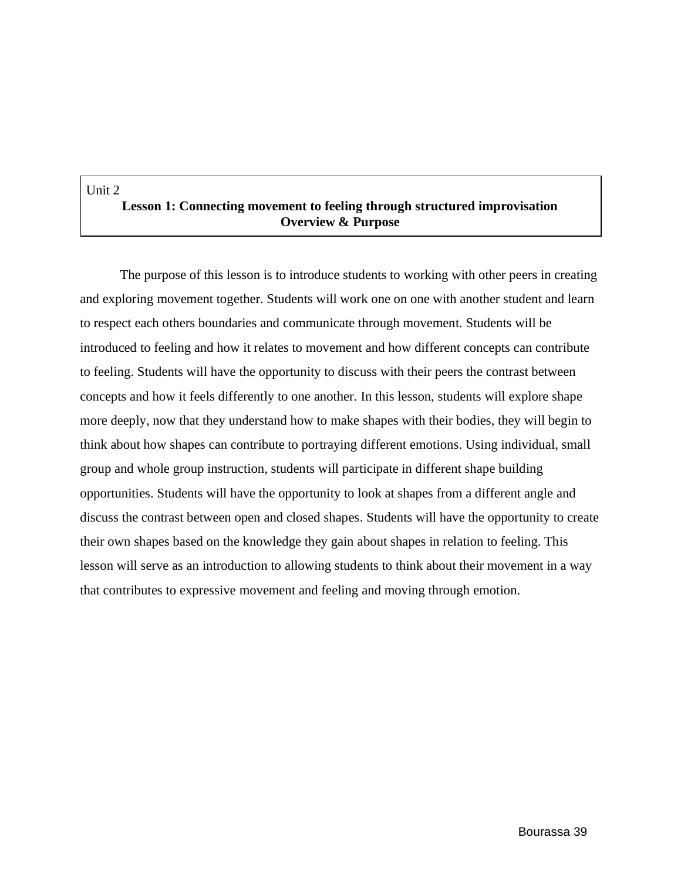Unit 2

**Lesson 1: Connecting movement to feeling through structured improvisation**

**Overview & Purpose**

The purpose of this lesson is to introduce students to working with other peers in creating and exploring movement together. Students will work one on one with another student and learn to respect each others boundaries and communicate through movement. Students will be introduced to feeling and how it relates to movement and how different concepts can contribute to feeling. Students will have the opportunity to discuss with their peers the contrast between concepts and how it feels differently to one another. In this lesson, students will explore shape more deeply, now that they understand how to make shapes with their bodies, they will begin to think about how shapes can contribute to portraying different emotions. Using individual, small group and whole group instruction, students will participate in different shape building opportunities. Students will have the opportunity to look at shapes from a different angle and discuss the contrast between open and closed shapes. Students will have the opportunity to create their own shapes based on the knowledge they gain about shapes in relation to feeling. This lesson will serve as an introduction to allowing students to think about their movement in a way that contributes to expressive movement and feeling and moving through emotion.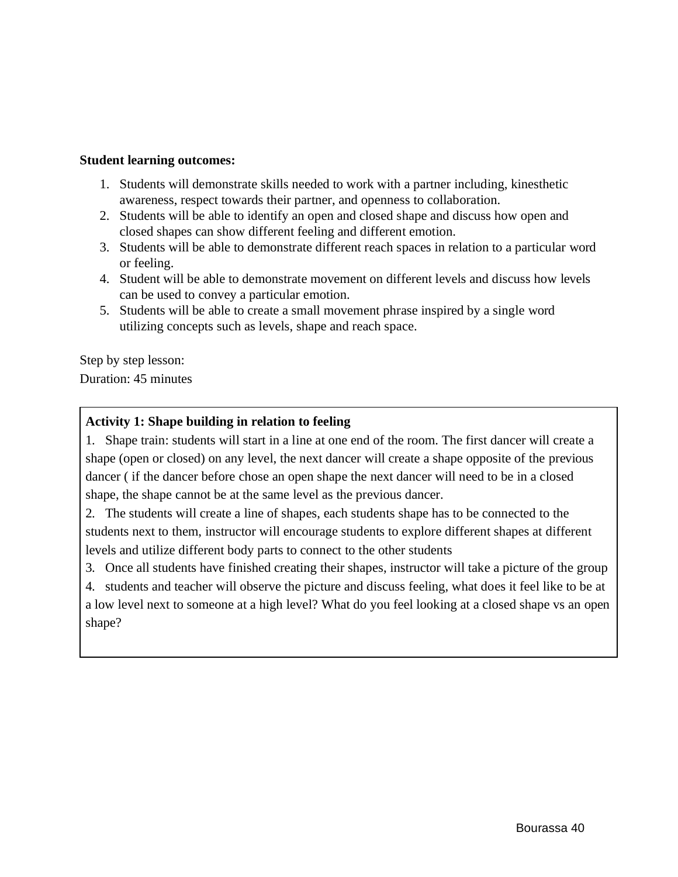**Student learning outcomes:**

1. Students will demonstrate skills needed to work with a partner including, kinesthetic awareness, respect towards their partner, and openness to collaboration.
2. Students will be able to identify an open and closed shape and discuss how open and closed shapes can show different feeling and different emotion.
3. Students will be able to demonstrate different reach spaces in relation to a particular word or feeling.
4. Student will be able to demonstrate movement on different levels and discuss how levels can be used to convey a particular emotion.
5. Students will be able to create a small movement phrase inspired by a single word utilizing concepts such as levels, shape and reach space.

Step by step lesson:

Duration: 45 minutes

**Activity 1: Shape building in relation to feeling**

1. Shape train: students will start in a line at one end of the room. The first dancer will create a shape (open or closed) on any level, the next dancer will create a shape opposite of the previous dancer ( if the dancer before chose an open shape the next dancer will need to be in a closed shape, the shape cannot be at the same level as the previous dancer.
2. The students will create a line of shapes, each students shape has to be connected to the students next to them, instructor will encourage students to explore different shapes at different levels and utilize different body parts to connect to the other students
3. Once all students have finished creating their shapes, instructor will take a picture of the group
4. students and teacher will observe the picture and discuss feeling, what does it feel like to be at a low level next to someone at a high level? What do you feel looking at a closed shape vs an open shape?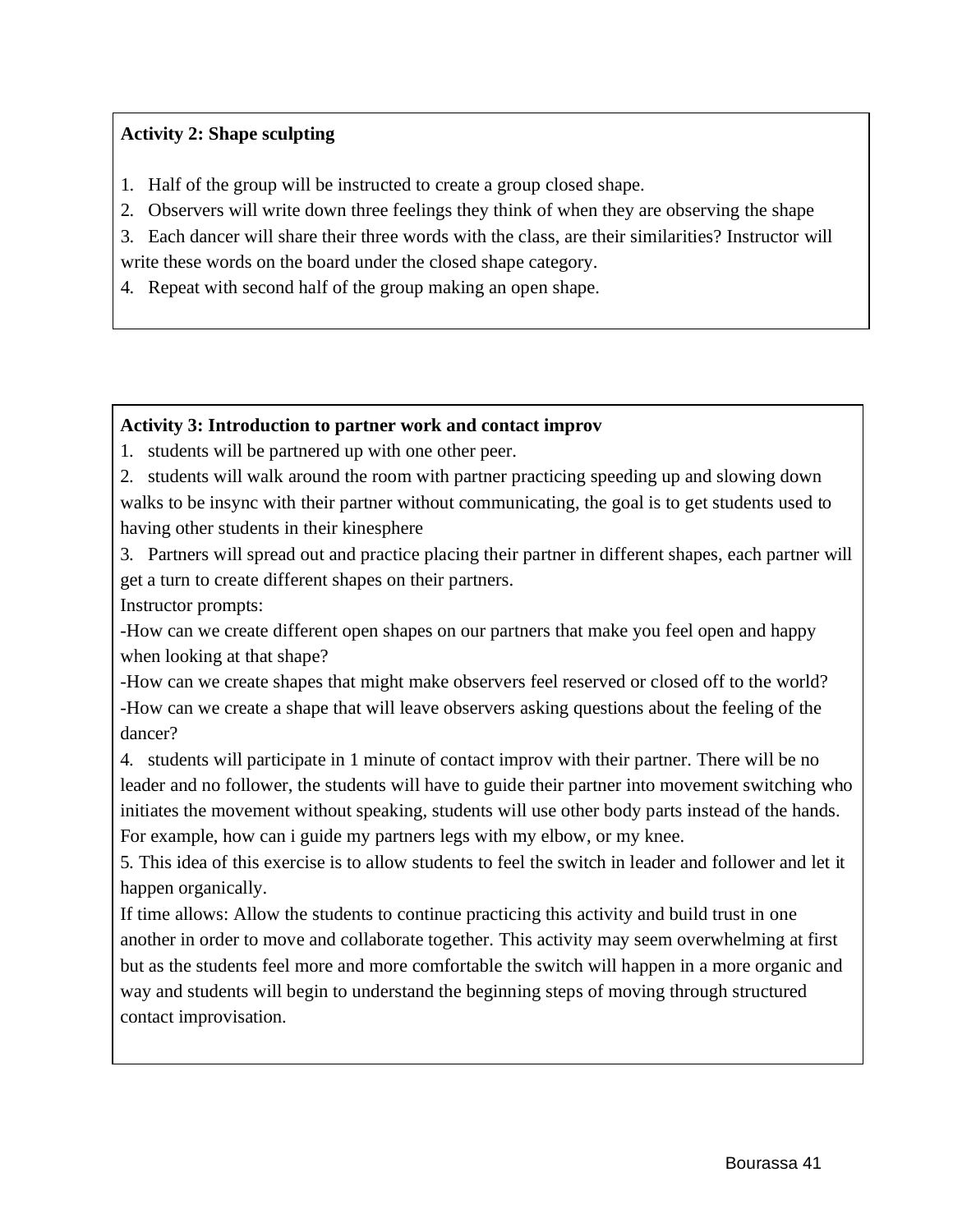**Activity 2: Shape sculpting**

1. Half of the group will be instructed to create a group closed shape.
2. Observers will write down three feelings they think of when they are observing the shape
3. Each dancer will share their three words with the class, are their similarities? Instructor will write these words on the board under the closed shape category.
4. Repeat with second half of the group making an open shape.

**Activity 3: Introduction to partner work and contact improv**

1. students will be partnered up with one other peer.
2. students will walk around the room with partner practicing speeding up and slowing down walks to be insync with their partner without communicating, the goal is to get students used to having other students in their kinesphere
3. Partners will spread out and practice placing their partner in different shapes, each partner will get a turn to create different shapes on their partners.

Instructor prompts:

-How can we create different open shapes on our partners that make you feel open and happy when looking at that shape?

-How can we create shapes that might make observers feel reserved or closed off to the world?

-How can we create a shape that will leave observers asking questions about the feeling of the dancer?

4. students will participate in 1 minute of contact improv with their partner. There will be no leader and no follower, the students will have to guide their partner into movement switching who initiates the movement without speaking, students will use other body parts instead of the hands. For example, how can i guide my partners legs with my elbow, or my knee.
5. This idea of this exercise is to allow students to feel the switch in leader and follower and let it happen organically.

If time allows: Allow the students to continue practicing this activity and build trust in one another in order to move and collaborate together. This activity may seem overwhelming at first but as the students feel more and more comfortable the switch will happen in a more organic and way and students will begin to understand the beginning steps of moving through structured contact improvisation.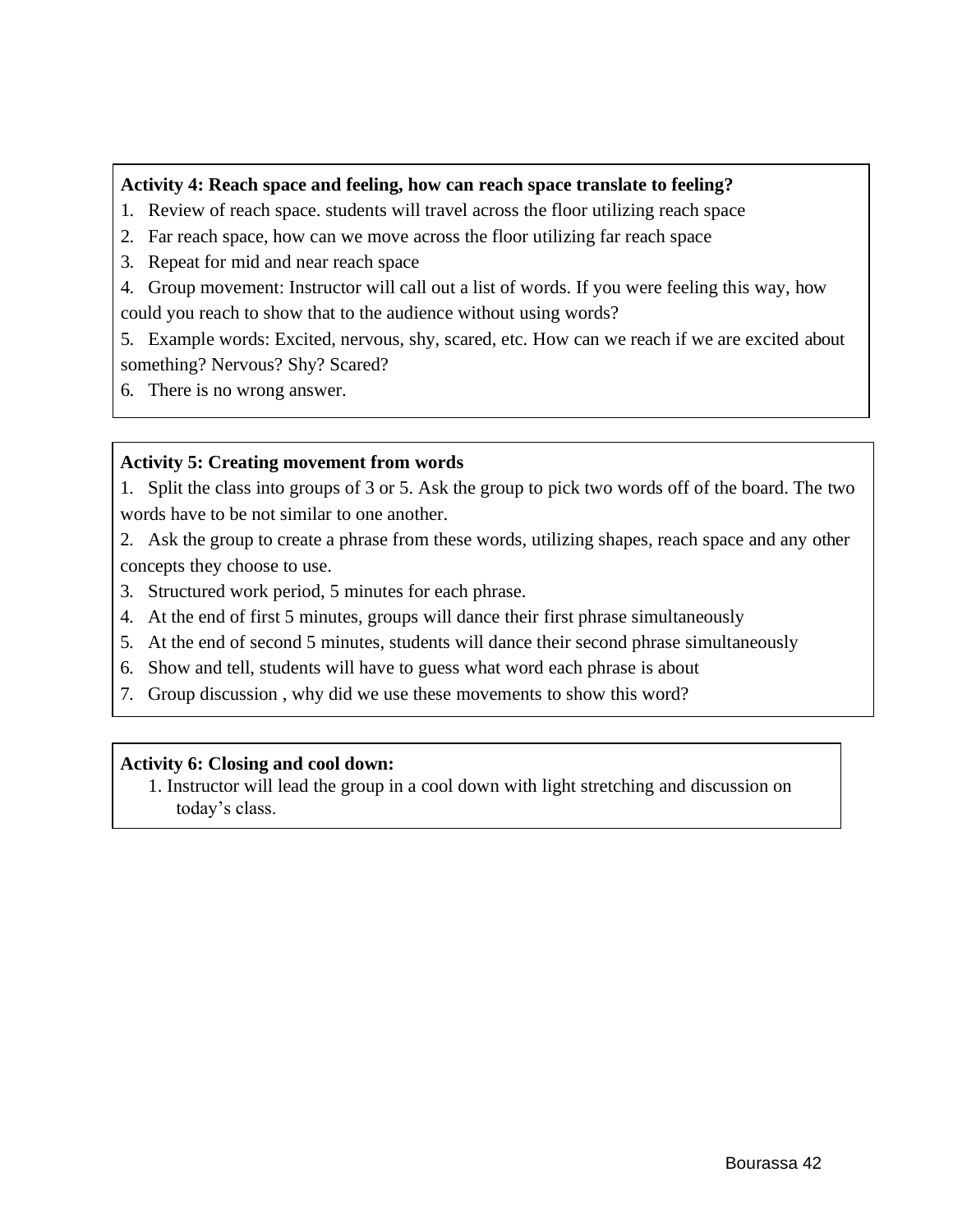**Activity 4: Reach space and feeling, how can reach space translate to feeling?**

1. Review of reach space. students will travel across the floor utilizing reach space
2. Far reach space, how can we move across the floor utilizing far reach space
3. Repeat for mid and near reach space
4. Group movement: Instructor will call out a list of words. If you were feeling this way, how could you reach to show that to the audience without using words?
5. Example words: Excited, nervous, shy, scared, etc. How can we reach if we are excited about something? Nervous? Shy? Scared?
6. There is no wrong answer.

**Activity 5: Creating movement from words**

1. Split the class into groups of 3 or 5. Ask the group to pick two words off of the board. The two words have to be not similar to one another.
2. Ask the group to create a phrase from these words, utilizing shapes, reach space and any other concepts they choose to use.
3. Structured work period, 5 minutes for each phrase.
4. At the end of first 5 minutes, groups will dance their first phrase simultaneously
5. At the end of second 5 minutes, students will dance their second phrase simultaneously
6. Show and tell, students will have to guess what word each phrase is about
7. Group discussion , why did we use these movements to show this word?

**Activity 6: Closing and cool down:**

1. Instructor will lead the group in a cool down with light stretching and discussion on today's class.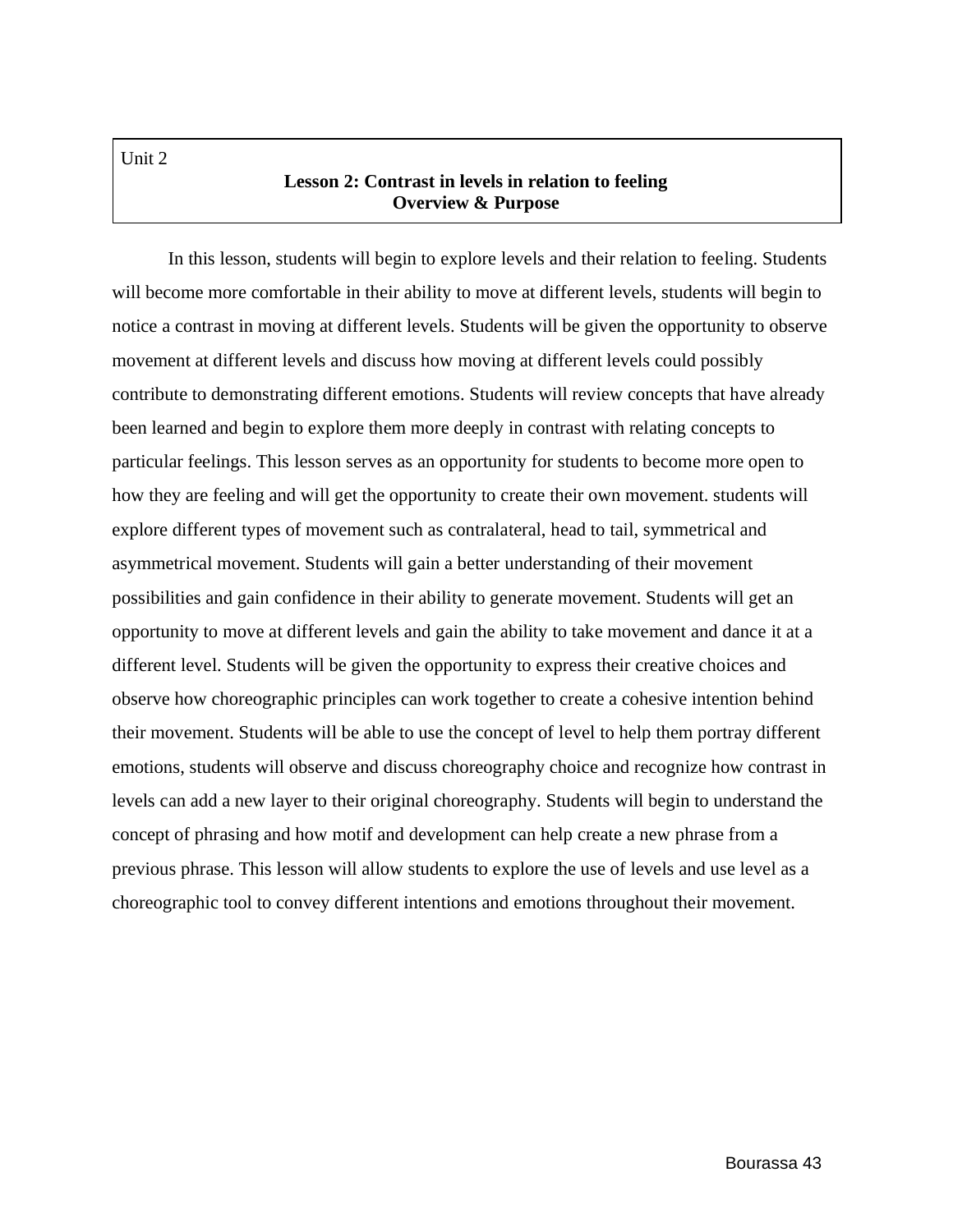Unit 2

## Lesson 2: Contrast in levels in relation to feeling
### Overview & Purpose

In this lesson, students will begin to explore levels and their relation to feeling. Students will become more comfortable in their ability to move at different levels, students will begin to notice a contrast in moving at different levels. Students will be given the opportunity to observe movement at different levels and discuss how moving at different levels could possibly contribute to demonstrating different emotions. Students will review concepts that have already been learned and begin to explore them more deeply in contrast with relating concepts to particular feelings. This lesson serves as an opportunity for students to become more open to how they are feeling and will get the opportunity to create their own movement. students will explore different types of movement such as contralateral, head to tail, symmetrical and asymmetrical movement. Students will gain a better understanding of their movement possibilities and gain confidence in their ability to generate movement. Students will get an opportunity to move at different levels and gain the ability to take movement and dance it at a different level. Students will be given the opportunity to express their creative choices and observe how choreographic principles can work together to create a cohesive intention behind their movement. Students will be able to use the concept of level to help them portray different emotions, students will observe and discuss choreography choice and recognize how contrast in levels can add a new layer to their original choreography. Students will begin to understand the concept of phrasing and how motif and development can help create a new phrase from a previous phrase. This lesson will allow students to explore the use of levels and use level as a choreographic tool to convey different intentions and emotions throughout their movement.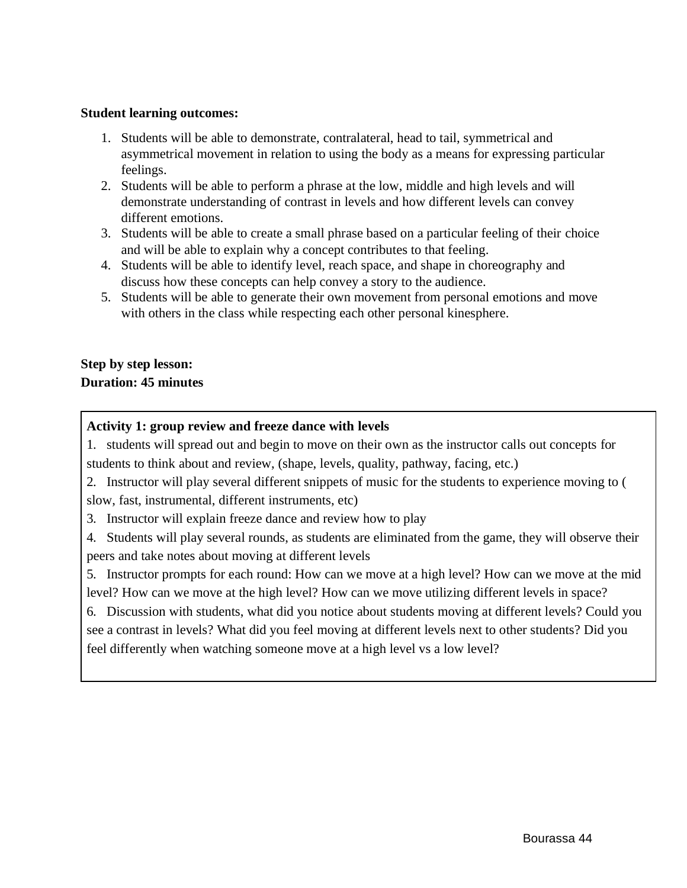**Student learning outcomes:**

1. Students will be able to demonstrate, contralateral, head to tail, symmetrical and asymmetrical movement in relation to using the body as a means for expressing particular feelings.
2. Students will be able to perform a phrase at the low, middle and high levels and will demonstrate understanding of contrast in levels and how different levels can convey different emotions.
3. Students will be able to create a small phrase based on a particular feeling of their choice and will be able to explain why a concept contributes to that feeling.
4. Students will be able to identify level, reach space, and shape in choreography and discuss how these concepts can help convey a story to the audience.
5. Students will be able to generate their own movement from personal emotions and move with others in the class while respecting each other personal kinesphere.

**Step by step lesson:**
**Duration: 45 minutes**

**Activity 1: group review and freeze dance with levels**

1. students will spread out and begin to move on their own as the instructor calls out concepts for students to think about and review, (shape, levels, quality, pathway, facing, etc.)
2. Instructor will play several different snippets of music for the students to experience moving to ( slow, fast, instrumental, different instruments, etc)
3. Instructor will explain freeze dance and review how to play
4. Students will play several rounds, as students are eliminated from the game, they will observe their peers and take notes about moving at different levels
5. Instructor prompts for each round: How can we move at a high level? How can we move at the mid level? How can we move at the high level? How can we move utilizing different levels in space?
6. Discussion with students, what did you notice about students moving at different levels? Could you see a contrast in levels? What did you feel moving at different levels next to other students? Did you feel differently when watching someone move at a high level vs a low level?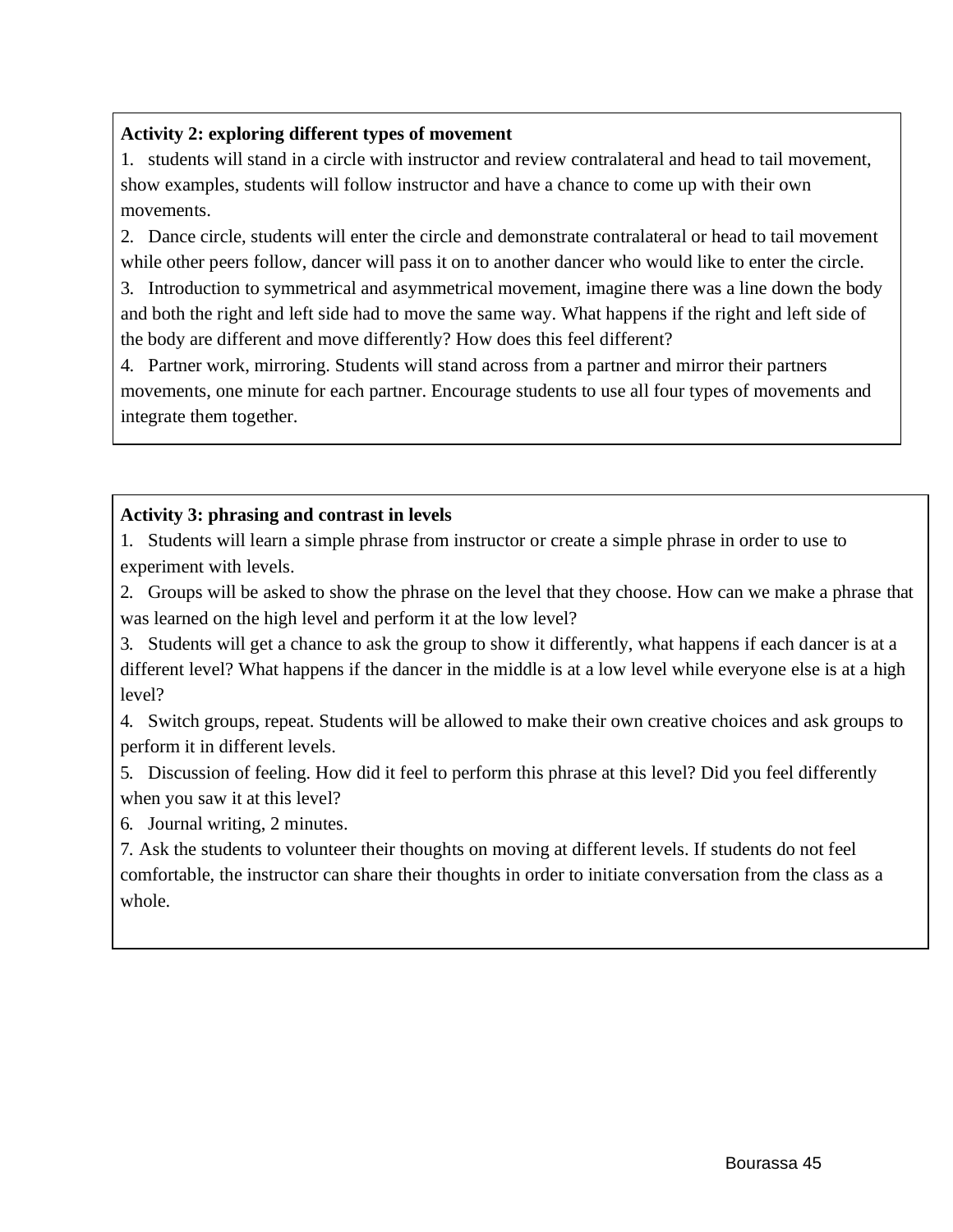**Activity 2: exploring different types of movement**

1. students will stand in a circle with instructor and review contralateral and head to tail movement, show examples, students will follow instructor and have a chance to come up with their own movements.
2. Dance circle, students will enter the circle and demonstrate contralateral or head to tail movement while other peers follow, dancer will pass it on to another dancer who would like to enter the circle.
3. Introduction to symmetrical and asymmetrical movement, imagine there was a line down the body and both the right and left side had to move the same way. What happens if the right and left side of the body are different and move differently? How does this feel different?
4. Partner work, mirroring. Students will stand across from a partner and mirror their partners movements, one minute for each partner. Encourage students to use all four types of movements and integrate them together.

**Activity 3: phrasing and contrast in levels**

1. Students will learn a simple phrase from instructor or create a simple phrase in order to use to experiment with levels.
2. Groups will be asked to show the phrase on the level that they choose. How can we make a phrase that was learned on the high level and perform it at the low level?
3. Students will get a chance to ask the group to show it differently, what happens if each dancer is at a different level? What happens if the dancer in the middle is at a low level while everyone else is at a high level?
4. Switch groups, repeat. Students will be allowed to make their own creative choices and ask groups to perform it in different levels.
5. Discussion of feeling. How did it feel to perform this phrase at this level? Did you feel differently when you saw it at this level?
6. Journal writing, 2 minutes.
7. Ask the students to volunteer their thoughts on moving at different levels. If students do not feel comfortable, the instructor can share their thoughts in order to initiate conversation from the class as a whole.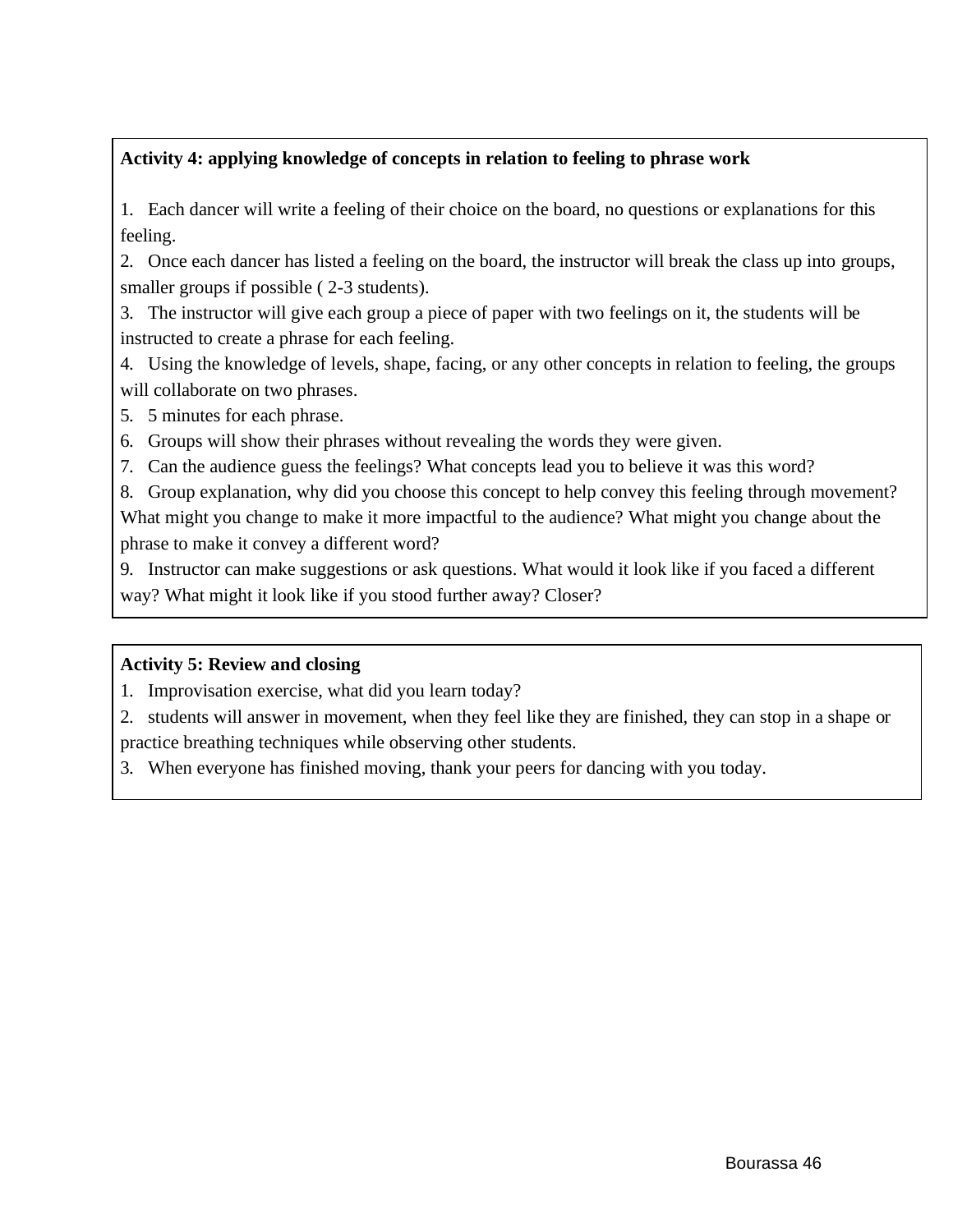**Activity 4: applying knowledge of concepts in relation to feeling to phrase work**

1. Each dancer will write a feeling of their choice on the board, no questions or explanations for this feeling.
2. Once each dancer has listed a feeling on the board, the instructor will break the class up into groups, smaller groups if possible ( 2-3 students).
3. The instructor will give each group a piece of paper with two feelings on it, the students will be instructed to create a phrase for each feeling.
4. Using the knowledge of levels, shape, facing, or any other concepts in relation to feeling, the groups will collaborate on two phrases.
5. 5 minutes for each phrase.
6. Groups will show their phrases without revealing the words they were given.
7. Can the audience guess the feelings? What concepts lead you to believe it was this word?
8. Group explanation, why did you choose this concept to help convey this feeling through movement? What might you change to make it more impactful to the audience? What might you change about the phrase to make it convey a different word?
9. Instructor can make suggestions or ask questions. What would it look like if you faced a different way? What might it look like if you stood further away? Closer?

**Activity 5: Review and closing**

1. Improvisation exercise, what did you learn today?
2. students will answer in movement, when they feel like they are finished, they can stop in a shape or practice breathing techniques while observing other students.
3. When everyone has finished moving, thank your peers for dancing with you today.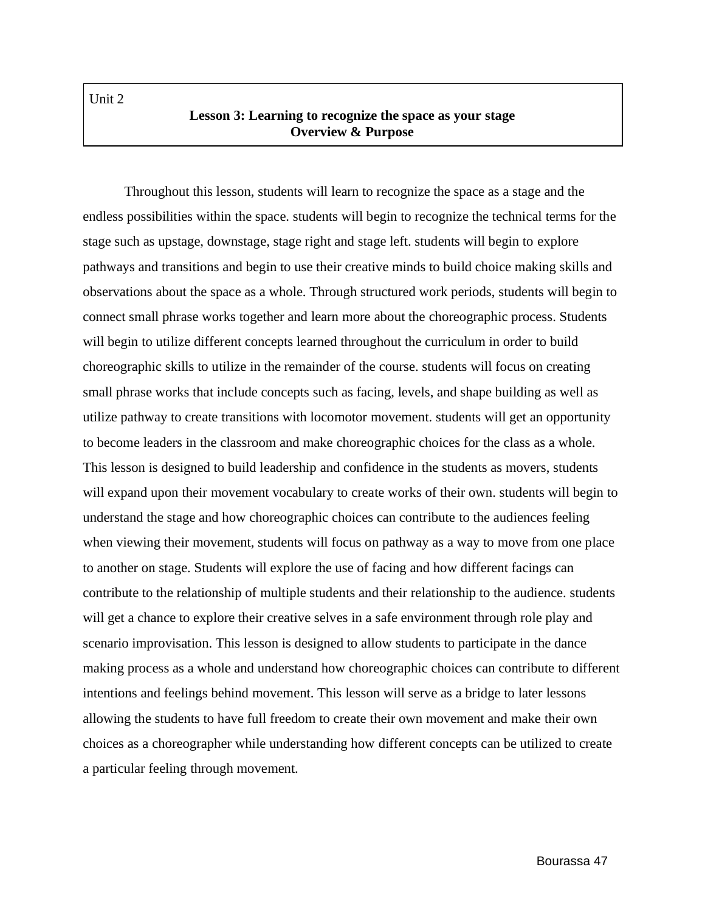Unit 2

## Lesson 3: Learning to recognize the space as your stage

### Overview & Purpose

Throughout this lesson, students will learn to recognize the space as a stage and the endless possibilities within the space. students will begin to recognize the technical terms for the stage such as upstage, downstage, stage right and stage left. students will begin to explore pathways and transitions and begin to use their creative minds to build choice making skills and observations about the space as a whole. Through structured work periods, students will begin to connect small phrase works together and learn more about the choreographic process. Students will begin to utilize different concepts learned throughout the curriculum in order to build choreographic skills to utilize in the remainder of the course. students will focus on creating small phrase works that include concepts such as facing, levels, and shape building as well as utilize pathway to create transitions with locomotor movement. students will get an opportunity to become leaders in the classroom and make choreographic choices for the class as a whole. This lesson is designed to build leadership and confidence in the students as movers, students will expand upon their movement vocabulary to create works of their own. students will begin to understand the stage and how choreographic choices can contribute to the audiences feeling when viewing their movement, students will focus on pathway as a way to move from one place to another on stage. Students will explore the use of facing and how different facings can contribute to the relationship of multiple students and their relationship to the audience. students will get a chance to explore their creative selves in a safe environment through role play and scenario improvisation. This lesson is designed to allow students to participate in the dance making process as a whole and understand how choreographic choices can contribute to different intentions and feelings behind movement. This lesson will serve as a bridge to later lessons allowing the students to have full freedom to create their own movement and make their own choices as a choreographer while understanding how different concepts can be utilized to create a particular feeling through movement.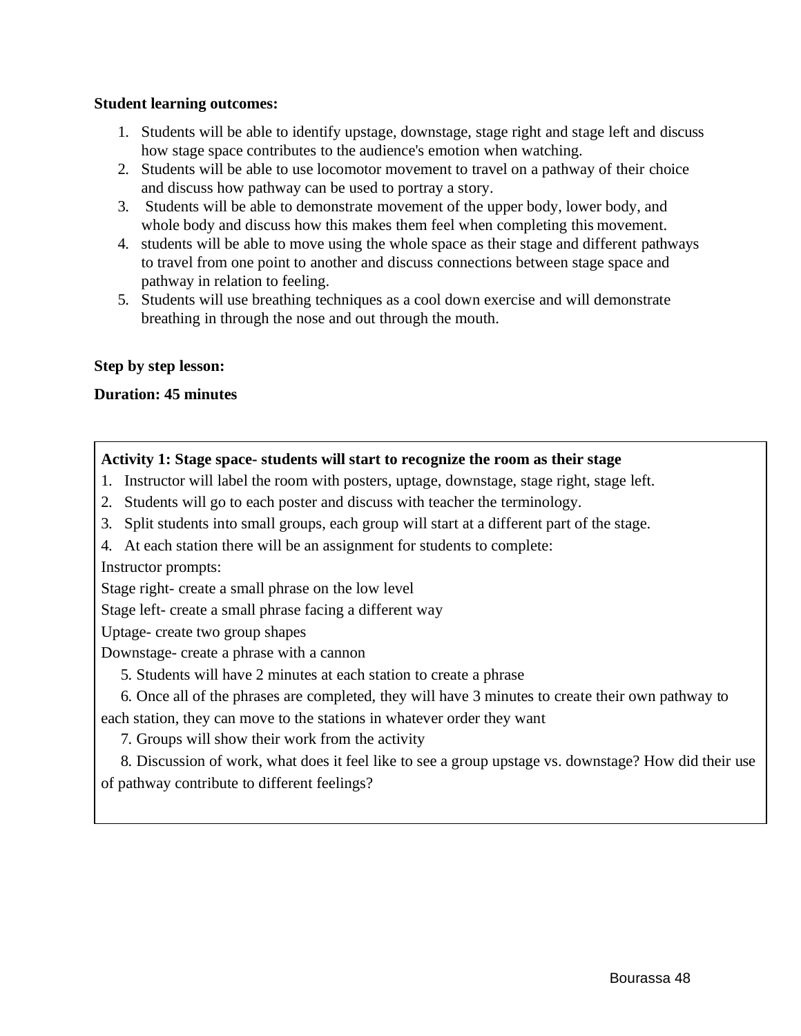**Student learning outcomes:**

1. Students will be able to identify upstage, downstage, stage right and stage left and discuss how stage space contributes to the audience's emotion when watching.
2. Students will be able to use locomotor movement to travel on a pathway of their choice and discuss how pathway can be used to portray a story.
3. Students will be able to demonstrate movement of the upper body, lower body, and whole body and discuss how this makes them feel when completing this movement.
4. students will be able to move using the whole space as their stage and different pathways to travel from one point to another and discuss connections between stage space and pathway in relation to feeling.
5. Students will use breathing techniques as a cool down exercise and will demonstrate breathing in through the nose and out through the mouth.

**Step by step lesson:**

**Duration: 45 minutes**

**Activity 1: Stage space- students will start to recognize the room as their stage**

1. Instructor will label the room with posters, uptage, downstage, stage right, stage left.
2. Students will go to each poster and discuss with teacher the terminology.
3. Split students into small groups, each group will start at a different part of the stage.
4. At each station there will be an assignment for students to complete:

Instructor prompts:

Stage right- create a small phrase on the low level

Stage left- create a small phrase facing a different way

Uptage- create two group shapes

Downstage- create a phrase with a cannon

5. Students will have 2 minutes at each station to create a phrase
6. Once all of the phrases are completed, they will have 3 minutes to create their own pathway to each station, they can move to the stations in whatever order they want
7. Groups will show their work from the activity
8. Discussion of work, what does it feel like to see a group upstage vs. downstage? How did their use of pathway contribute to different feelings?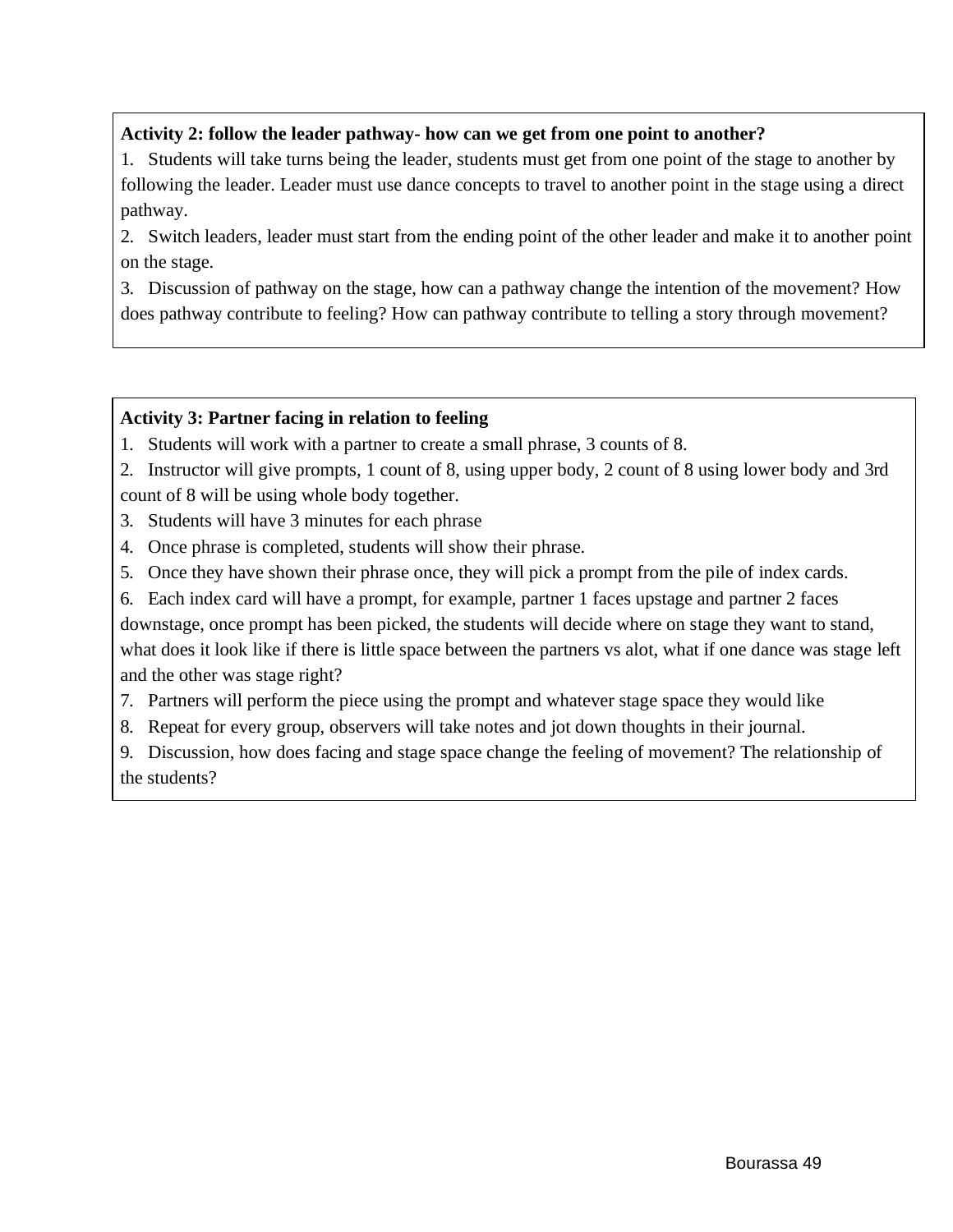**Activity 2: follow the leader pathway- how can we get from one point to another?**

1. Students will take turns being the leader, students must get from one point of the stage to another by following the leader. Leader must use dance concepts to travel to another point in the stage using a direct pathway.
2. Switch leaders, leader must start from the ending point of the other leader and make it to another point on the stage.
3. Discussion of pathway on the stage, how can a pathway change the intention of the movement? How does pathway contribute to feeling? How can pathway contribute to telling a story through movement?

**Activity 3: Partner facing in relation to feeling**

1. Students will work with a partner to create a small phrase, 3 counts of 8.
2. Instructor will give prompts, 1 count of 8, using upper body, 2 count of 8 using lower body and 3rd count of 8 will be using whole body together.
3. Students will have 3 minutes for each phrase
4. Once phrase is completed, students will show their phrase.
5. Once they have shown their phrase once, they will pick a prompt from the pile of index cards.
6. Each index card will have a prompt, for example, partner 1 faces upstage and partner 2 faces downstage, once prompt has been picked, the students will decide where on stage they want to stand, what does it look like if there is little space between the partners vs alot, what if one dance was stage left and the other was stage right?
7. Partners will perform the piece using the prompt and whatever stage space they would like
8. Repeat for every group, observers will take notes and jot down thoughts in their journal.
9. Discussion, how does facing and stage space change the feeling of movement? The relationship of the students?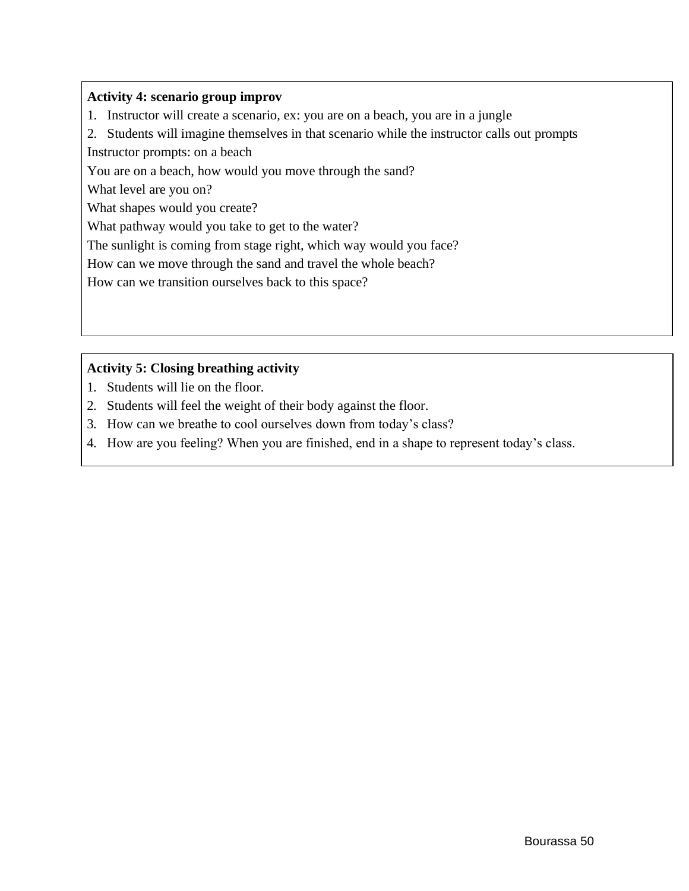**Activity 4: scenario group improv**

1. Instructor will create a scenario, ex: you are on a beach, you are in a jungle
2. Students will imagine themselves in that scenario while the instructor calls out prompts

Instructor prompts: on a beach

You are on a beach, how would you move through the sand?

What level are you on?

What shapes would you create?

What pathway would you take to get to the water?

The sunlight is coming from stage right, which way would you face?

How can we move through the sand and travel the whole beach?

How can we transition ourselves back to this space?

**Activity 5: Closing breathing activity**

1. Students will lie on the floor.
2. Students will feel the weight of their body against the floor.
3. How can we breathe to cool ourselves down from today's class?
4. How are you feeling? When you are finished, end in a shape to represent today's class.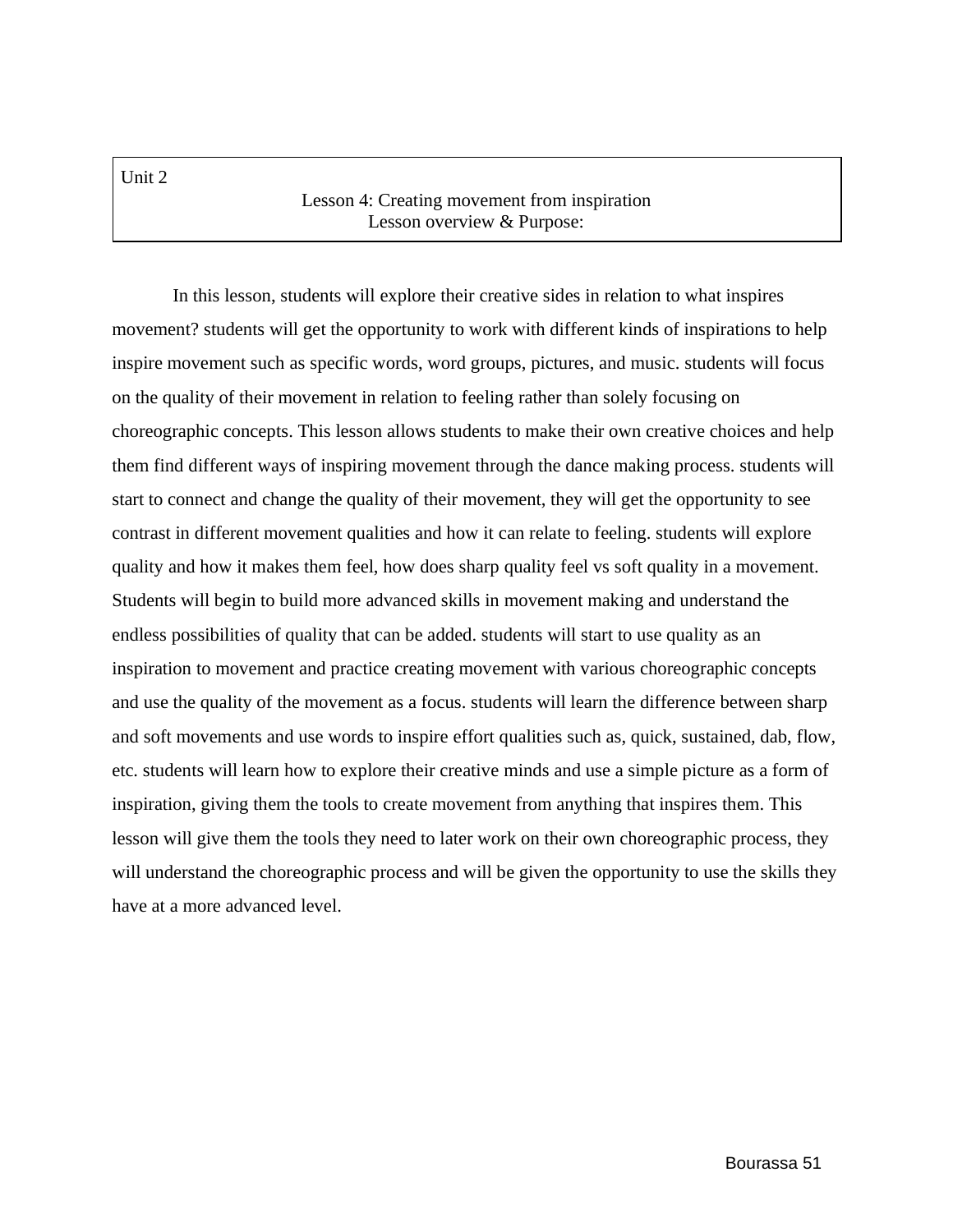Unit 2

## Lesson 4: Creating movement from inspiration

### Lesson overview & Purpose:

In this lesson, students will explore their creative sides in relation to what inspires movement? students will get the opportunity to work with different kinds of inspirations to help inspire movement such as specific words, word groups, pictures, and music. students will focus on the quality of their movement in relation to feeling rather than solely focusing on choreographic concepts. This lesson allows students to make their own creative choices and help them find different ways of inspiring movement through the dance making process. students will start to connect and change the quality of their movement, they will get the opportunity to see contrast in different movement qualities and how it can relate to feeling. students will explore quality and how it makes them feel, how does sharp quality feel vs soft quality in a movement. Students will begin to build more advanced skills in movement making and understand the endless possibilities of quality that can be added. students will start to use quality as an inspiration to movement and practice creating movement with various choreographic concepts and use the quality of the movement as a focus. students will learn the difference between sharp and soft movements and use words to inspire effort qualities such as, quick, sustained, dab, flow, etc. students will learn how to explore their creative minds and use a simple picture as a form of inspiration, giving them the tools to create movement from anything that inspires them. This lesson will give them the tools they need to later work on their own choreographic process, they will understand the choreographic process and will be given the opportunity to use the skills they have at a more advanced level.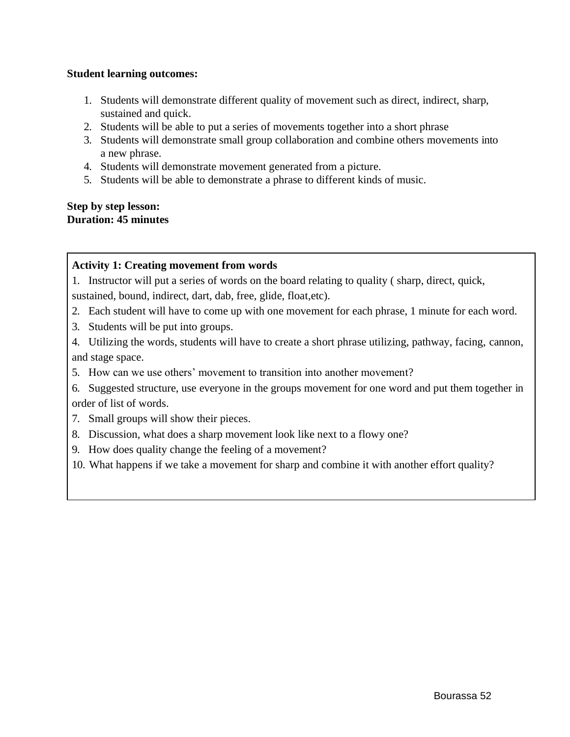**Student learning outcomes:**

1. Students will demonstrate different quality of movement such as direct, indirect, sharp, sustained and quick.
2. Students will be able to put a series of movements together into a short phrase
3. Students will demonstrate small group collaboration and combine others movements into a new phrase.
4. Students will demonstrate movement generated from a picture.
5. Students will be able to demonstrate a phrase to different kinds of music.

**Step by step lesson:**
**Duration: 45 minutes**

**Activity 1: Creating movement from words**

1. Instructor will put a series of words on the board relating to quality ( sharp, direct, quick, sustained, bound, indirect, dart, dab, free, glide, float,etc).
2. Each student will have to come up with one movement for each phrase, 1 minute for each word.
3. Students will be put into groups.
4. Utilizing the words, students will have to create a short phrase utilizing, pathway, facing, cannon, and stage space.
5. How can we use others' movement to transition into another movement?
6. Suggested structure, use everyone in the groups movement for one word and put them together in order of list of words.
7. Small groups will show their pieces.
8. Discussion, what does a sharp movement look like next to a flowy one?
9. How does quality change the feeling of a movement?
10. What happens if we take a movement for sharp and combine it with another effort quality?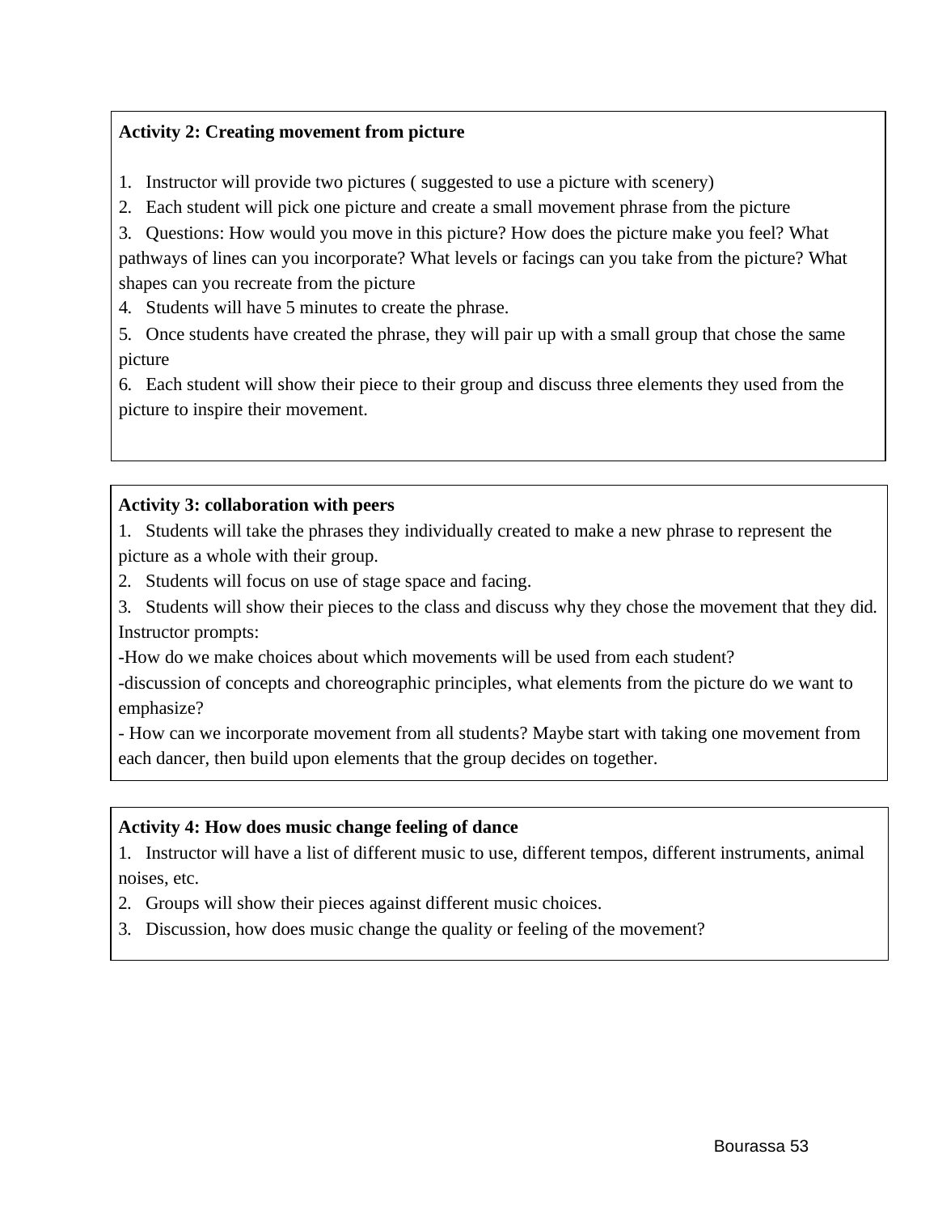**Activity 2: Creating movement from picture**

1. Instructor will provide two pictures ( suggested to use a picture with scenery)
2. Each student will pick one picture and create a small movement phrase from the picture
3. Questions: How would you move in this picture? How does the picture make you feel? What pathways of lines can you incorporate? What levels or facings can you take from the picture? What shapes can you recreate from the picture
4. Students will have 5 minutes to create the phrase.
5. Once students have created the phrase, they will pair up with a small group that chose the same picture
6. Each student will show their piece to their group and discuss three elements they used from the picture to inspire their movement.

**Activity 3: collaboration with peers**

1. Students will take the phrases they individually created to make a new phrase to represent the picture as a whole with their group.
2. Students will focus on use of stage space and facing.
3. Students will show their pieces to the class and discuss why they chose the movement that they did.

Instructor prompts:

-How do we make choices about which movements will be used from each student?

-discussion of concepts and choreographic principles, what elements from the picture do we want to emphasize?

- How can we incorporate movement from all students? Maybe start with taking one movement from each dancer, then build upon elements that the group decides on together.

**Activity 4: How does music change feeling of dance**

1. Instructor will have a list of different music to use, different tempos, different instruments, animal noises, etc.
2. Groups will show their pieces against different music choices.
3. Discussion, how does music change the quality or feeling of the movement?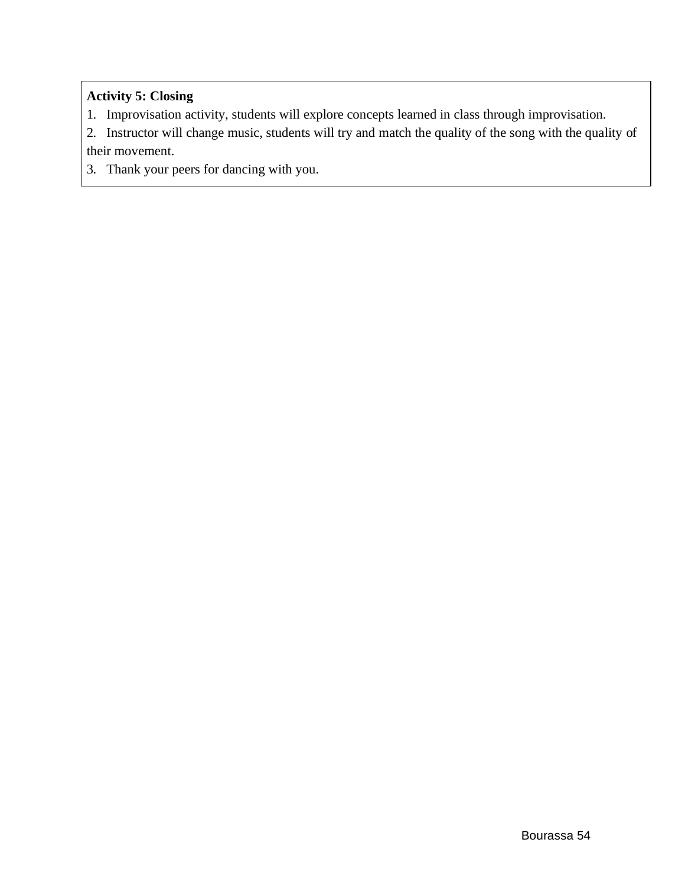**Activity 5: Closing**

1. Improvisation activity, students will explore concepts learned in class through improvisation.
2. Instructor will change music, students will try and match the quality of the song with the quality of their movement.
3. Thank your peers for dancing with you.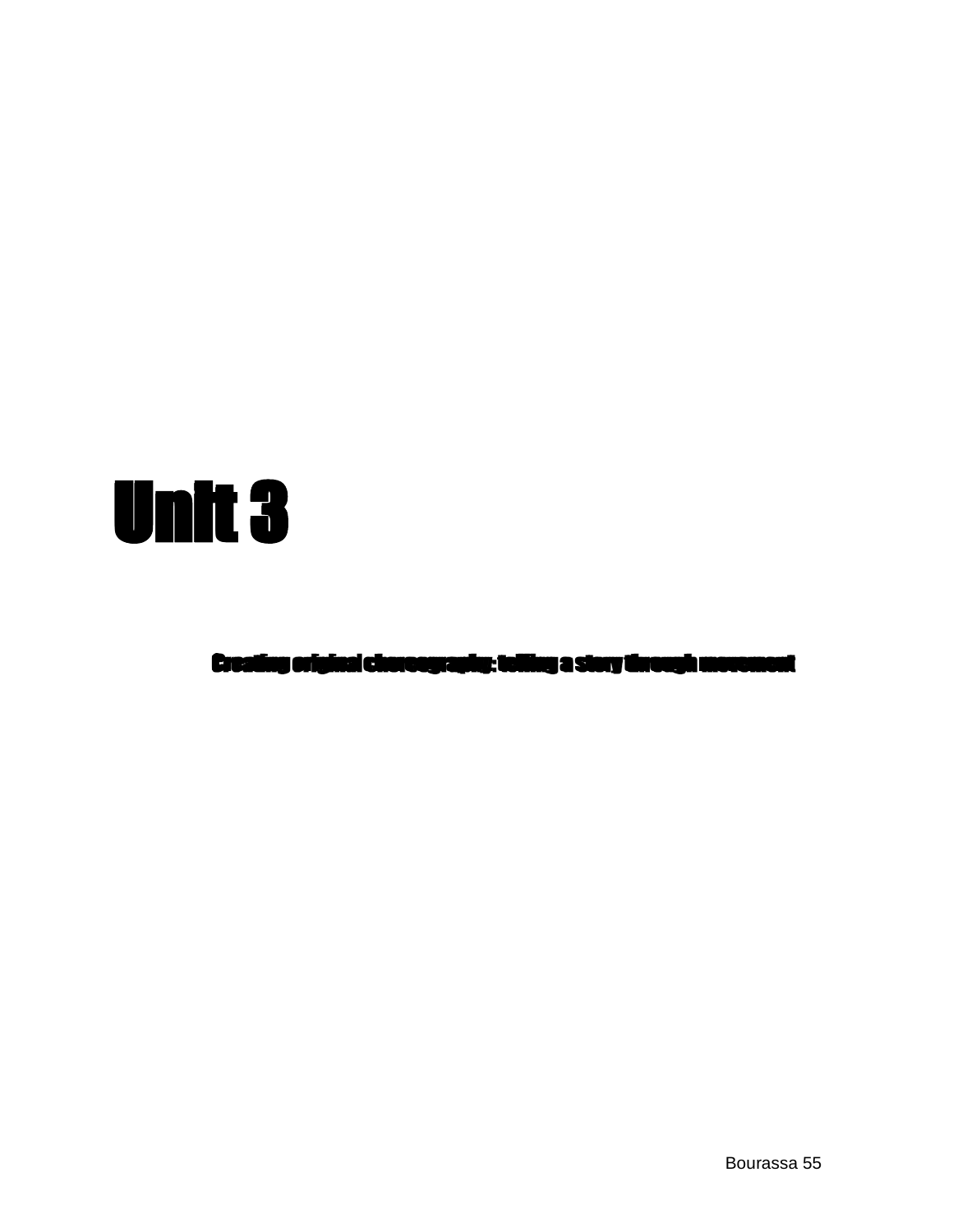# Unit 3

## Creating original choreography: telling a story through movement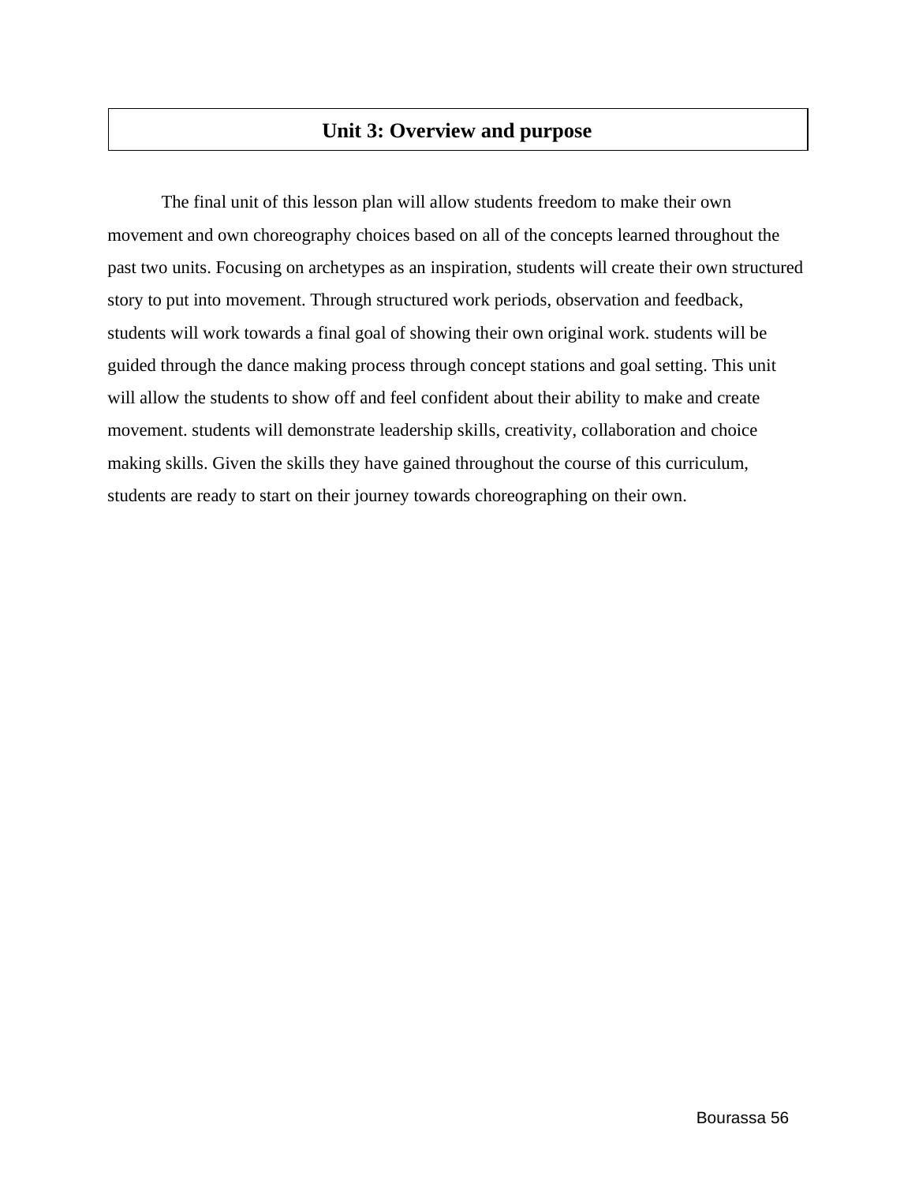## Unit 3: Overview and purpose

The final unit of this lesson plan will allow students freedom to make their own movement and own choreography choices based on all of the concepts learned throughout the past two units. Focusing on archetypes as an inspiration, students will create their own structured story to put into movement. Through structured work periods, observation and feedback, students will work towards a final goal of showing their own original work. students will be guided through the dance making process through concept stations and goal setting. This unit will allow the students to show off and feel confident about their ability to make and create movement. students will demonstrate leadership skills, creativity, collaboration and choice making skills. Given the skills they have gained throughout the course of this curriculum, students are ready to start on their journey towards choreographing on their own.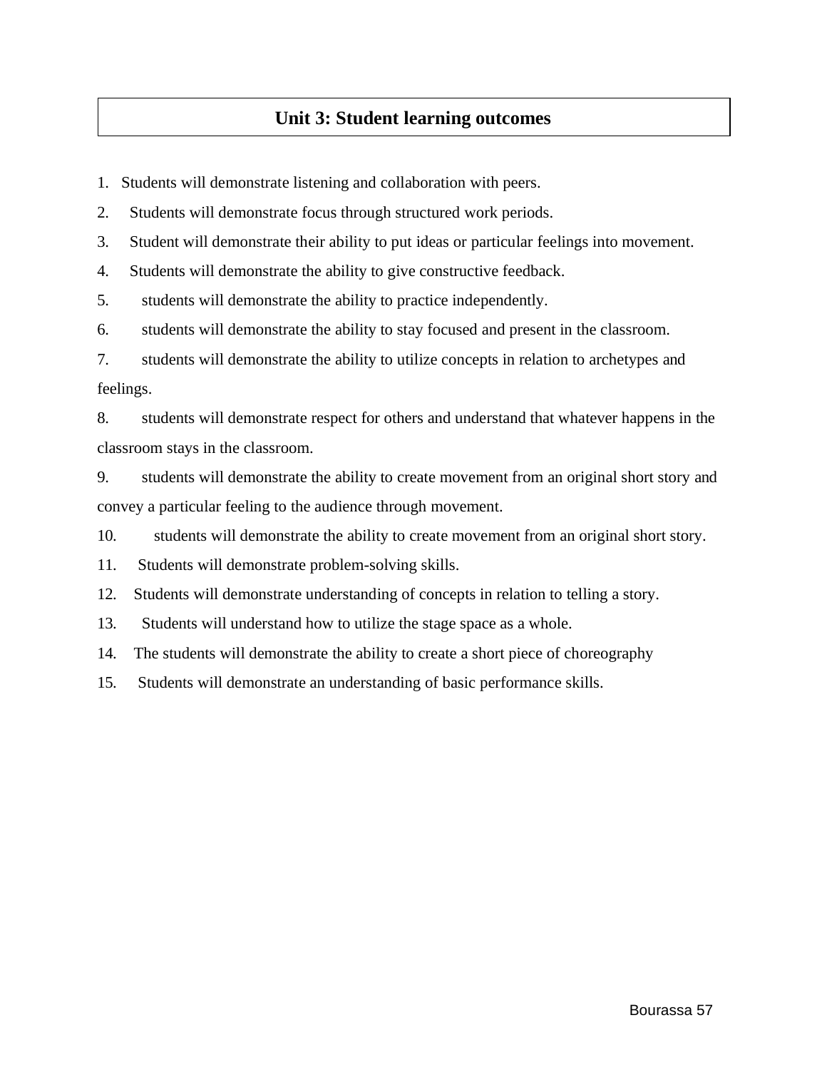## Unit 3: Student learning outcomes

1. Students will demonstrate listening and collaboration with peers.
2. Students will demonstrate focus through structured work periods.
3. Student will demonstrate their ability to put ideas or particular feelings into movement.
4. Students will demonstrate the ability to give constructive feedback.
5. students will demonstrate the ability to practice independently.
6. students will demonstrate the ability to stay focused and present in the classroom.
7. students will demonstrate the ability to utilize concepts in relation to archetypes and feelings.
8. students will demonstrate respect for others and understand that whatever happens in the classroom stays in the classroom.
9. students will demonstrate the ability to create movement from an original short story and convey a particular feeling to the audience through movement.
10. students will demonstrate the ability to create movement from an original short story.
11. Students will demonstrate problem-solving skills.
12. Students will demonstrate understanding of concepts in relation to telling a story.
13. Students will understand how to utilize the stage space as a whole.
14. The students will demonstrate the ability to create a short piece of choreography
15. Students will demonstrate an understanding of basic performance skills.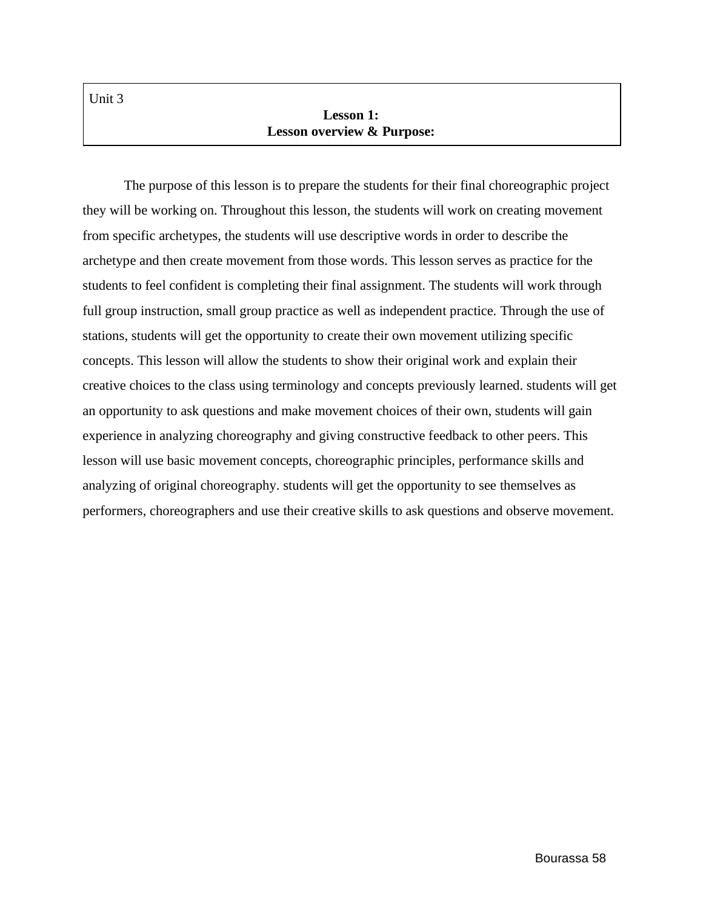Unit 3

**Lesson 1:**
**Lesson overview & Purpose:**

The purpose of this lesson is to prepare the students for their final choreographic project they will be working on. Throughout this lesson, the students will work on creating movement from specific archetypes, the students will use descriptive words in order to describe the archetype and then create movement from those words. This lesson serves as practice for the students to feel confident is completing their final assignment. The students will work through full group instruction, small group practice as well as independent practice. Through the use of stations, students will get the opportunity to create their own movement utilizing specific concepts. This lesson will allow the students to show their original work and explain their creative choices to the class using terminology and concepts previously learned. students will get an opportunity to ask questions and make movement choices of their own, students will gain experience in analyzing choreography and giving constructive feedback to other peers. This lesson will use basic movement concepts, choreographic principles, performance skills and analyzing of original choreography. students will get the opportunity to see themselves as performers, choreographers and use their creative skills to ask questions and observe movement.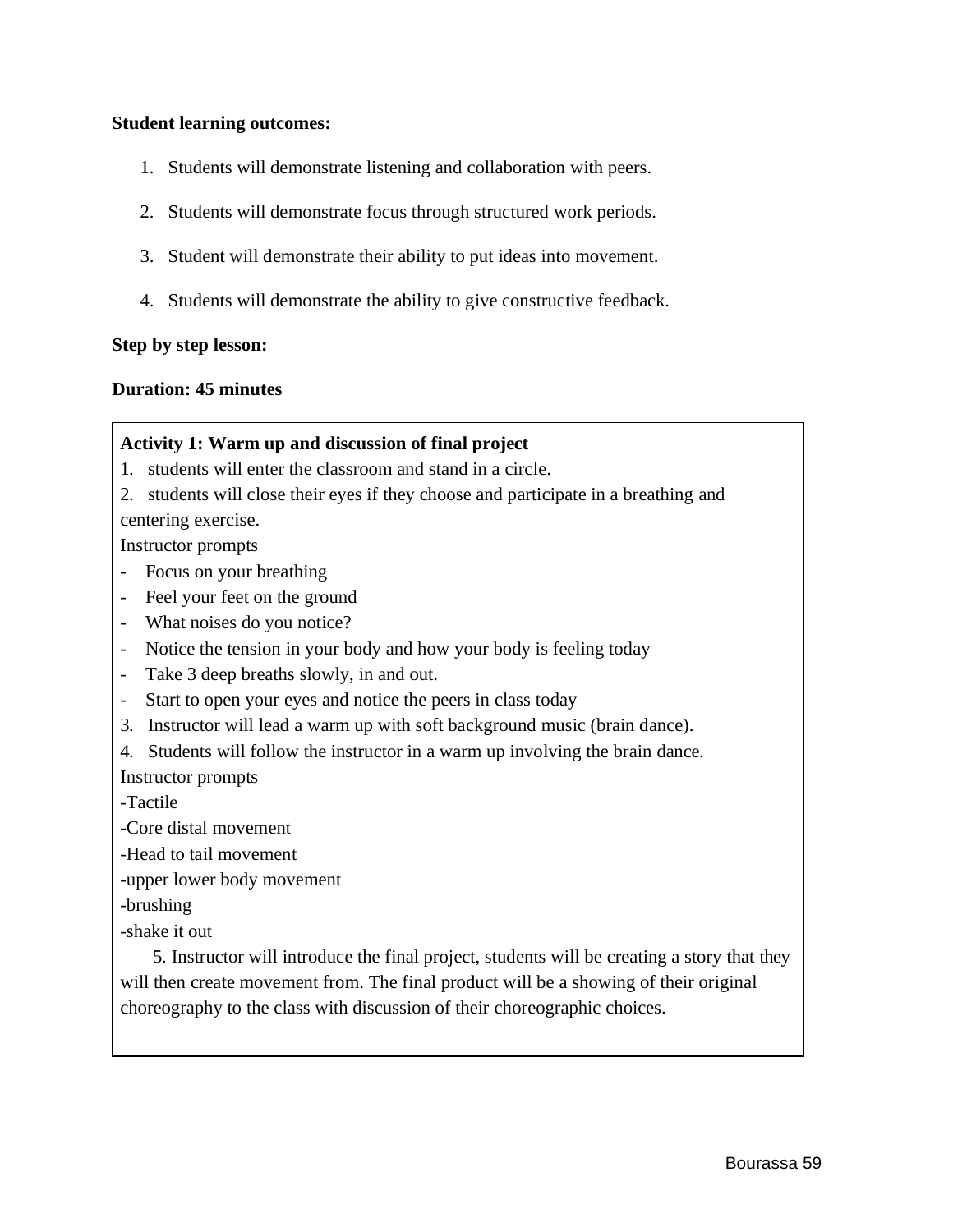**Student learning outcomes:**

1. Students will demonstrate listening and collaboration with peers.
2. Students will demonstrate focus through structured work periods.
3. Student will demonstrate their ability to put ideas into movement.
4. Students will demonstrate the ability to give constructive feedback.

**Step by step lesson:**

**Duration: 45 minutes**

**Activity 1: Warm up and discussion of final project**

1. students will enter the classroom and stand in a circle.
2. students will close their eyes if they choose and participate in a breathing and centering exercise.

Instructor prompts

- Focus on your breathing
- Feel your feet on the ground
- What noises do you notice?
- Notice the tension in your body and how your body is feeling today
- Take 3 deep breaths slowly, in and out.
- Start to open your eyes and notice the peers in class today

3. Instructor will lead a warm up with soft background music (brain dance).
4. Students will follow the instructor in a warm up involving the brain dance.

Instructor prompts

-Tactile

-Core distal movement

-Head to tail movement

-upper lower body movement

-brushing

-shake it out

5. Instructor will introduce the final project, students will be creating a story that they will then create movement from. The final product will be a showing of their original choreography to the class with discussion of their choreographic choices.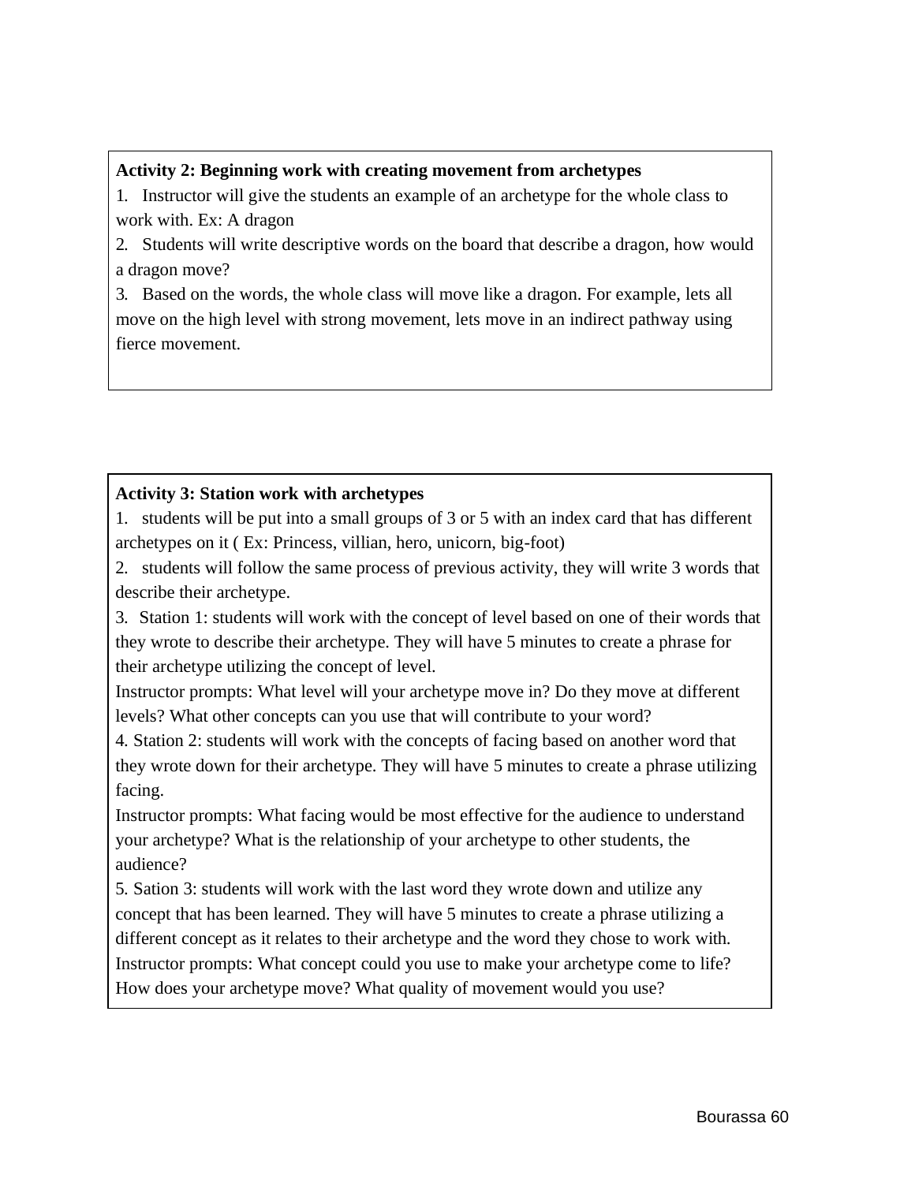**Activity 2: Beginning work with creating movement from archetypes**

1. Instructor will give the students an example of an archetype for the whole class to work with. Ex: A dragon
2. Students will write descriptive words on the board that describe a dragon, how would a dragon move?
3. Based on the words, the whole class will move like a dragon. For example, lets all move on the high level with strong movement, lets move in an indirect pathway using fierce movement.

**Activity 3: Station work with archetypes**

1. students will be put into a small groups of 3 or 5 with an index card that has different archetypes on it ( Ex: Princess, villian, hero, unicorn, big-foot)
2. students will follow the same process of previous activity, they will write 3 words that describe their archetype.
3. Station 1: students will work with the concept of level based on one of their words that they wrote to describe their archetype. They will have 5 minutes to create a phrase for their archetype utilizing the concept of level.
   Instructor prompts: What level will your archetype move in? Do they move at different levels? What other concepts can you use that will contribute to your word?
4. Station 2: students will work with the concepts of facing based on another word that they wrote down for their archetype. They will have 5 minutes to create a phrase utilizing facing.
   Instructor prompts: What facing would be most effective for the audience to understand your archetype? What is the relationship of your archetype to other students, the audience?
5. Sation 3: students will work with the last word they wrote down and utilize any concept that has been learned. They will have 5 minutes to create a phrase utilizing a different concept as it relates to their archetype and the word they chose to work with.
   Instructor prompts: What concept could you use to make your archetype come to life? How does your archetype move? What quality of movement would you use?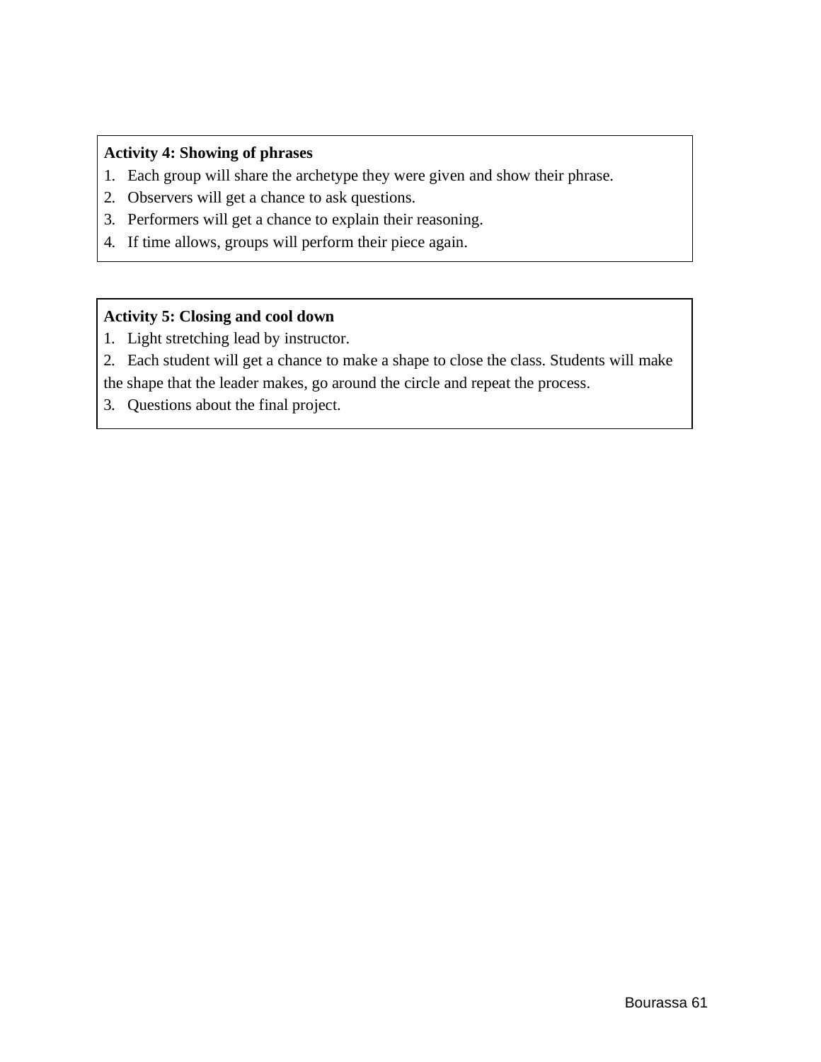**Activity 4: Showing of phrases**

1. Each group will share the archetype they were given and show their phrase.
2. Observers will get a chance to ask questions.
3. Performers will get a chance to explain their reasoning.
4. If time allows, groups will perform their piece again.

**Activity 5: Closing and cool down**

1. Light stretching lead by instructor.
2. Each student will get a chance to make a shape to close the class. Students will make the shape that the leader makes, go around the circle and repeat the process.
3. Questions about the final project.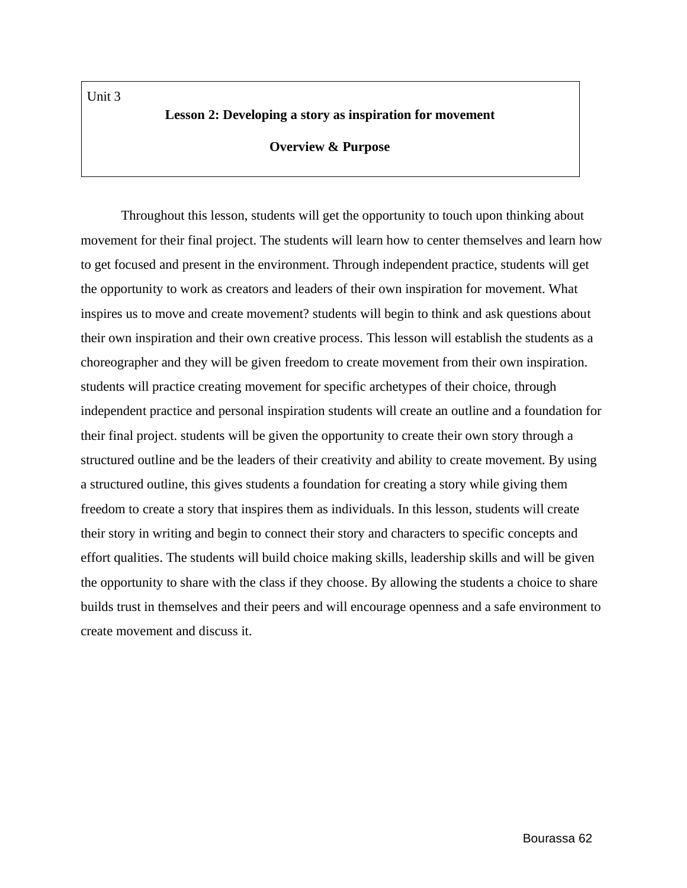Unit 3

**Lesson 2: Developing a story as inspiration for movement**

**Overview & Purpose**

Throughout this lesson, students will get the opportunity to touch upon thinking about movement for their final project. The students will learn how to center themselves and learn how to get focused and present in the environment. Through independent practice, students will get the opportunity to work as creators and leaders of their own inspiration for movement. What inspires us to move and create movement? students will begin to think and ask questions about their own inspiration and their own creative process. This lesson will establish the students as a choreographer and they will be given freedom to create movement from their own inspiration. students will practice creating movement for specific archetypes of their choice, through independent practice and personal inspiration students will create an outline and a foundation for their final project. students will be given the opportunity to create their own story through a structured outline and be the leaders of their creativity and ability to create movement. By using a structured outline, this gives students a foundation for creating a story while giving them freedom to create a story that inspires them as individuals. In this lesson, students will create their story in writing and begin to connect their story and characters to specific concepts and effort qualities. The students will build choice making skills, leadership skills and will be given the opportunity to share with the class if they choose. By allowing the students a choice to share builds trust in themselves and their peers and will encourage openness and a safe environment to create movement and discuss it.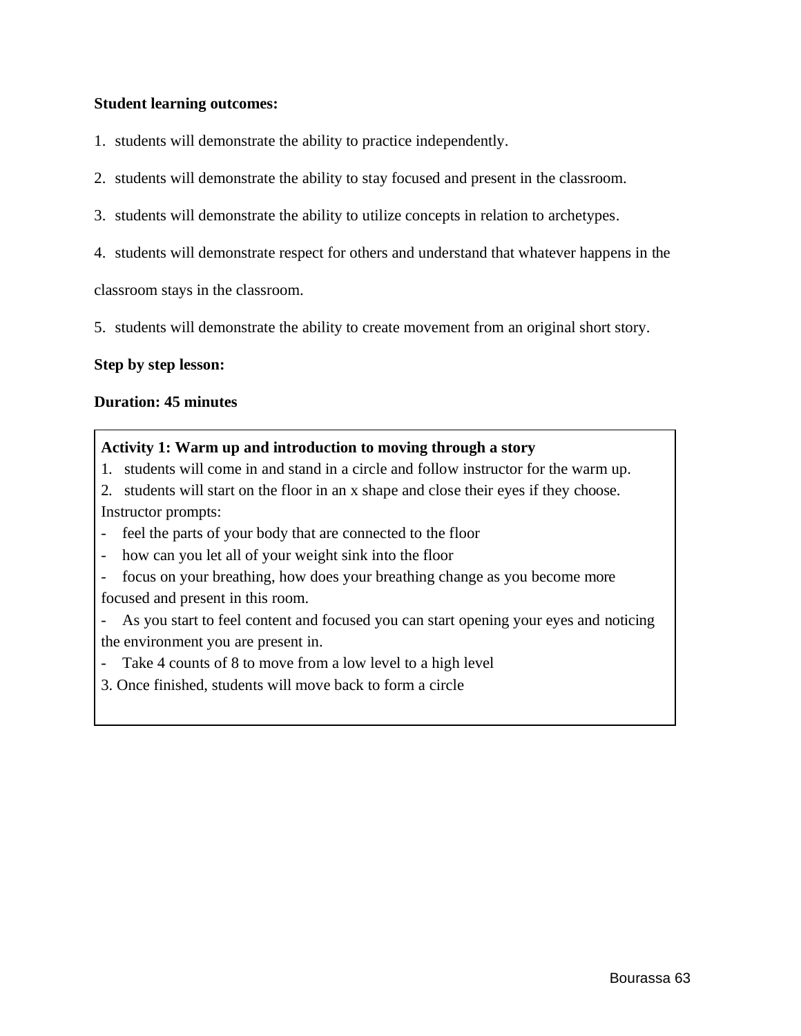**Student learning outcomes:**

1. students will demonstrate the ability to practice independently.
2. students will demonstrate the ability to stay focused and present in the classroom.
3. students will demonstrate the ability to utilize concepts in relation to archetypes.
4. students will demonstrate respect for others and understand that whatever happens in the classroom stays in the classroom.
5. students will demonstrate the ability to create movement from an original short story.

**Step by step lesson:**

**Duration: 45 minutes**

**Activity 1: Warm up and introduction to moving through a story**

1. students will come in and stand in a circle and follow instructor for the warm up.
2. students will start on the floor in an x shape and close their eyes if they choose.

Instructor prompts:

- feel the parts of your body that are connected to the floor
- how can you let all of your weight sink into the floor
- focus on your breathing, how does your breathing change as you become more focused and present in this room.
- As you start to feel content and focused you can start opening your eyes and noticing the environment you are present in.
- Take 4 counts of 8 to move from a low level to a high level

3. Once finished, students will move back to form a circle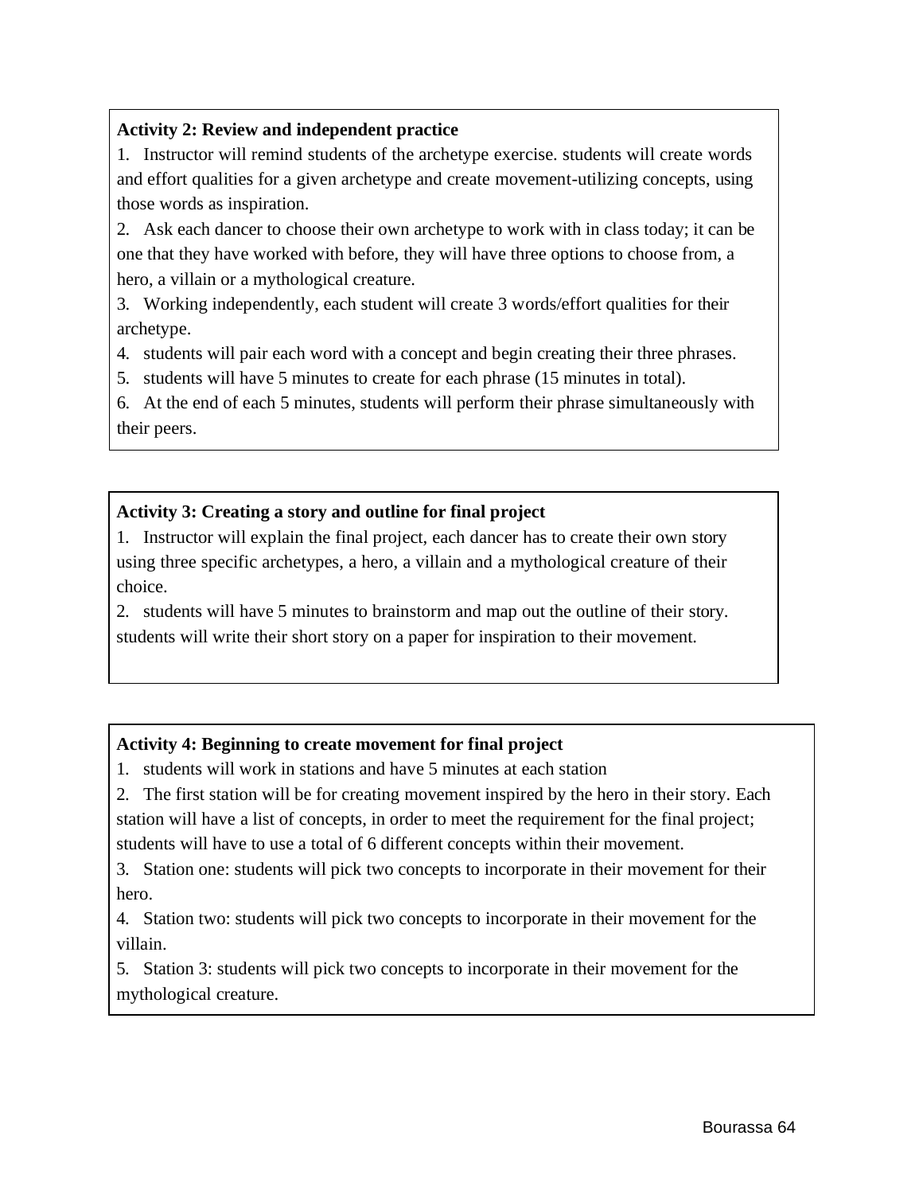**Activity 2: Review and independent practice**

1. Instructor will remind students of the archetype exercise. students will create words and effort qualities for a given archetype and create movement-utilizing concepts, using those words as inspiration.
2. Ask each dancer to choose their own archetype to work with in class today; it can be one that they have worked with before, they will have three options to choose from, a hero, a villain or a mythological creature.
3. Working independently, each student will create 3 words/effort qualities for their archetype.
4. students will pair each word with a concept and begin creating their three phrases.
5. students will have 5 minutes to create for each phrase (15 minutes in total).
6. At the end of each 5 minutes, students will perform their phrase simultaneously with their peers.

**Activity 3: Creating a story and outline for final project**

1. Instructor will explain the final project, each dancer has to create their own story using three specific archetypes, a hero, a villain and a mythological creature of their choice.
2. students will have 5 minutes to brainstorm and map out the outline of their story. students will write their short story on a paper for inspiration to their movement.

**Activity 4: Beginning to create movement for final project**

1. students will work in stations and have 5 minutes at each station
2. The first station will be for creating movement inspired by the hero in their story. Each station will have a list of concepts, in order to meet the requirement for the final project; students will have to use a total of 6 different concepts within their movement.
3. Station one: students will pick two concepts to incorporate in their movement for their hero.
4. Station two: students will pick two concepts to incorporate in their movement for the villain.
5. Station 3: students will pick two concepts to incorporate in their movement for the mythological creature.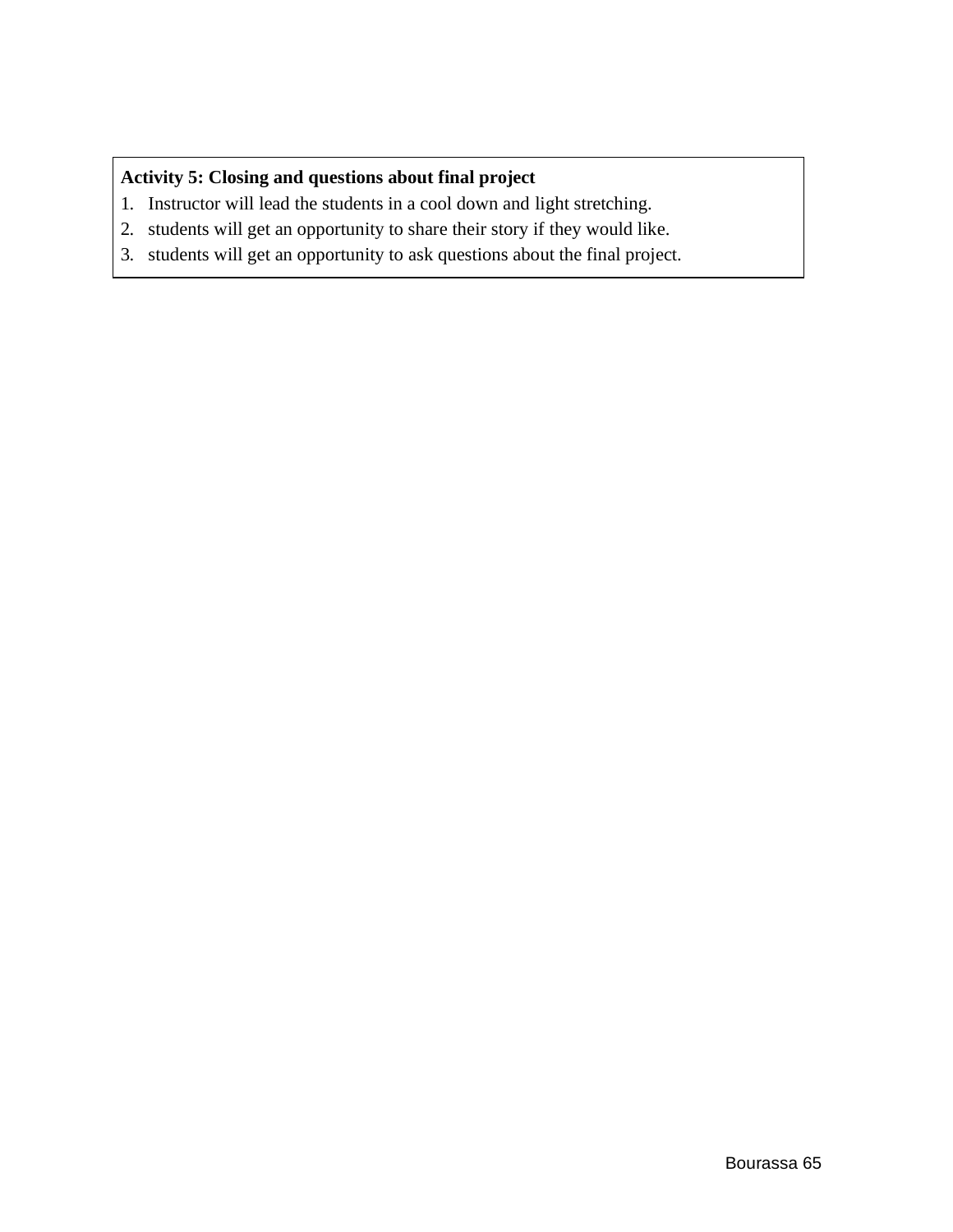**Activity 5: Closing and questions about final project**

1. Instructor will lead the students in a cool down and light stretching.
2. students will get an opportunity to share their story if they would like.
3. students will get an opportunity to ask questions about the final project.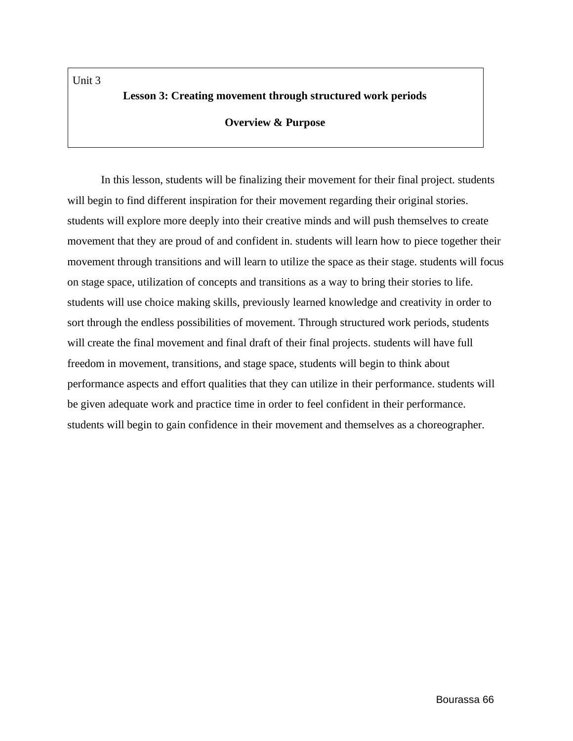Unit 3

## Lesson 3: Creating movement through structured work periods

### Overview & Purpose

In this lesson, students will be finalizing their movement for their final project. students will begin to find different inspiration for their movement regarding their original stories. students will explore more deeply into their creative minds and will push themselves to create movement that they are proud of and confident in. students will learn how to piece together their movement through transitions and will learn to utilize the space as their stage. students will focus on stage space, utilization of concepts and transitions as a way to bring their stories to life. students will use choice making skills, previously learned knowledge and creativity in order to sort through the endless possibilities of movement. Through structured work periods, students will create the final movement and final draft of their final projects. students will have full freedom in movement, transitions, and stage space, students will begin to think about performance aspects and effort qualities that they can utilize in their performance. students will be given adequate work and practice time in order to feel confident in their performance. students will begin to gain confidence in their movement and themselves as a choreographer.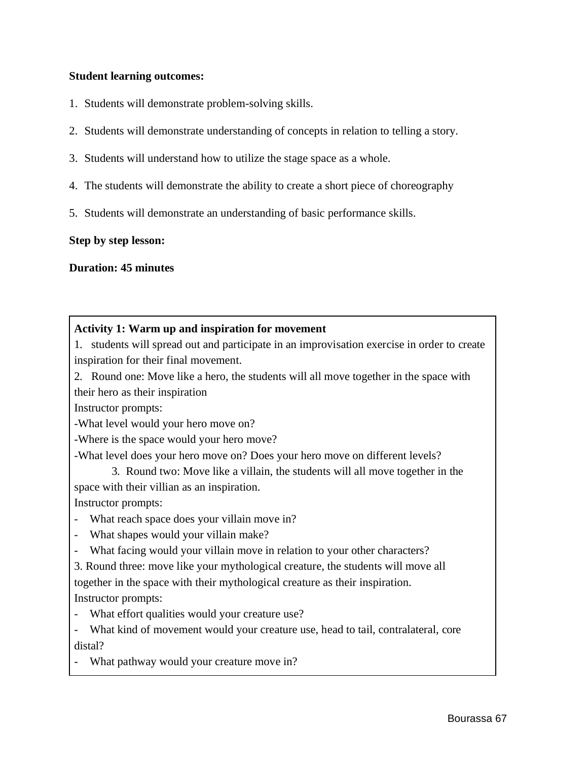**Student learning outcomes:**

1. Students will demonstrate problem-solving skills.
2. Students will demonstrate understanding of concepts in relation to telling a story.
3. Students will understand how to utilize the stage space as a whole.
4. The students will demonstrate the ability to create a short piece of choreography
5. Students will demonstrate an understanding of basic performance skills.

**Step by step lesson:**

**Duration: 45 minutes**

**Activity 1: Warm up and inspiration for movement**

1. students will spread out and participate in an improvisation exercise in order to create inspiration for their final movement.
2. Round one: Move like a hero, the students will all move together in the space with their hero as their inspiration

Instructor prompts:

-What level would your hero move on?

-Where is the space would your hero move?

-What level does your hero move on? Does your hero move on different levels?

3. Round two: Move like a villain, the students will all move together in the space with their villian as an inspiration.

Instructor prompts:

- What reach space does your villain move in?
- What shapes would your villain make?
- What facing would your villain move in relation to your other characters?

3. Round three: move like your mythological creature, the students will move all together in the space with their mythological creature as their inspiration.

Instructor prompts:

- What effort qualities would your creature use?
- What kind of movement would your creature use, head to tail, contralateral, core distal?
- What pathway would your creature move in?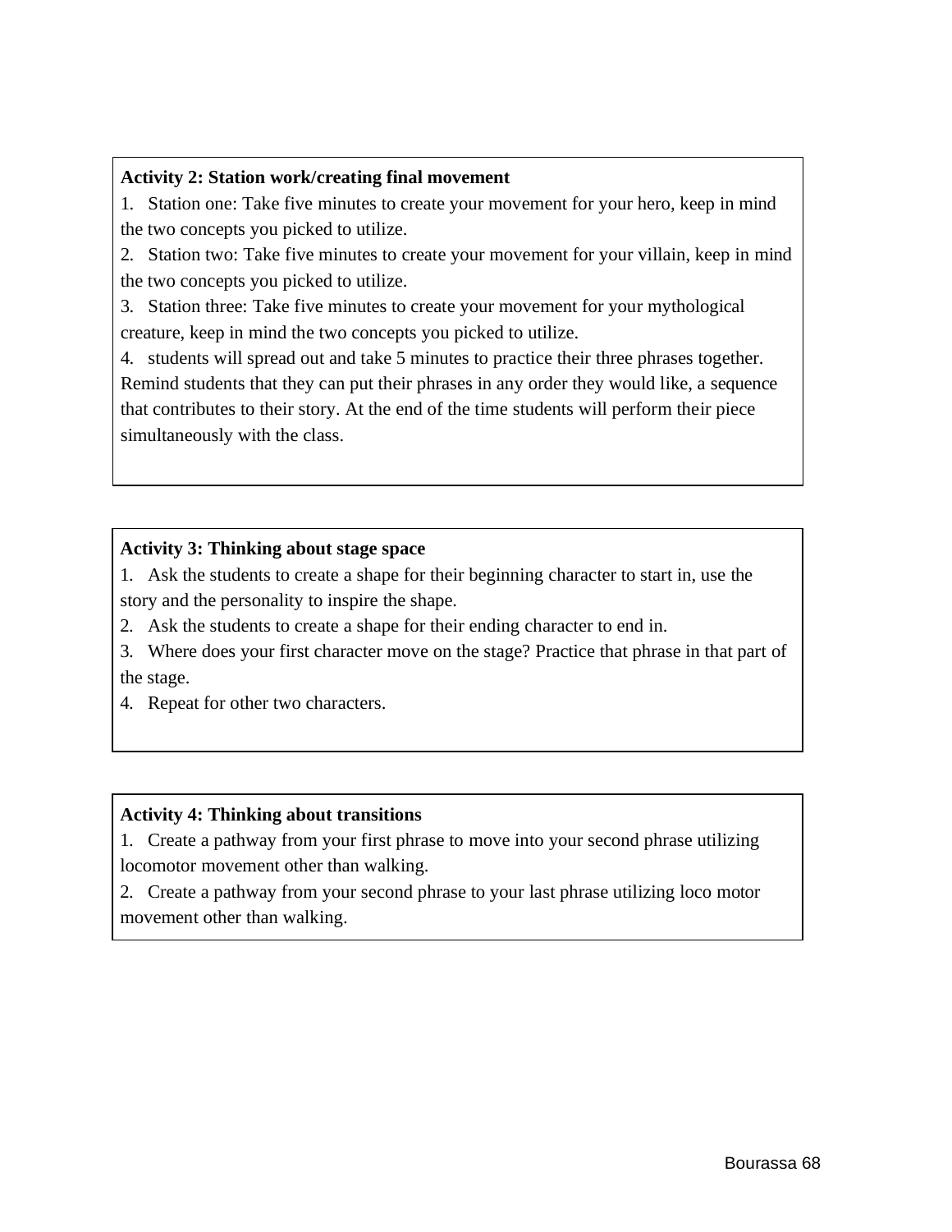**Activity 2: Station work/creating final movement**

1. Station one: Take five minutes to create your movement for your hero, keep in mind the two concepts you picked to utilize.
2. Station two: Take five minutes to create your movement for your villain, keep in mind the two concepts you picked to utilize.
3. Station three: Take five minutes to create your movement for your mythological creature, keep in mind the two concepts you picked to utilize.
4. students will spread out and take 5 minutes to practice their three phrases together. Remind students that they can put their phrases in any order they would like, a sequence that contributes to their story. At the end of the time students will perform their piece simultaneously with the class.

**Activity 3: Thinking about stage space**

1. Ask the students to create a shape for their beginning character to start in, use the story and the personality to inspire the shape.
2. Ask the students to create a shape for their ending character to end in.
3. Where does your first character move on the stage? Practice that phrase in that part of the stage.
4. Repeat for other two characters.

**Activity 4: Thinking about transitions**

1. Create a pathway from your first phrase to move into your second phrase utilizing locomotor movement other than walking.
2. Create a pathway from your second phrase to your last phrase utilizing loco motor movement other than walking.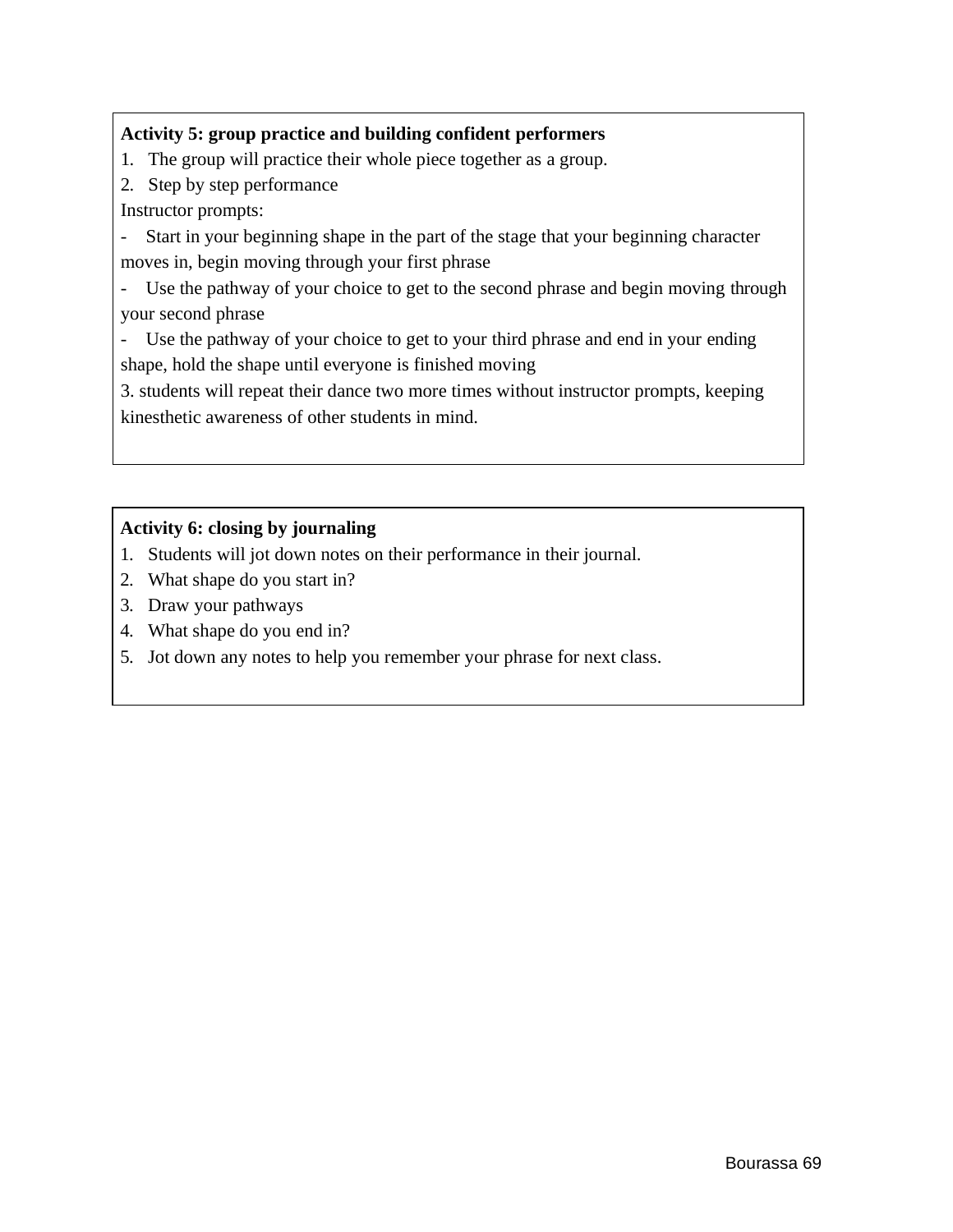**Activity 5: group practice and building confident performers**

1. The group will practice their whole piece together as a group.
2. Step by step performance

Instructor prompts:

- Start in your beginning shape in the part of the stage that your beginning character moves in, begin moving through your first phrase
- Use the pathway of your choice to get to the second phrase and begin moving through your second phrase
- Use the pathway of your choice to get to your third phrase and end in your ending shape, hold the shape until everyone is finished moving

3. students will repeat their dance two more times without instructor prompts, keeping kinesthetic awareness of other students in mind.

**Activity 6: closing by journaling**

1. Students will jot down notes on their performance in their journal.
2. What shape do you start in?
3. Draw your pathways
4. What shape do you end in?
5. Jot down any notes to help you remember your phrase for next class.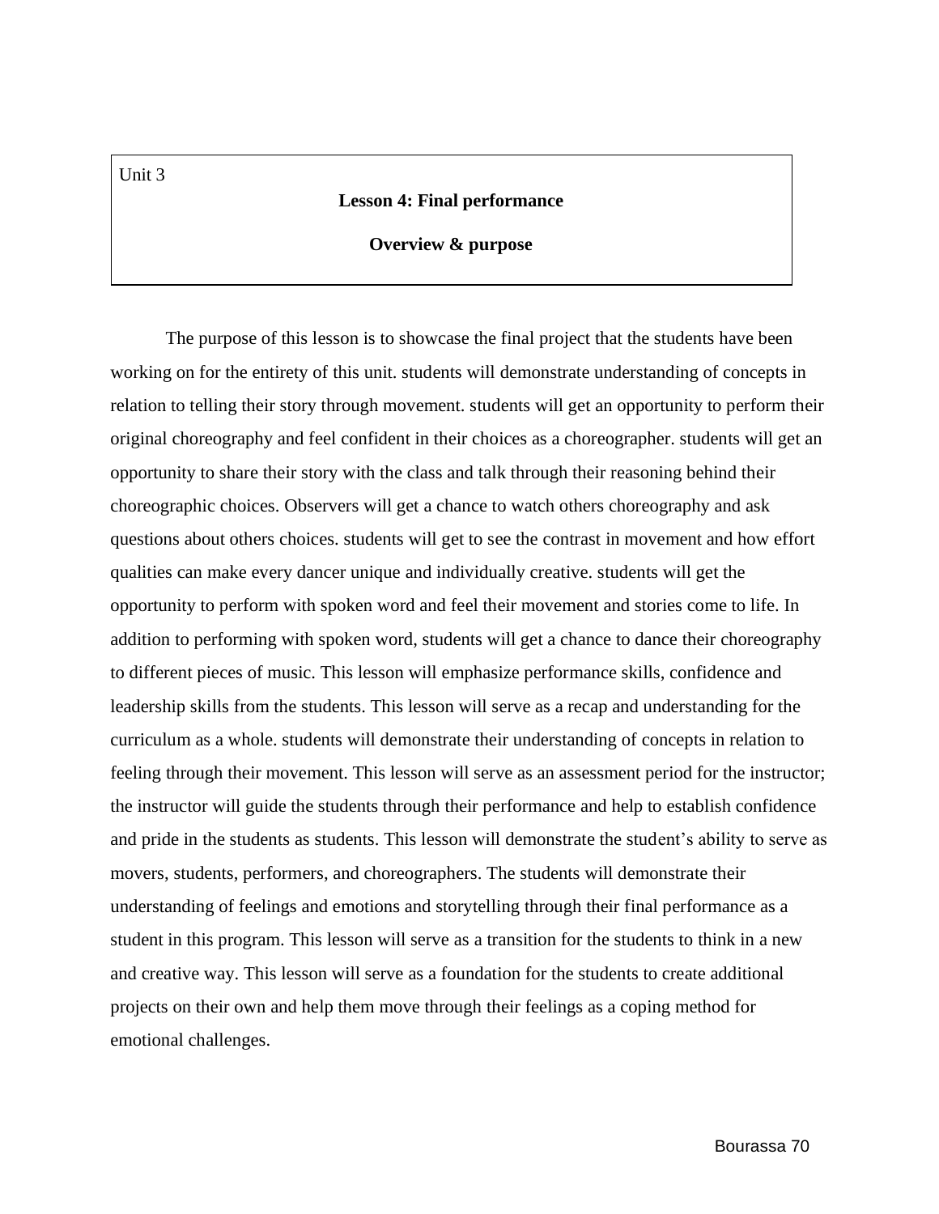Unit 3

**Lesson 4: Final performance**

**Overview & purpose**

The purpose of this lesson is to showcase the final project that the students have been working on for the entirety of this unit. students will demonstrate understanding of concepts in relation to telling their story through movement. students will get an opportunity to perform their original choreography and feel confident in their choices as a choreographer. students will get an opportunity to share their story with the class and talk through their reasoning behind their choreographic choices. Observers will get a chance to watch others choreography and ask questions about others choices. students will get to see the contrast in movement and how effort qualities can make every dancer unique and individually creative. students will get the opportunity to perform with spoken word and feel their movement and stories come to life. In addition to performing with spoken word, students will get a chance to dance their choreography to different pieces of music. This lesson will emphasize performance skills, confidence and leadership skills from the students. This lesson will serve as a recap and understanding for the curriculum as a whole. students will demonstrate their understanding of concepts in relation to feeling through their movement. This lesson will serve as an assessment period for the instructor; the instructor will guide the students through their performance and help to establish confidence and pride in the students as students. This lesson will demonstrate the student's ability to serve as movers, students, performers, and choreographers. The students will demonstrate their understanding of feelings and emotions and storytelling through their final performance as a student in this program. This lesson will serve as a transition for the students to think in a new and creative way. This lesson will serve as a foundation for the students to create additional projects on their own and help them move through their feelings as a coping method for emotional challenges.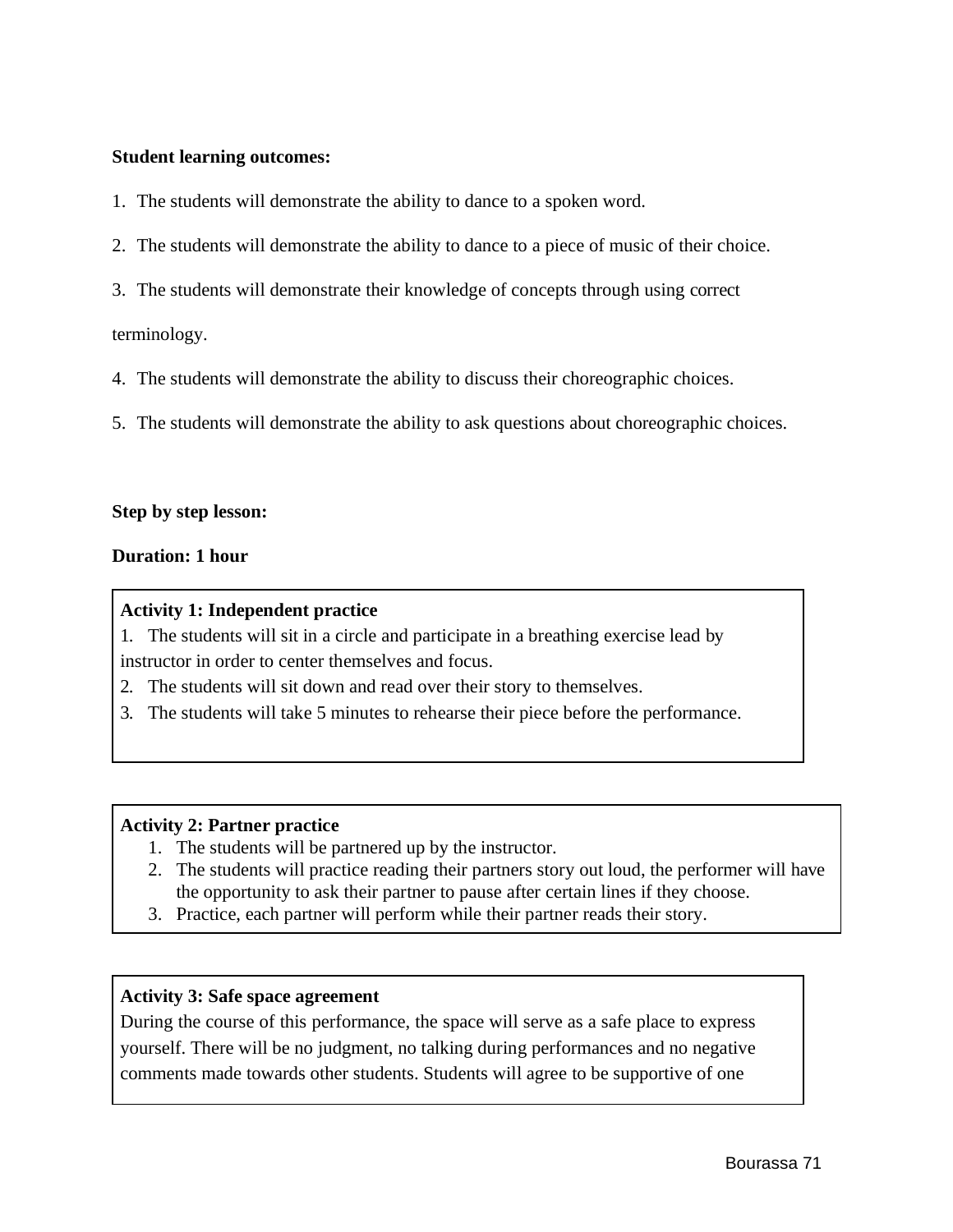**Student learning outcomes:**

1. The students will demonstrate the ability to dance to a spoken word.
2. The students will demonstrate the ability to dance to a piece of music of their choice.
3. The students will demonstrate their knowledge of concepts through using correct terminology.
4. The students will demonstrate the ability to discuss their choreographic choices.
5. The students will demonstrate the ability to ask questions about choreographic choices.

**Step by step lesson:**

**Duration: 1 hour**

**Activity 1: Independent practice**

1. The students will sit in a circle and participate in a breathing exercise lead by instructor in order to center themselves and focus.
2. The students will sit down and read over their story to themselves.
3. The students will take 5 minutes to rehearse their piece before the performance.

**Activity 2: Partner practice**

1. The students will be partnered up by the instructor.
2. The students will practice reading their partners story out loud, the performer will have the opportunity to ask their partner to pause after certain lines if they choose.
3. Practice, each partner will perform while their partner reads their story.

**Activity 3: Safe space agreement**

During the course of this performance, the space will serve as a safe place to express yourself. There will be no judgment, no talking during performances and no negative comments made towards other students. Students will agree to be supportive of one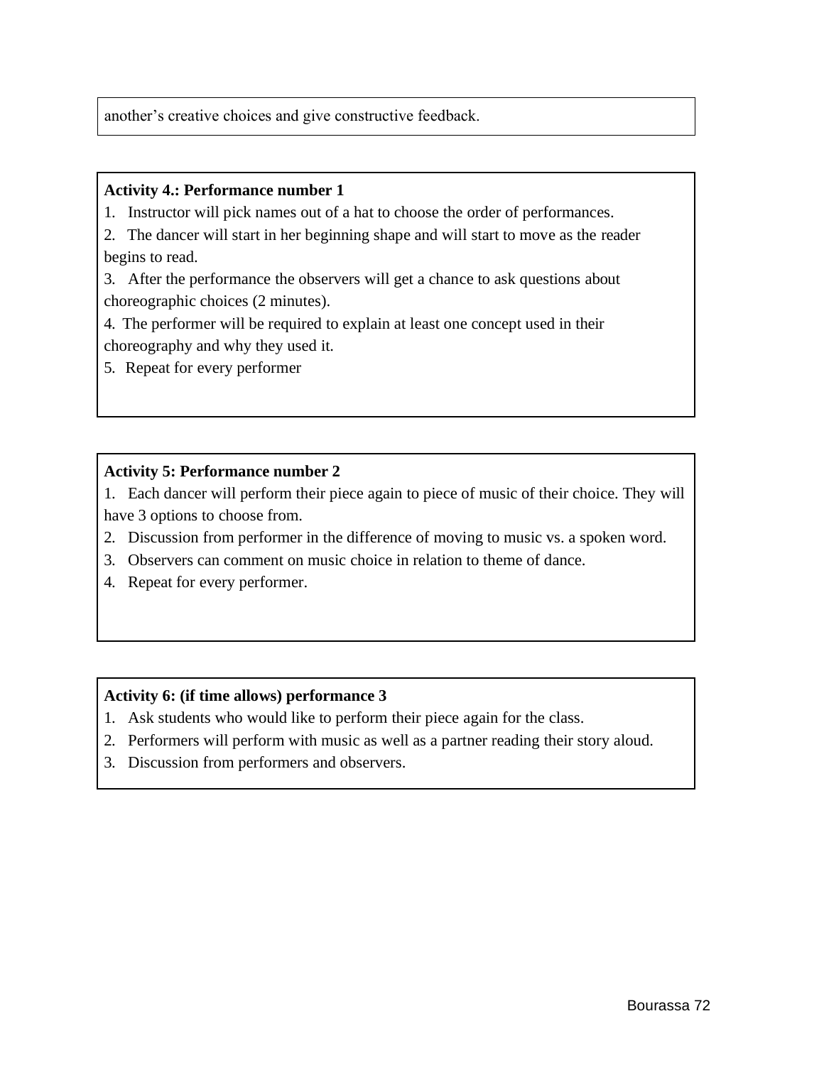another's creative choices and give constructive feedback.

**Activity 4.: Performance number 1**

1. Instructor will pick names out of a hat to choose the order of performances.
2. The dancer will start in her beginning shape and will start to move as the reader begins to read.
3. After the performance the observers will get a chance to ask questions about choreographic choices (2 minutes).
4. The performer will be required to explain at least one concept used in their choreography and why they used it.
5. Repeat for every performer

**Activity 5: Performance number 2**

1. Each dancer will perform their piece again to piece of music of their choice. They will have 3 options to choose from.
2. Discussion from performer in the difference of moving to music vs. a spoken word.
3. Observers can comment on music choice in relation to theme of dance.
4. Repeat for every performer.

**Activity 6: (if time allows) performance 3**

1. Ask students who would like to perform their piece again for the class.
2. Performers will perform with music as well as a partner reading their story aloud.
3. Discussion from performers and observers.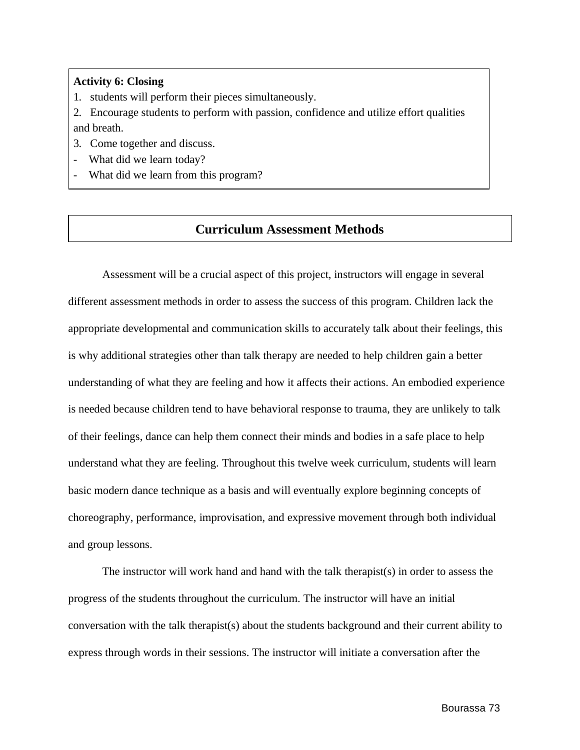**Activity 6: Closing**

1. students will perform their pieces simultaneously.
2. Encourage students to perform with passion, confidence and utilize effort qualities and breath.
3. Come together and discuss.

- What did we learn today?
- What did we learn from this program?

## Curriculum Assessment Methods

Assessment will be a crucial aspect of this project, instructors will engage in several different assessment methods in order to assess the success of this program. Children lack the appropriate developmental and communication skills to accurately talk about their feelings, this is why additional strategies other than talk therapy are needed to help children gain a better understanding of what they are feeling and how it affects their actions. An embodied experience is needed because children tend to have behavioral response to trauma, they are unlikely to talk of their feelings, dance can help them connect their minds and bodies in a safe place to help understand what they are feeling. Throughout this twelve week curriculum, students will learn basic modern dance technique as a basis and will eventually explore beginning concepts of choreography, performance, improvisation, and expressive movement through both individual and group lessons.

The instructor will work hand and hand with the talk therapist(s) in order to assess the progress of the students throughout the curriculum. The instructor will have an initial conversation with the talk therapist(s) about the students background and their current ability to express through words in their sessions. The instructor will initiate a conversation after the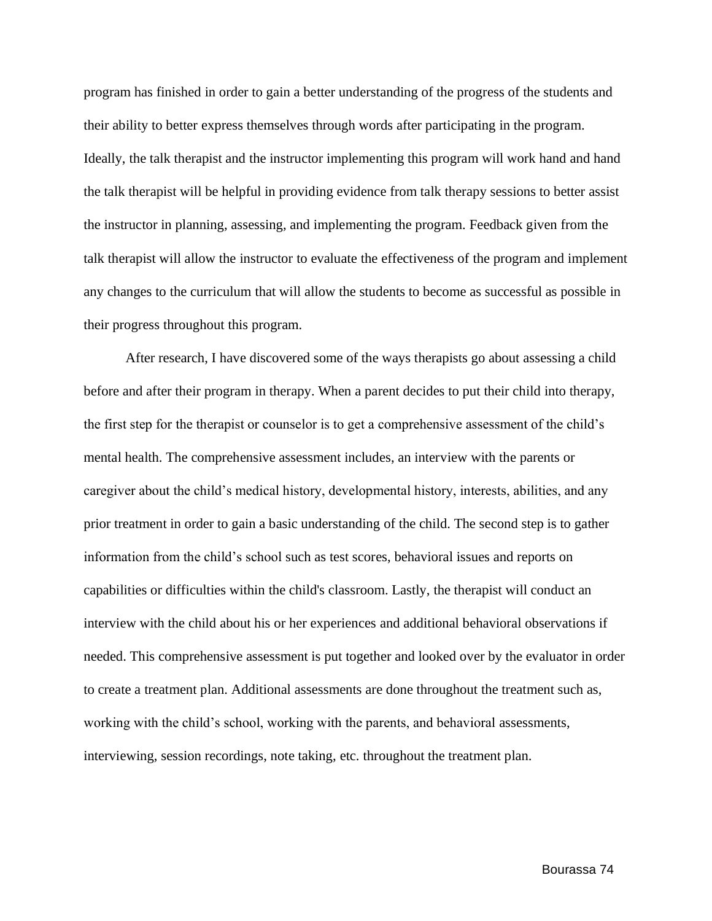program has finished in order to gain a better understanding of the progress of the students and their ability to better express themselves through words after participating in the program. Ideally, the talk therapist and the instructor implementing this program will work hand and hand the talk therapist will be helpful in providing evidence from talk therapy sessions to better assist the instructor in planning, assessing, and implementing the program. Feedback given from the talk therapist will allow the instructor to evaluate the effectiveness of the program and implement any changes to the curriculum that will allow the students to become as successful as possible in their progress throughout this program.

After research, I have discovered some of the ways therapists go about assessing a child before and after their program in therapy. When a parent decides to put their child into therapy, the first step for the therapist or counselor is to get a comprehensive assessment of the child's mental health. The comprehensive assessment includes, an interview with the parents or caregiver about the child's medical history, developmental history, interests, abilities, and any prior treatment in order to gain a basic understanding of the child. The second step is to gather information from the child's school such as test scores, behavioral issues and reports on capabilities or difficulties within the child's classroom. Lastly, the therapist will conduct an interview with the child about his or her experiences and additional behavioral observations if needed. This comprehensive assessment is put together and looked over by the evaluator in order to create a treatment plan. Additional assessments are done throughout the treatment such as, working with the child's school, working with the parents, and behavioral assessments, interviewing, session recordings, note taking, etc. throughout the treatment plan.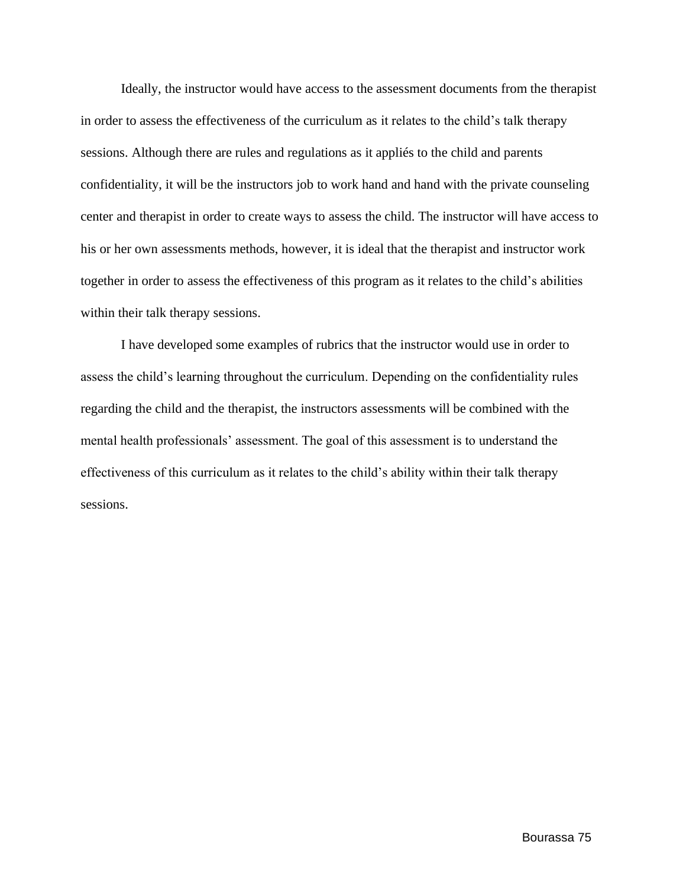Ideally, the instructor would have access to the assessment documents from the therapist in order to assess the effectiveness of the curriculum as it relates to the child's talk therapy sessions. Although there are rules and regulations as it appliés to the child and parents confidentiality, it will be the instructors job to work hand and hand with the private counseling center and therapist in order to create ways to assess the child. The instructor will have access to his or her own assessments methods, however, it is ideal that the therapist and instructor work together in order to assess the effectiveness of this program as it relates to the child's abilities within their talk therapy sessions.

I have developed some examples of rubrics that the instructor would use in order to assess the child's learning throughout the curriculum. Depending on the confidentiality rules regarding the child and the therapist, the instructors assessments will be combined with the mental health professionals' assessment. The goal of this assessment is to understand the effectiveness of this curriculum as it relates to the child's ability within their talk therapy sessions.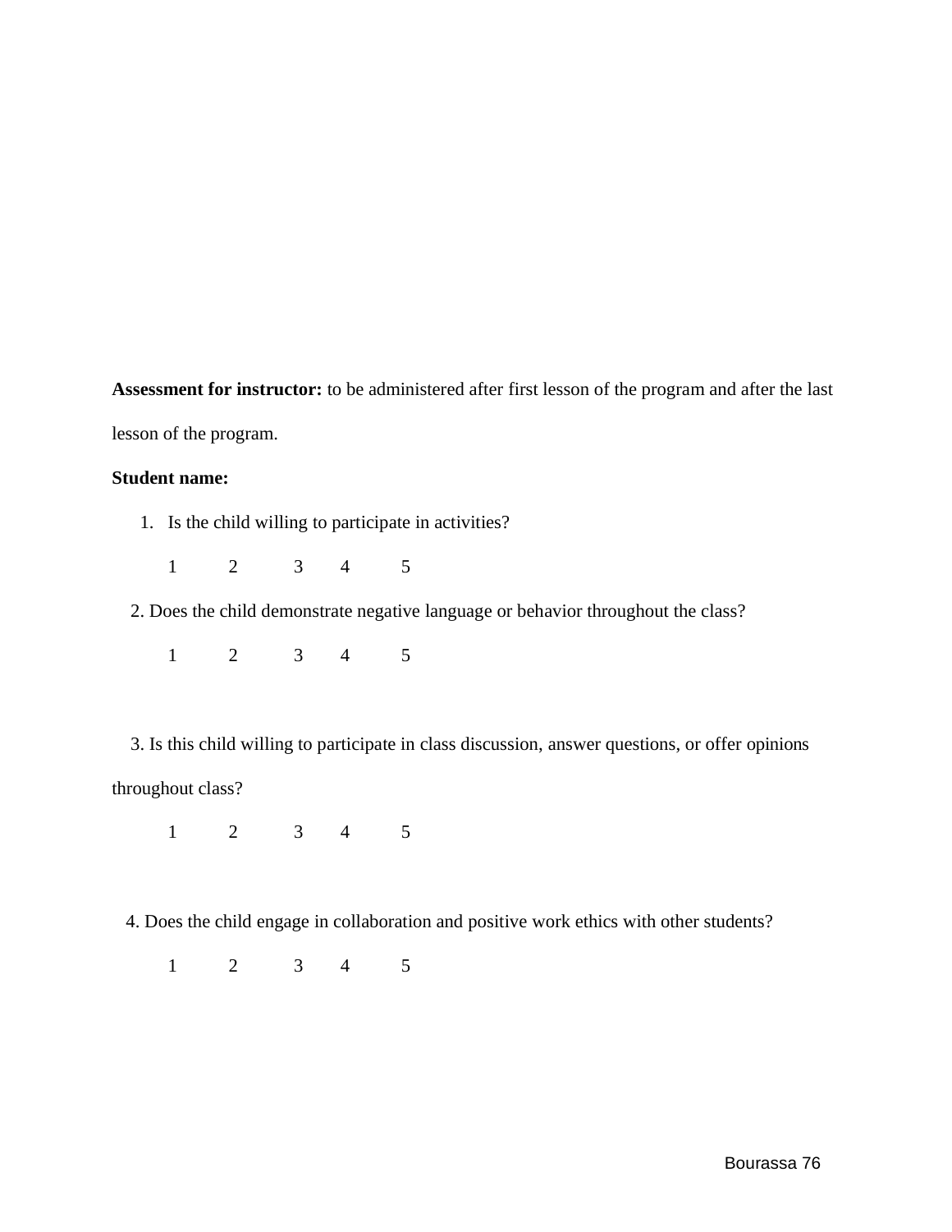**Assessment for instructor:** to be administered after first lesson of the program and after the last lesson of the program.

**Student name:**

1. Is the child willing to participate in activities?

   1 2 3 4 5

2. Does the child demonstrate negative language or behavior throughout the class?

   1 2 3 4 5

3. Is this child willing to participate in class discussion, answer questions, or offer opinions throughout class?

   1 2 3 4 5

4. Does the child engage in collaboration and positive work ethics with other students?

   1 2 3 4 5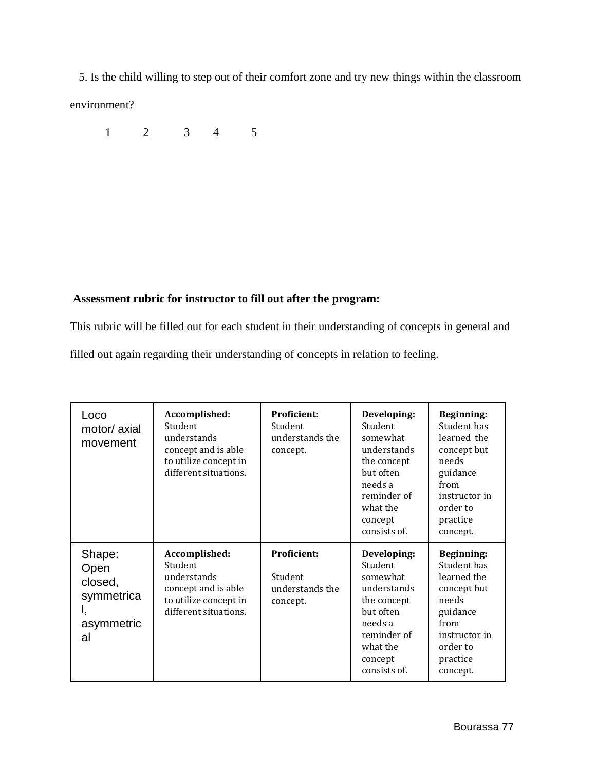5. Is the child willing to step out of their comfort zone and try new things within the classroom environment?

1 2 3 4 5

**Assessment rubric for instructor to fill out after the program:**

This rubric will be filled out for each student in their understanding of concepts in general and filled out again regarding their understanding of concepts in relation to feeling.

| Loco motor/ axial movement | **Accomplished:** Student understands concept and is able to utilize concept in different situations. | **Proficient:** Student understands the concept. | **Developing:** Student somewhat understands the concept but often needs a reminder of what the concept consists of. | **Beginning:** Student has learned the concept but needs guidance from instructor in order to practice concept. |
|---|---|---|---|---|
| Shape: Open closed, symmetrical, asymmetrical | **Accomplished:** Student understands concept and is able to utilize concept in different situations. | **Proficient:** Student understands the concept. | **Developing:** Student somewhat understands the concept but often needs a reminder of what the concept consists of. | **Beginning:** Student has learned the concept but needs guidance from instructor in order to practice concept. |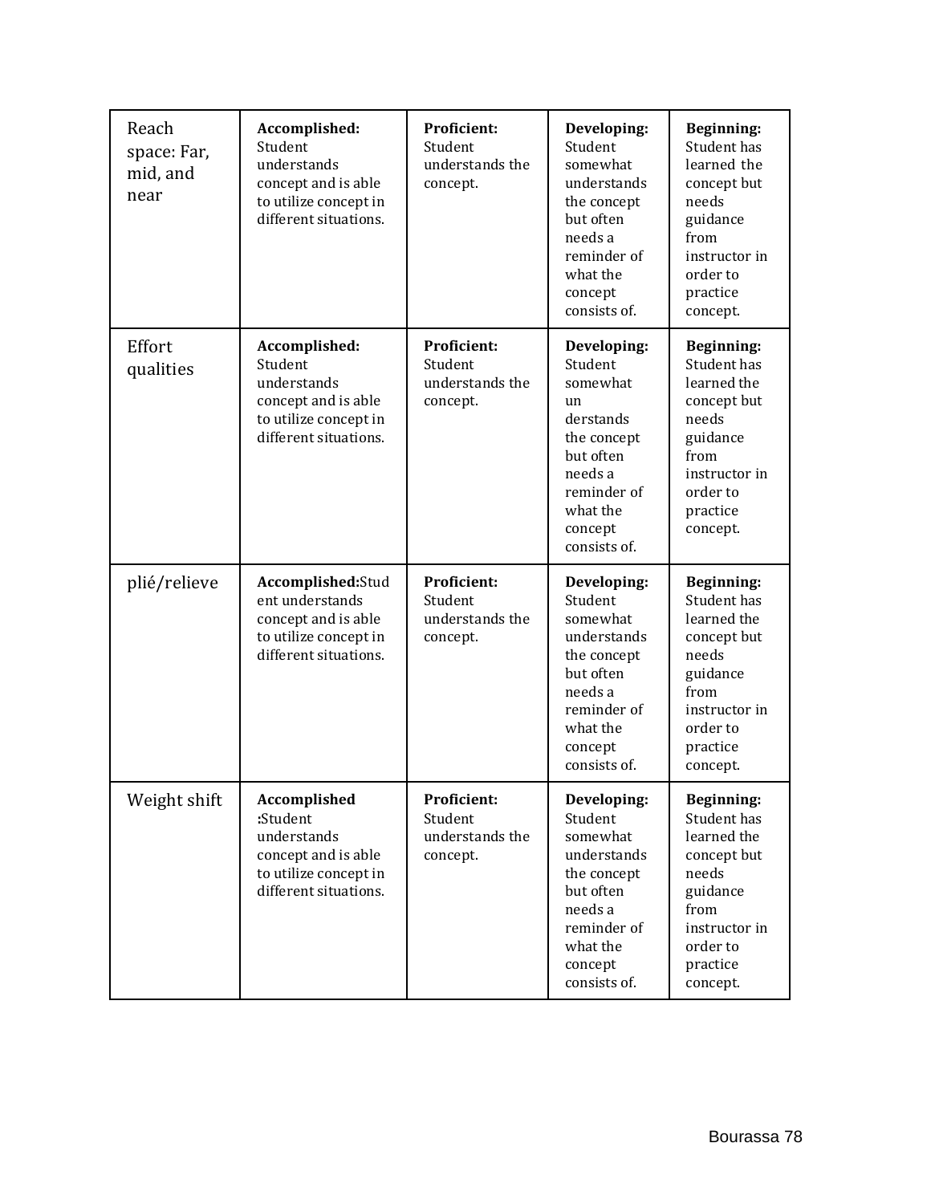| Reach space: Far, mid, and near | **Accomplished:** Student understands concept and is able to utilize concept in different situations. | **Proficient:** Student understands the concept. | **Developing:** Student somewhat understands the concept but often needs a reminder of what the concept consists of. | **Beginning:** Student has learned the concept but needs guidance from instructor in order to practice concept. |
|---|---|---|---|---|
| Effort qualities | **Accomplished:** Student understands concept and is able to utilize concept in different situations. | **Proficient:** Student understands the concept. | **Developing:** Student somewhat un derstands the concept but often needs a reminder of what the concept consists of. | **Beginning:** Student has learned the concept but needs guidance from instructor in order to practice concept. |
| plié/relieve | **Accomplished:**Student understands concept and is able to utilize concept in different situations. | **Proficient:** Student understands the concept. | **Developing:** Student somewhat understands the concept but often needs a reminder of what the concept consists of. | **Beginning:** Student has learned the concept but needs guidance from instructor in order to practice concept. |
| Weight shift | **Accomplished :**Student understands concept and is able to utilize concept in different situations. | **Proficient:** Student understands the concept. | **Developing:** Student somewhat understands the concept but often needs a reminder of what the concept consists of. | **Beginning:** Student has learned the concept but needs guidance from instructor in order to practice concept. |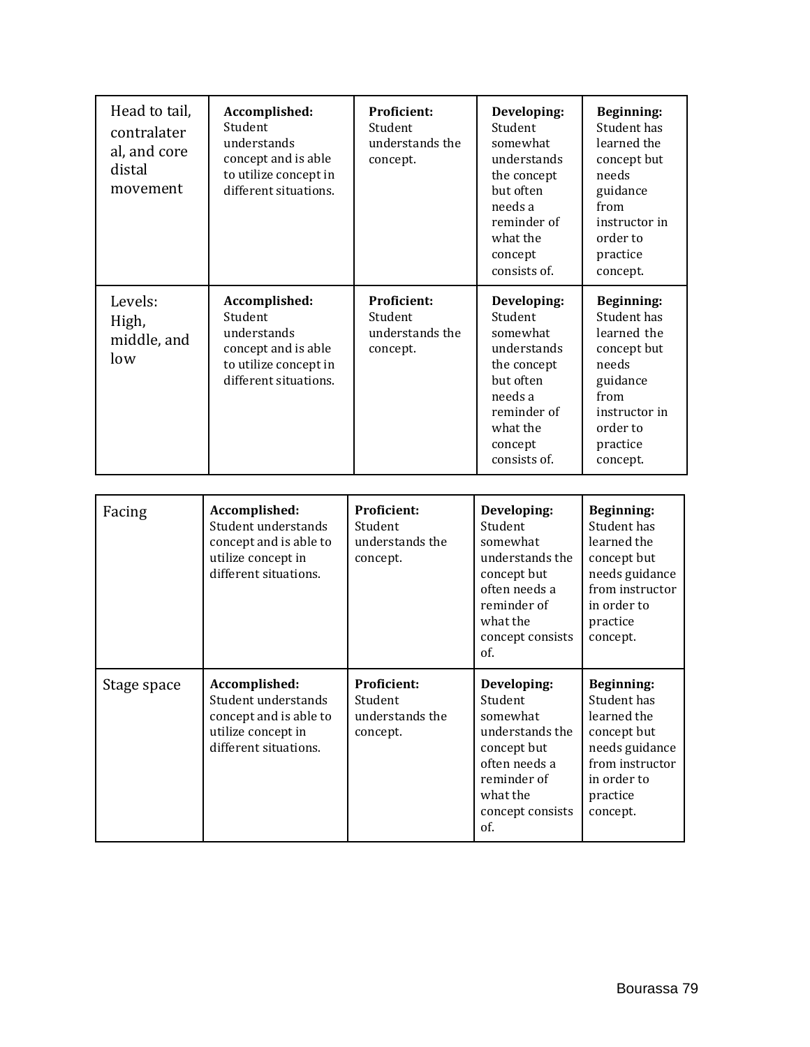| Head to tail, contralateral, and core distal movement | **Accomplished:** Student understands concept and is able to utilize concept in different situations. | **Proficient:** Student understands the concept. | **Developing:** Student somewhat understands the concept but often needs a reminder of what the concept consists of. | **Beginning:** Student has learned the concept but needs guidance from instructor in order to practice concept. |
| --- | --- | --- | --- | --- |
| Levels: High, middle, and low | **Accomplished:** Student understands concept and is able to utilize concept in different situations. | **Proficient:** Student understands the concept. | **Developing:** Student somewhat understands the concept but often needs a reminder of what the concept consists of. | **Beginning:** Student has learned the concept but needs guidance from instructor in order to practice concept. |

| Facing | **Accomplished:** Student understands concept and is able to utilize concept in different situations. | **Proficient:** Student understands the concept. | **Developing:** Student somewhat understands the concept but often needs a reminder of what the concept consists of. | **Beginning:** Student has learned the concept but needs guidance from instructor in order to practice concept. |
| --- | --- | --- | --- | --- |
| Stage space | **Accomplished:** Student understands concept and is able to utilize concept in different situations. | **Proficient:** Student understands the concept. | **Developing:** Student somewhat understands the concept but often needs a reminder of what the concept consists of. | **Beginning:** Student has learned the concept but needs guidance from instructor in order to practice concept. |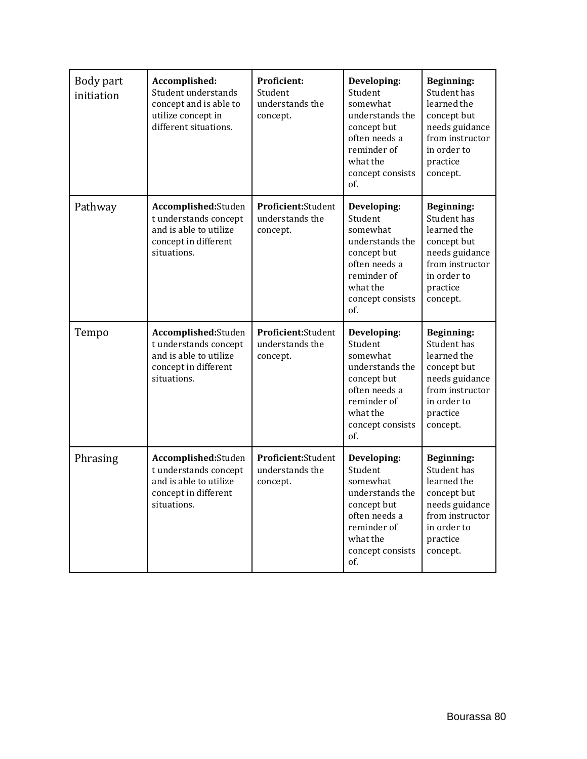| Body part initiation | **Accomplished:** Student understands concept and is able to utilize concept in different situations. | **Proficient:** Student understands the concept. | **Developing:** Student somewhat understands the concept but often needs a reminder of what the concept consists of. | **Beginning:** Student has learned the concept but needs guidance from instructor in order to practice concept. |
|---|---|---|---|---|
| Pathway | **Accomplished:**Student understands concept and is able to utilize concept in different situations. | **Proficient:**Student understands the concept. | **Developing:** Student somewhat understands the concept but often needs a reminder of what the concept consists of. | **Beginning:** Student has learned the concept but needs guidance from instructor in order to practice concept. |
| Tempo | **Accomplished:**Student understands concept and is able to utilize concept in different situations. | **Proficient:**Student understands the concept. | **Developing:** Student somewhat understands the concept but often needs a reminder of what the concept consists of. | **Beginning:** Student has learned the concept but needs guidance from instructor in order to practice concept. |
| Phrasing | **Accomplished:**Student understands concept and is able to utilize concept in different situations. | **Proficient:**Student understands the concept. | **Developing:** Student somewhat understands the concept but often needs a reminder of what the concept consists of. | **Beginning:** Student has learned the concept but needs guidance from instructor in order to practice concept. |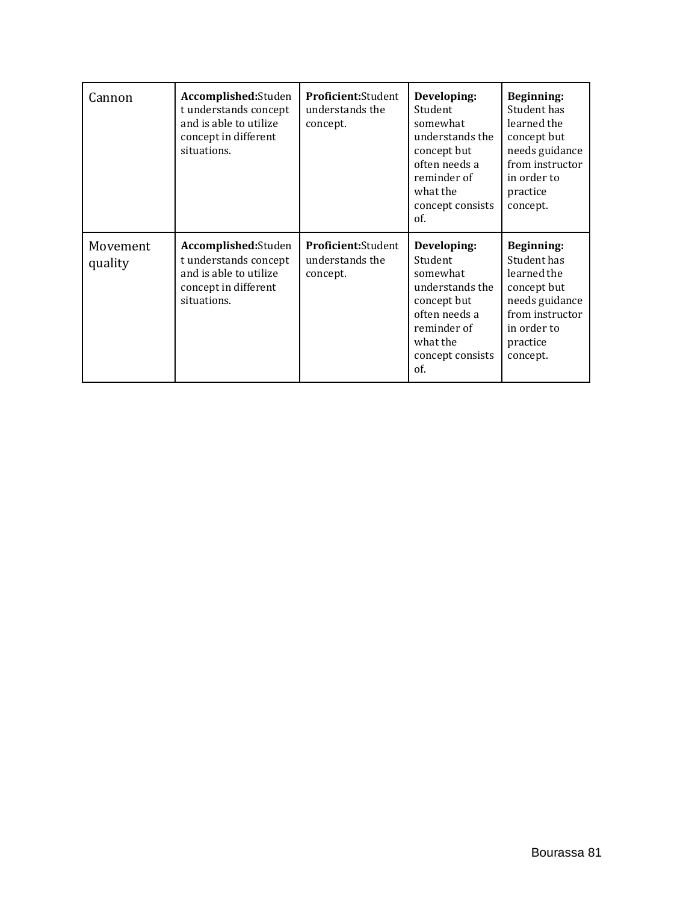| Cannon | **Accomplished:**Student understands concept and is able to utilize concept in different situations. | **Proficient:**Student understands the concept. | **Developing:** Student somewhat understands the concept but often needs a reminder of what the concept consists of. | **Beginning:** Student has learned the concept but needs guidance from instructor in order to practice concept. |
|---|---|---|---|---|
| Movement quality | **Accomplished:**Student understands concept and is able to utilize concept in different situations. | **Proficient:**Student understands the concept. | **Developing:** Student somewhat understands the concept but often needs a reminder of what the concept consists of. | **Beginning:** Student has learned the concept but needs guidance from instructor in order to practice concept. |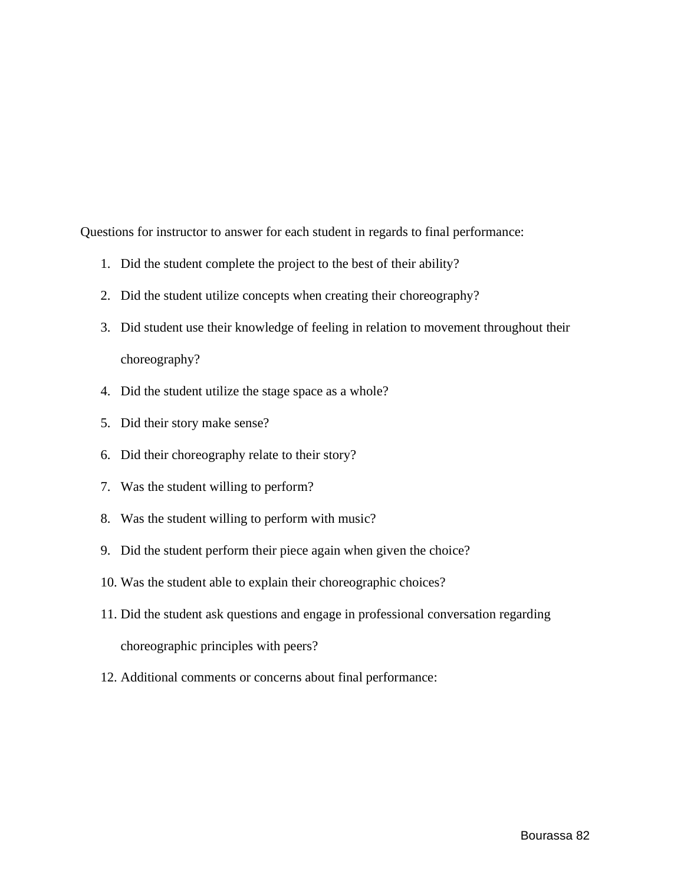Questions for instructor to answer for each student in regards to final performance:

1. Did the student complete the project to the best of their ability?
2. Did the student utilize concepts when creating their choreography?
3. Did student use their knowledge of feeling in relation to movement throughout their choreography?
4. Did the student utilize the stage space as a whole?
5. Did their story make sense?
6. Did their choreography relate to their story?
7. Was the student willing to perform?
8. Was the student willing to perform with music?
9. Did the student perform their piece again when given the choice?
10. Was the student able to explain their choreographic choices?
11. Did the student ask questions and engage in professional conversation regarding choreographic principles with peers?
12. Additional comments or concerns about final performance: